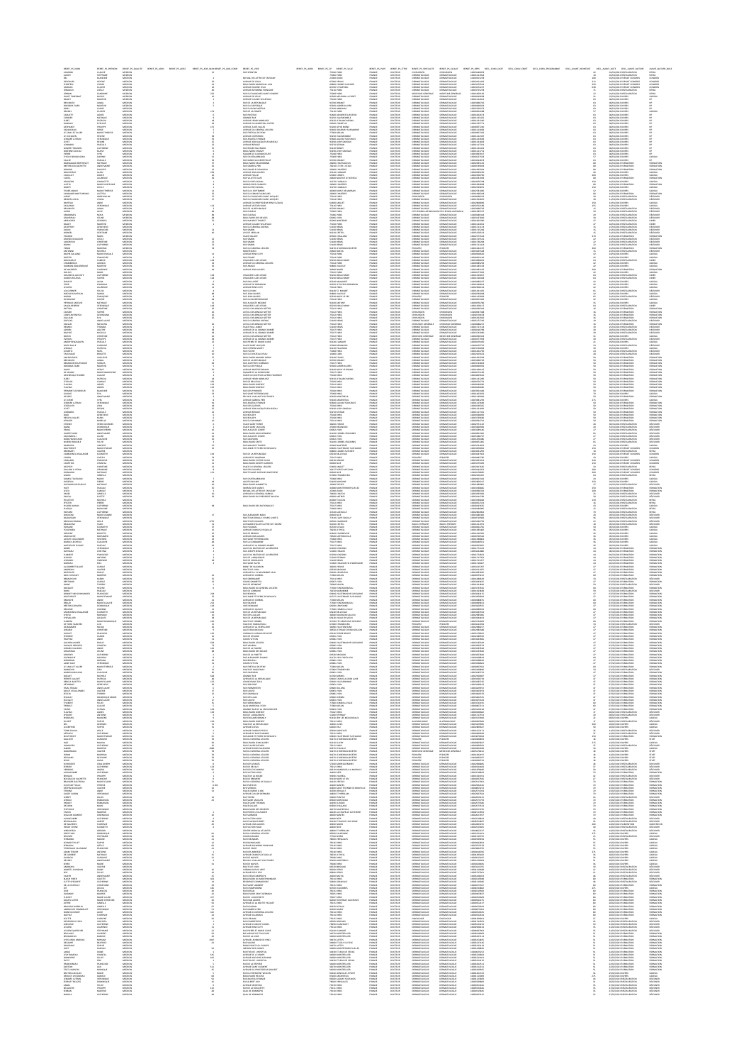| MNH <sub>2</sub> PL,NOM                                                                                                                                                                                                                                                                                   |                                                                                                                                                                                                     |                                                                                                                                                                                                                          |                                                                             | $\begin{array}{l} \hspace{-0.2cm}\textbf{mMSF\_PS\_VOS} \\ \hspace{-0.2cm}\textbf{RUS G-NRNS} \end{array}$                                                                                                                                                                                                                                                                                                                                                                        | импродат импров импровы                                                                                                                                                                                                                                         | <b>BONE PLANS</b>                                                            |                                                                                                                                                                                         |                                                                                                                                                                                                                                                                                                                                                                                                                              |
|-----------------------------------------------------------------------------------------------------------------------------------------------------------------------------------------------------------------------------------------------------------------------------------------------------------|-----------------------------------------------------------------------------------------------------------------------------------------------------------------------------------------------------|--------------------------------------------------------------------------------------------------------------------------------------------------------------------------------------------------------------------------|-----------------------------------------------------------------------------|-----------------------------------------------------------------------------------------------------------------------------------------------------------------------------------------------------------------------------------------------------------------------------------------------------------------------------------------------------------------------------------------------------------------------------------------------------------------------------------|-----------------------------------------------------------------------------------------------------------------------------------------------------------------------------------------------------------------------------------------------------------------|------------------------------------------------------------------------------|-----------------------------------------------------------------------------------------------------------------------------------------------------------------------------------------|------------------------------------------------------------------------------------------------------------------------------------------------------------------------------------------------------------------------------------------------------------------------------------------------------------------------------------------------------------------------------------------------------------------------------|
|                                                                                                                                                                                                                                                                                                           |                                                                                                                                                                                                     |                                                                                                                                                                                                                          |                                                                             |                                                                                                                                                                                                                                                                                                                                                                                                                                                                                   |                                                                                                                                                                                                                                                                 |                                                                              |                                                                                                                                                                                         |                                                                                                                                                                                                                                                                                                                                                                                                                              |
|                                                                                                                                                                                                                                                                                                           |                                                                                                                                                                                                     |                                                                                                                                                                                                                          |                                                                             |                                                                                                                                                                                                                                                                                                                                                                                                                                                                                   |                                                                                                                                                                                                                                                                 |                                                                              |                                                                                                                                                                                         |                                                                                                                                                                                                                                                                                                                                                                                                                              |
|                                                                                                                                                                                                                                                                                                           |                                                                                                                                                                                                     |                                                                                                                                                                                                                          |                                                                             |                                                                                                                                                                                                                                                                                                                                                                                                                                                                                   |                                                                                                                                                                                                                                                                 |                                                                              |                                                                                                                                                                                         |                                                                                                                                                                                                                                                                                                                                                                                                                              |
|                                                                                                                                                                                                                                                                                                           |                                                                                                                                                                                                     |                                                                                                                                                                                                                          |                                                                             |                                                                                                                                                                                                                                                                                                                                                                                                                                                                                   |                                                                                                                                                                                                                                                                 |                                                                              |                                                                                                                                                                                         |                                                                                                                                                                                                                                                                                                                                                                                                                              |
|                                                                                                                                                                                                                                                                                                           |                                                                                                                                                                                                     |                                                                                                                                                                                                                          |                                                                             |                                                                                                                                                                                                                                                                                                                                                                                                                                                                                   |                                                                                                                                                                                                                                                                 |                                                                              |                                                                                                                                                                                         |                                                                                                                                                                                                                                                                                                                                                                                                                              |
|                                                                                                                                                                                                                                                                                                           |                                                                                                                                                                                                     |                                                                                                                                                                                                                          |                                                                             |                                                                                                                                                                                                                                                                                                                                                                                                                                                                                   |                                                                                                                                                                                                                                                                 |                                                                              |                                                                                                                                                                                         |                                                                                                                                                                                                                                                                                                                                                                                                                              |
|                                                                                                                                                                                                                                                                                                           |                                                                                                                                                                                                     |                                                                                                                                                                                                                          |                                                                             |                                                                                                                                                                                                                                                                                                                                                                                                                                                                                   |                                                                                                                                                                                                                                                                 |                                                                              |                                                                                                                                                                                         |                                                                                                                                                                                                                                                                                                                                                                                                                              |
|                                                                                                                                                                                                                                                                                                           |                                                                                                                                                                                                     |                                                                                                                                                                                                                          |                                                                             |                                                                                                                                                                                                                                                                                                                                                                                                                                                                                   |                                                                                                                                                                                                                                                                 |                                                                              |                                                                                                                                                                                         |                                                                                                                                                                                                                                                                                                                                                                                                                              |
|                                                                                                                                                                                                                                                                                                           |                                                                                                                                                                                                     |                                                                                                                                                                                                                          |                                                                             |                                                                                                                                                                                                                                                                                                                                                                                                                                                                                   |                                                                                                                                                                                                                                                                 |                                                                              |                                                                                                                                                                                         |                                                                                                                                                                                                                                                                                                                                                                                                                              |
|                                                                                                                                                                                                                                                                                                           |                                                                                                                                                                                                     |                                                                                                                                                                                                                          |                                                                             |                                                                                                                                                                                                                                                                                                                                                                                                                                                                                   |                                                                                                                                                                                                                                                                 |                                                                              |                                                                                                                                                                                         |                                                                                                                                                                                                                                                                                                                                                                                                                              |
|                                                                                                                                                                                                                                                                                                           |                                                                                                                                                                                                     |                                                                                                                                                                                                                          |                                                                             |                                                                                                                                                                                                                                                                                                                                                                                                                                                                                   |                                                                                                                                                                                                                                                                 |                                                                              |                                                                                                                                                                                         |                                                                                                                                                                                                                                                                                                                                                                                                                              |
|                                                                                                                                                                                                                                                                                                           |                                                                                                                                                                                                     |                                                                                                                                                                                                                          |                                                                             |                                                                                                                                                                                                                                                                                                                                                                                                                                                                                   |                                                                                                                                                                                                                                                                 |                                                                              |                                                                                                                                                                                         |                                                                                                                                                                                                                                                                                                                                                                                                                              |
|                                                                                                                                                                                                                                                                                                           |                                                                                                                                                                                                     |                                                                                                                                                                                                                          |                                                                             |                                                                                                                                                                                                                                                                                                                                                                                                                                                                                   |                                                                                                                                                                                                                                                                 |                                                                              |                                                                                                                                                                                         |                                                                                                                                                                                                                                                                                                                                                                                                                              |
|                                                                                                                                                                                                                                                                                                           |                                                                                                                                                                                                     |                                                                                                                                                                                                                          |                                                                             |                                                                                                                                                                                                                                                                                                                                                                                                                                                                                   |                                                                                                                                                                                                                                                                 |                                                                              |                                                                                                                                                                                         |                                                                                                                                                                                                                                                                                                                                                                                                                              |
|                                                                                                                                                                                                                                                                                                           |                                                                                                                                                                                                     |                                                                                                                                                                                                                          |                                                                             |                                                                                                                                                                                                                                                                                                                                                                                                                                                                                   |                                                                                                                                                                                                                                                                 |                                                                              |                                                                                                                                                                                         |                                                                                                                                                                                                                                                                                                                                                                                                                              |
|                                                                                                                                                                                                                                                                                                           |                                                                                                                                                                                                     |                                                                                                                                                                                                                          |                                                                             |                                                                                                                                                                                                                                                                                                                                                                                                                                                                                   |                                                                                                                                                                                                                                                                 |                                                                              |                                                                                                                                                                                         |                                                                                                                                                                                                                                                                                                                                                                                                                              |
|                                                                                                                                                                                                                                                                                                           |                                                                                                                                                                                                     |                                                                                                                                                                                                                          |                                                                             |                                                                                                                                                                                                                                                                                                                                                                                                                                                                                   |                                                                                                                                                                                                                                                                 |                                                                              |                                                                                                                                                                                         |                                                                                                                                                                                                                                                                                                                                                                                                                              |
|                                                                                                                                                                                                                                                                                                           |                                                                                                                                                                                                     |                                                                                                                                                                                                                          |                                                                             |                                                                                                                                                                                                                                                                                                                                                                                                                                                                                   |                                                                                                                                                                                                                                                                 |                                                                              |                                                                                                                                                                                         |                                                                                                                                                                                                                                                                                                                                                                                                                              |
|                                                                                                                                                                                                                                                                                                           |                                                                                                                                                                                                     |                                                                                                                                                                                                                          |                                                                             |                                                                                                                                                                                                                                                                                                                                                                                                                                                                                   |                                                                                                                                                                                                                                                                 |                                                                              |                                                                                                                                                                                         |                                                                                                                                                                                                                                                                                                                                                                                                                              |
|                                                                                                                                                                                                                                                                                                           |                                                                                                                                                                                                     |                                                                                                                                                                                                                          |                                                                             |                                                                                                                                                                                                                                                                                                                                                                                                                                                                                   |                                                                                                                                                                                                                                                                 |                                                                              |                                                                                                                                                                                         |                                                                                                                                                                                                                                                                                                                                                                                                                              |
|                                                                                                                                                                                                                                                                                                           |                                                                                                                                                                                                     |                                                                                                                                                                                                                          |                                                                             |                                                                                                                                                                                                                                                                                                                                                                                                                                                                                   |                                                                                                                                                                                                                                                                 |                                                                              |                                                                                                                                                                                         |                                                                                                                                                                                                                                                                                                                                                                                                                              |
|                                                                                                                                                                                                                                                                                                           |                                                                                                                                                                                                     |                                                                                                                                                                                                                          |                                                                             |                                                                                                                                                                                                                                                                                                                                                                                                                                                                                   |                                                                                                                                                                                                                                                                 |                                                                              |                                                                                                                                                                                         |                                                                                                                                                                                                                                                                                                                                                                                                                              |
|                                                                                                                                                                                                                                                                                                           |                                                                                                                                                                                                     |                                                                                                                                                                                                                          |                                                                             |                                                                                                                                                                                                                                                                                                                                                                                                                                                                                   |                                                                                                                                                                                                                                                                 |                                                                              |                                                                                                                                                                                         |                                                                                                                                                                                                                                                                                                                                                                                                                              |
|                                                                                                                                                                                                                                                                                                           |                                                                                                                                                                                                     |                                                                                                                                                                                                                          |                                                                             |                                                                                                                                                                                                                                                                                                                                                                                                                                                                                   |                                                                                                                                                                                                                                                                 |                                                                              |                                                                                                                                                                                         |                                                                                                                                                                                                                                                                                                                                                                                                                              |
|                                                                                                                                                                                                                                                                                                           |                                                                                                                                                                                                     |                                                                                                                                                                                                                          |                                                                             |                                                                                                                                                                                                                                                                                                                                                                                                                                                                                   |                                                                                                                                                                                                                                                                 |                                                                              |                                                                                                                                                                                         |                                                                                                                                                                                                                                                                                                                                                                                                                              |
|                                                                                                                                                                                                                                                                                                           |                                                                                                                                                                                                     |                                                                                                                                                                                                                          |                                                                             |                                                                                                                                                                                                                                                                                                                                                                                                                                                                                   |                                                                                                                                                                                                                                                                 |                                                                              |                                                                                                                                                                                         |                                                                                                                                                                                                                                                                                                                                                                                                                              |
|                                                                                                                                                                                                                                                                                                           |                                                                                                                                                                                                     |                                                                                                                                                                                                                          |                                                                             |                                                                                                                                                                                                                                                                                                                                                                                                                                                                                   |                                                                                                                                                                                                                                                                 |                                                                              |                                                                                                                                                                                         |                                                                                                                                                                                                                                                                                                                                                                                                                              |
|                                                                                                                                                                                                                                                                                                           |                                                                                                                                                                                                     |                                                                                                                                                                                                                          |                                                                             |                                                                                                                                                                                                                                                                                                                                                                                                                                                                                   |                                                                                                                                                                                                                                                                 |                                                                              |                                                                                                                                                                                         |                                                                                                                                                                                                                                                                                                                                                                                                                              |
|                                                                                                                                                                                                                                                                                                           |                                                                                                                                                                                                     |                                                                                                                                                                                                                          |                                                                             |                                                                                                                                                                                                                                                                                                                                                                                                                                                                                   |                                                                                                                                                                                                                                                                 |                                                                              |                                                                                                                                                                                         |                                                                                                                                                                                                                                                                                                                                                                                                                              |
|                                                                                                                                                                                                                                                                                                           |                                                                                                                                                                                                     |                                                                                                                                                                                                                          |                                                                             |                                                                                                                                                                                                                                                                                                                                                                                                                                                                                   |                                                                                                                                                                                                                                                                 |                                                                              |                                                                                                                                                                                         |                                                                                                                                                                                                                                                                                                                                                                                                                              |
|                                                                                                                                                                                                                                                                                                           |                                                                                                                                                                                                     |                                                                                                                                                                                                                          |                                                                             |                                                                                                                                                                                                                                                                                                                                                                                                                                                                                   |                                                                                                                                                                                                                                                                 |                                                                              |                                                                                                                                                                                         |                                                                                                                                                                                                                                                                                                                                                                                                                              |
|                                                                                                                                                                                                                                                                                                           |                                                                                                                                                                                                     |                                                                                                                                                                                                                          |                                                                             |                                                                                                                                                                                                                                                                                                                                                                                                                                                                                   |                                                                                                                                                                                                                                                                 |                                                                              |                                                                                                                                                                                         |                                                                                                                                                                                                                                                                                                                                                                                                                              |
|                                                                                                                                                                                                                                                                                                           |                                                                                                                                                                                                     |                                                                                                                                                                                                                          |                                                                             |                                                                                                                                                                                                                                                                                                                                                                                                                                                                                   |                                                                                                                                                                                                                                                                 |                                                                              |                                                                                                                                                                                         |                                                                                                                                                                                                                                                                                                                                                                                                                              |
|                                                                                                                                                                                                                                                                                                           |                                                                                                                                                                                                     |                                                                                                                                                                                                                          |                                                                             |                                                                                                                                                                                                                                                                                                                                                                                                                                                                                   |                                                                                                                                                                                                                                                                 |                                                                              |                                                                                                                                                                                         |                                                                                                                                                                                                                                                                                                                                                                                                                              |
|                                                                                                                                                                                                                                                                                                           |                                                                                                                                                                                                     |                                                                                                                                                                                                                          |                                                                             |                                                                                                                                                                                                                                                                                                                                                                                                                                                                                   |                                                                                                                                                                                                                                                                 |                                                                              |                                                                                                                                                                                         |                                                                                                                                                                                                                                                                                                                                                                                                                              |
|                                                                                                                                                                                                                                                                                                           |                                                                                                                                                                                                     |                                                                                                                                                                                                                          |                                                                             |                                                                                                                                                                                                                                                                                                                                                                                                                                                                                   |                                                                                                                                                                                                                                                                 |                                                                              |                                                                                                                                                                                         |                                                                                                                                                                                                                                                                                                                                                                                                                              |
|                                                                                                                                                                                                                                                                                                           |                                                                                                                                                                                                     |                                                                                                                                                                                                                          |                                                                             |                                                                                                                                                                                                                                                                                                                                                                                                                                                                                   |                                                                                                                                                                                                                                                                 |                                                                              |                                                                                                                                                                                         |                                                                                                                                                                                                                                                                                                                                                                                                                              |
|                                                                                                                                                                                                                                                                                                           |                                                                                                                                                                                                     |                                                                                                                                                                                                                          |                                                                             |                                                                                                                                                                                                                                                                                                                                                                                                                                                                                   |                                                                                                                                                                                                                                                                 |                                                                              |                                                                                                                                                                                         |                                                                                                                                                                                                                                                                                                                                                                                                                              |
|                                                                                                                                                                                                                                                                                                           |                                                                                                                                                                                                     |                                                                                                                                                                                                                          |                                                                             |                                                                                                                                                                                                                                                                                                                                                                                                                                                                                   |                                                                                                                                                                                                                                                                 |                                                                              |                                                                                                                                                                                         |                                                                                                                                                                                                                                                                                                                                                                                                                              |
|                                                                                                                                                                                                                                                                                                           |                                                                                                                                                                                                     |                                                                                                                                                                                                                          |                                                                             |                                                                                                                                                                                                                                                                                                                                                                                                                                                                                   |                                                                                                                                                                                                                                                                 |                                                                              |                                                                                                                                                                                         |                                                                                                                                                                                                                                                                                                                                                                                                                              |
|                                                                                                                                                                                                                                                                                                           |                                                                                                                                                                                                     |                                                                                                                                                                                                                          |                                                                             |                                                                                                                                                                                                                                                                                                                                                                                                                                                                                   |                                                                                                                                                                                                                                                                 |                                                                              |                                                                                                                                                                                         |                                                                                                                                                                                                                                                                                                                                                                                                                              |
|                                                                                                                                                                                                                                                                                                           |                                                                                                                                                                                                     |                                                                                                                                                                                                                          |                                                                             |                                                                                                                                                                                                                                                                                                                                                                                                                                                                                   |                                                                                                                                                                                                                                                                 |                                                                              |                                                                                                                                                                                         |                                                                                                                                                                                                                                                                                                                                                                                                                              |
|                                                                                                                                                                                                                                                                                                           |                                                                                                                                                                                                     |                                                                                                                                                                                                                          |                                                                             |                                                                                                                                                                                                                                                                                                                                                                                                                                                                                   |                                                                                                                                                                                                                                                                 |                                                                              |                                                                                                                                                                                         |                                                                                                                                                                                                                                                                                                                                                                                                                              |
|                                                                                                                                                                                                                                                                                                           |                                                                                                                                                                                                     |                                                                                                                                                                                                                          |                                                                             |                                                                                                                                                                                                                                                                                                                                                                                                                                                                                   |                                                                                                                                                                                                                                                                 |                                                                              |                                                                                                                                                                                         |                                                                                                                                                                                                                                                                                                                                                                                                                              |
|                                                                                                                                                                                                                                                                                                           |                                                                                                                                                                                                     |                                                                                                                                                                                                                          |                                                                             |                                                                                                                                                                                                                                                                                                                                                                                                                                                                                   |                                                                                                                                                                                                                                                                 |                                                                              |                                                                                                                                                                                         |                                                                                                                                                                                                                                                                                                                                                                                                                              |
|                                                                                                                                                                                                                                                                                                           |                                                                                                                                                                                                     |                                                                                                                                                                                                                          |                                                                             |                                                                                                                                                                                                                                                                                                                                                                                                                                                                                   |                                                                                                                                                                                                                                                                 |                                                                              |                                                                                                                                                                                         |                                                                                                                                                                                                                                                                                                                                                                                                                              |
|                                                                                                                                                                                                                                                                                                           |                                                                                                                                                                                                     |                                                                                                                                                                                                                          |                                                                             |                                                                                                                                                                                                                                                                                                                                                                                                                                                                                   |                                                                                                                                                                                                                                                                 |                                                                              |                                                                                                                                                                                         |                                                                                                                                                                                                                                                                                                                                                                                                                              |
|                                                                                                                                                                                                                                                                                                           |                                                                                                                                                                                                     |                                                                                                                                                                                                                          |                                                                             |                                                                                                                                                                                                                                                                                                                                                                                                                                                                                   |                                                                                                                                                                                                                                                                 |                                                                              |                                                                                                                                                                                         |                                                                                                                                                                                                                                                                                                                                                                                                                              |
|                                                                                                                                                                                                                                                                                                           |                                                                                                                                                                                                     |                                                                                                                                                                                                                          |                                                                             |                                                                                                                                                                                                                                                                                                                                                                                                                                                                                   |                                                                                                                                                                                                                                                                 |                                                                              |                                                                                                                                                                                         |                                                                                                                                                                                                                                                                                                                                                                                                                              |
|                                                                                                                                                                                                                                                                                                           |                                                                                                                                                                                                     |                                                                                                                                                                                                                          |                                                                             |                                                                                                                                                                                                                                                                                                                                                                                                                                                                                   |                                                                                                                                                                                                                                                                 |                                                                              |                                                                                                                                                                                         |                                                                                                                                                                                                                                                                                                                                                                                                                              |
|                                                                                                                                                                                                                                                                                                           |                                                                                                                                                                                                     |                                                                                                                                                                                                                          |                                                                             |                                                                                                                                                                                                                                                                                                                                                                                                                                                                                   |                                                                                                                                                                                                                                                                 |                                                                              |                                                                                                                                                                                         |                                                                                                                                                                                                                                                                                                                                                                                                                              |
|                                                                                                                                                                                                                                                                                                           |                                                                                                                                                                                                     |                                                                                                                                                                                                                          |                                                                             |                                                                                                                                                                                                                                                                                                                                                                                                                                                                                   |                                                                                                                                                                                                                                                                 |                                                                              | , интернетительно получительно получительно получительно получительно получительно получительно получительно п                                                                          |                                                                                                                                                                                                                                                                                                                                                                                                                              |
|                                                                                                                                                                                                                                                                                                           |                                                                                                                                                                                                     |                                                                                                                                                                                                                          |                                                                             |                                                                                                                                                                                                                                                                                                                                                                                                                                                                                   |                                                                                                                                                                                                                                                                 |                                                                              |                                                                                                                                                                                         |                                                                                                                                                                                                                                                                                                                                                                                                                              |
|                                                                                                                                                                                                                                                                                                           |                                                                                                                                                                                                     |                                                                                                                                                                                                                          |                                                                             |                                                                                                                                                                                                                                                                                                                                                                                                                                                                                   |                                                                                                                                                                                                                                                                 |                                                                              |                                                                                                                                                                                         |                                                                                                                                                                                                                                                                                                                                                                                                                              |
|                                                                                                                                                                                                                                                                                                           |                                                                                                                                                                                                     |                                                                                                                                                                                                                          |                                                                             |                                                                                                                                                                                                                                                                                                                                                                                                                                                                                   |                                                                                                                                                                                                                                                                 |                                                                              |                                                                                                                                                                                         |                                                                                                                                                                                                                                                                                                                                                                                                                              |
|                                                                                                                                                                                                                                                                                                           |                                                                                                                                                                                                     |                                                                                                                                                                                                                          |                                                                             |                                                                                                                                                                                                                                                                                                                                                                                                                                                                                   |                                                                                                                                                                                                                                                                 |                                                                              |                                                                                                                                                                                         |                                                                                                                                                                                                                                                                                                                                                                                                                              |
|                                                                                                                                                                                                                                                                                                           |                                                                                                                                                                                                     |                                                                                                                                                                                                                          |                                                                             |                                                                                                                                                                                                                                                                                                                                                                                                                                                                                   |                                                                                                                                                                                                                                                                 |                                                                              |                                                                                                                                                                                         |                                                                                                                                                                                                                                                                                                                                                                                                                              |
|                                                                                                                                                                                                                                                                                                           |                                                                                                                                                                                                     |                                                                                                                                                                                                                          |                                                                             |                                                                                                                                                                                                                                                                                                                                                                                                                                                                                   |                                                                                                                                                                                                                                                                 |                                                                              |                                                                                                                                                                                         |                                                                                                                                                                                                                                                                                                                                                                                                                              |
|                                                                                                                                                                                                                                                                                                           |                                                                                                                                                                                                     |                                                                                                                                                                                                                          |                                                                             |                                                                                                                                                                                                                                                                                                                                                                                                                                                                                   |                                                                                                                                                                                                                                                                 |                                                                              |                                                                                                                                                                                         |                                                                                                                                                                                                                                                                                                                                                                                                                              |
|                                                                                                                                                                                                                                                                                                           |                                                                                                                                                                                                     |                                                                                                                                                                                                                          |                                                                             |                                                                                                                                                                                                                                                                                                                                                                                                                                                                                   |                                                                                                                                                                                                                                                                 |                                                                              |                                                                                                                                                                                         |                                                                                                                                                                                                                                                                                                                                                                                                                              |
|                                                                                                                                                                                                                                                                                                           |                                                                                                                                                                                                     |                                                                                                                                                                                                                          |                                                                             | Nuo II ANNI ANTONI MINISIPA<br>ALLES PALAJNO<br>ALLES PALAJN<br>ROLLEVARD GAMBETTA<br>MPRASE OSE VIOSES<br>ANTANAD DU PRESIDENT VILLEN<br>ROLLEVARD DU PRESIDENT VILLEN<br>ROLLEVARD DU PRESIDENT VILLEN                                                                                                                                                                                                                                                                          |                                                                                                                                                                                                                                                                 |                                                                              |                                                                                                                                                                                         |                                                                                                                                                                                                                                                                                                                                                                                                                              |
|                                                                                                                                                                                                                                                                                                           |                                                                                                                                                                                                     |                                                                                                                                                                                                                          |                                                                             |                                                                                                                                                                                                                                                                                                                                                                                                                                                                                   |                                                                                                                                                                                                                                                                 |                                                                              |                                                                                                                                                                                         |                                                                                                                                                                                                                                                                                                                                                                                                                              |
|                                                                                                                                                                                                                                                                                                           |                                                                                                                                                                                                     |                                                                                                                                                                                                                          |                                                                             |                                                                                                                                                                                                                                                                                                                                                                                                                                                                                   |                                                                                                                                                                                                                                                                 |                                                                              |                                                                                                                                                                                         |                                                                                                                                                                                                                                                                                                                                                                                                                              |
|                                                                                                                                                                                                                                                                                                           |                                                                                                                                                                                                     |                                                                                                                                                                                                                          |                                                                             | $\begin{tabular}{l c c c} \hline \multicolumn{2}{l}{\multicolumn{2}{l}{\multicolumn{2}{l}{\multicolumn{2}{l}{\multicolumn{2}{l}{\multicolumn{2}{l}{\multicolumn{2}{l}{\multicolumn{2}{l}{\multicolumn{2}{l}{\multicolumn{2}{l}{\multicolumn{2}{l}{\multicolumn{2}{l}{\multicolumn{2}{l}{\multicolumn{2}{l}{\multicolumn{2}{l}{\multicolumn{2}{l}{\multicolumn{2}{l}{\multicolumn{2}{l}{\multicolumn{2}{l}{\multicolumn{2}{l}{\multicolumn{2}{l}{\multicolumn{2}{l}{\multicolumn{$ |                                                                                                                                                                                                                                                                 |                                                                              |                                                                                                                                                                                         |                                                                                                                                                                                                                                                                                                                                                                                                                              |
|                                                                                                                                                                                                                                                                                                           |                                                                                                                                                                                                     |                                                                                                                                                                                                                          |                                                                             |                                                                                                                                                                                                                                                                                                                                                                                                                                                                                   |                                                                                                                                                                                                                                                                 |                                                                              |                                                                                                                                                                                         |                                                                                                                                                                                                                                                                                                                                                                                                                              |
|                                                                                                                                                                                                                                                                                                           |                                                                                                                                                                                                     |                                                                                                                                                                                                                          |                                                                             |                                                                                                                                                                                                                                                                                                                                                                                                                                                                                   |                                                                                                                                                                                                                                                                 |                                                                              |                                                                                                                                                                                         |                                                                                                                                                                                                                                                                                                                                                                                                                              |
|                                                                                                                                                                                                                                                                                                           |                                                                                                                                                                                                     |                                                                                                                                                                                                                          |                                                                             |                                                                                                                                                                                                                                                                                                                                                                                                                                                                                   |                                                                                                                                                                                                                                                                 |                                                                              |                                                                                                                                                                                         |                                                                                                                                                                                                                                                                                                                                                                                                                              |
|                                                                                                                                                                                                                                                                                                           |                                                                                                                                                                                                     |                                                                                                                                                                                                                          |                                                                             |                                                                                                                                                                                                                                                                                                                                                                                                                                                                                   |                                                                                                                                                                                                                                                                 |                                                                              |                                                                                                                                                                                         |                                                                                                                                                                                                                                                                                                                                                                                                                              |
|                                                                                                                                                                                                                                                                                                           |                                                                                                                                                                                                     |                                                                                                                                                                                                                          |                                                                             |                                                                                                                                                                                                                                                                                                                                                                                                                                                                                   |                                                                                                                                                                                                                                                                 |                                                                              |                                                                                                                                                                                         |                                                                                                                                                                                                                                                                                                                                                                                                                              |
|                                                                                                                                                                                                                                                                                                           |                                                                                                                                                                                                     |                                                                                                                                                                                                                          |                                                                             |                                                                                                                                                                                                                                                                                                                                                                                                                                                                                   |                                                                                                                                                                                                                                                                 |                                                                              |                                                                                                                                                                                         |                                                                                                                                                                                                                                                                                                                                                                                                                              |
|                                                                                                                                                                                                                                                                                                           |                                                                                                                                                                                                     |                                                                                                                                                                                                                          |                                                                             |                                                                                                                                                                                                                                                                                                                                                                                                                                                                                   |                                                                                                                                                                                                                                                                 |                                                                              |                                                                                                                                                                                         |                                                                                                                                                                                                                                                                                                                                                                                                                              |
|                                                                                                                                                                                                                                                                                                           |                                                                                                                                                                                                     |                                                                                                                                                                                                                          |                                                                             |                                                                                                                                                                                                                                                                                                                                                                                                                                                                                   |                                                                                                                                                                                                                                                                 |                                                                              |                                                                                                                                                                                         |                                                                                                                                                                                                                                                                                                                                                                                                                              |
|                                                                                                                                                                                                                                                                                                           |                                                                                                                                                                                                     |                                                                                                                                                                                                                          |                                                                             |                                                                                                                                                                                                                                                                                                                                                                                                                                                                                   |                                                                                                                                                                                                                                                                 |                                                                              |                                                                                                                                                                                         |                                                                                                                                                                                                                                                                                                                                                                                                                              |
|                                                                                                                                                                                                                                                                                                           |                                                                                                                                                                                                     |                                                                                                                                                                                                                          |                                                                             |                                                                                                                                                                                                                                                                                                                                                                                                                                                                                   |                                                                                                                                                                                                                                                                 |                                                                              |                                                                                                                                                                                         |                                                                                                                                                                                                                                                                                                                                                                                                                              |
| BENACHOUR                                                                                                                                                                                                                                                                                                 |                                                                                                                                                                                                     |                                                                                                                                                                                                                          |                                                                             |                                                                                                                                                                                                                                                                                                                                                                                                                                                                                   |                                                                                                                                                                                                                                                                 |                                                                              |                                                                                                                                                                                         | DERMATOLOGIJE                                                                                                                                                                                                                                                                                                                                                                                                                |
| RLANC<br>ROCOUST<br>ROHU                                                                                                                                                                                                                                                                                  |                                                                                                                                                                                                     |                                                                                                                                                                                                                          |                                                                             |                                                                                                                                                                                                                                                                                                                                                                                                                                                                                   |                                                                                                                                                                                                                                                                 |                                                                              |                                                                                                                                                                                         | DERMATOLOGIJE<br>DERMATOLOGIJE<br>DERMATOLOGIJE                                                                                                                                                                                                                                                                                                                                                                              |
| BONNET NEUSCH<br>BOUTHENET                                                                                                                                                                                                                                                                                |                                                                                                                                                                                                     |                                                                                                                                                                                                                          |                                                                             |                                                                                                                                                                                                                                                                                                                                                                                                                                                                                   | 69800 VILLEFRANCHE SUR SACRIE<br>04747 VILLEFRANCE SUR SACRIE                                                                                                                                                                                                   |                                                                              |                                                                                                                                                                                         | DERMATOLOGIJE                                                                                                                                                                                                                                                                                                                                                                                                                |
|                                                                                                                                                                                                                                                                                                           |                                                                                                                                                                                                     |                                                                                                                                                                                                                          |                                                                             |                                                                                                                                                                                                                                                                                                                                                                                                                                                                                   |                                                                                                                                                                                                                                                                 |                                                                              |                                                                                                                                                                                         |                                                                                                                                                                                                                                                                                                                                                                                                                              |
|                                                                                                                                                                                                                                                                                                           |                                                                                                                                                                                                     |                                                                                                                                                                                                                          |                                                                             |                                                                                                                                                                                                                                                                                                                                                                                                                                                                                   |                                                                                                                                                                                                                                                                 |                                                                              |                                                                                                                                                                                         |                                                                                                                                                                                                                                                                                                                                                                                                                              |
| ROUTHEAST<br>RANGO<br>RANGO<br>RANGO<br>RANGO<br>CHÉAN<br>CHÉAN<br>DE TORO SARCHEZ<br>DE TORO SARCHEZ<br>DE TORO SARCHEZ<br>DE TORO SARCHEZ<br>DE TORO SARCHEZ<br>DE TORO SARCHEZ<br>DE TORO SARCHEZ                                                                                                      |                                                                                                                                                                                                     | MEDICAL<br>MEDICAL<br>MEDICAL<br>MEDICAL<br>MEDICAL<br>MEDICAL<br>MEDICAL<br>MEDICAL<br>MEDICAL<br>MEDICAL<br>MEDICAL<br>MEDICAL<br>MEDICAL<br>MEDICAL<br>MEDICAL<br>MEDICAL<br>MEDICAL<br>MEDICAL<br>MEDICAL<br>MEDICAL |                                                                             | COMBILIONS<br>COMBINATION<br>REGIATIONS CONSUMER LEGERIC<br>REGIATIONS CONSUMERS CONSUMER<br>REGIATIONS CONSUMERS<br>REGIATIONS<br>REGIATIONS<br>REGIATIONS<br>REGIATIONS<br>CONSUMERS<br>REGIATIONS<br>REGIATIONS<br>REGIATIONS<br>REGIATIONS<br>REGIATI                                                                                                                                                                                                                         | 04747 VILLEMANNS SUN SACRE<br>177000 MAILIN<br>17700 MAILIN<br>69290 CANPONAS<br>69290 CANPONAS<br>6920 MAILING ANG VILLE<br>18920 MAILING NUS<br>6920 MAILING NG VILLE<br>67200 MAILING NG VILLE<br>67200 MAILING NG VILLE<br>67200 MAILING NG VILLEMAN<br>189 |                                                                              | DOCTIVE<br>DOCTIVE<br>DOCTIVE<br>DOCTIVE<br>DOCTIVE<br>DOCTIVE<br>DOCTIVE<br>DOCTIVE                                                                                                    | EKIMATOUDIAJI<br>EKIMATOUDIAJI<br>EKIMATOUDIAJI<br>EKIMATOUDIAJI<br>EKIMATOUDIAJI<br>EKIMATOUDIAJI<br>EKIMATOUDIAJI<br>FEDATIS<br>EKIMATOUDIAJI<br>EKIMATOUDIAJI<br>EKIMATOUDIAJI<br>EKIMATOUDIAJI<br>EKIMATOUDIAJI                                                                                                                                                                                                          |
|                                                                                                                                                                                                                                                                                                           |                                                                                                                                                                                                     |                                                                                                                                                                                                                          |                                                                             |                                                                                                                                                                                                                                                                                                                                                                                                                                                                                   |                                                                                                                                                                                                                                                                 |                                                                              |                                                                                                                                                                                         |                                                                                                                                                                                                                                                                                                                                                                                                                              |
|                                                                                                                                                                                                                                                                                                           |                                                                                                                                                                                                     |                                                                                                                                                                                                                          |                                                                             | PLACE DE HANGUENAU<br>AVÊNUE DE LA VÊRPILLERE                                                                                                                                                                                                                                                                                                                                                                                                                                     |                                                                                                                                                                                                                                                                 |                                                                              | DOCTEUR<br>DOCTEUR                                                                                                                                                                      |                                                                                                                                                                                                                                                                                                                                                                                                                              |
| COLLAGE                                                                                                                                                                                                                                                                                                   | ORISTING                                                                                                                                                                                            | MIDSCIN<br>MIDSCIN                                                                                                                                                                                                       |                                                                             | ALLEE JEAN MOULIN                                                                                                                                                                                                                                                                                                                                                                                                                                                                 | <b>ISSIO LE PEAGE DE ROUSSILLON</b>                                                                                                                                                                                                                             |                                                                              | DOCTRUR<br>DOCTRUR<br>DOCTRUR<br>DOCTRUR<br>DOCTRUR                                                                                                                                     |                                                                                                                                                                                                                                                                                                                                                                                                                              |
|                                                                                                                                                                                                                                                                                                           |                                                                                                                                                                                                     | MIDSCN<br>MIDSCN                                                                                                                                                                                                         |                                                                             |                                                                                                                                                                                                                                                                                                                                                                                                                                                                                   | 69310 PERRE BENTE<br>69003 LYCN<br>69006 LYCN<br>69000 VILLEFRANCHE SUR SACNE                                                                                                                                                                                   | FRANCE<br>FRANCE                                                             |                                                                                                                                                                                         | DERMATOLOGIJE<br>DERMATOLOGIJE<br>DERMATOLOGIJE<br>DERMATOLOGIJE                                                                                                                                                                                                                                                                                                                                                             |
|                                                                                                                                                                                                                                                                                                           |                                                                                                                                                                                                     |                                                                                                                                                                                                                          | 28.22.23.23.23.24.24.25                                                     |                                                                                                                                                                                                                                                                                                                                                                                                                                                                                   |                                                                                                                                                                                                                                                                 |                                                                              |                                                                                                                                                                                         |                                                                                                                                                                                                                                                                                                                                                                                                                              |
|                                                                                                                                                                                                                                                                                                           |                                                                                                                                                                                                     |                                                                                                                                                                                                                          |                                                                             |                                                                                                                                                                                                                                                                                                                                                                                                                                                                                   |                                                                                                                                                                                                                                                                 |                                                                              |                                                                                                                                                                                         |                                                                                                                                                                                                                                                                                                                                                                                                                              |
| DOMMI<br>FRANCIS<br>GALORIZACION<br>GALORIZACION<br>GALORIZACION<br>GALORIZACION<br>GALORIZACION<br>VANGONI<br>KANGONI<br>KANGONI<br>GALORIZACION<br>GALORIZACION<br>GALORIZACION<br>GALORIZACION<br>GALORIZACION<br>GALORIZACION<br>GALORIZACION<br>GALORIZACION                                         | FRANCOS<br>FRANCOS<br>CARNE<br>CARNE<br>CARNE<br>CARNEO<br>CARNEO<br>MARNEO<br>MARNEO<br>CARNEO<br>CARNEO<br>CARNEO<br>CARNEO<br>CARNEO<br>CARNEO<br>CARNEO<br>CARNEO<br>CARNEO<br>CARNEO<br>CARNEO | MIDICH<br>MIDICH<br>MIDICH<br>MIDICH<br>MIDICH<br>MIDICH<br>MIDICH<br>MIDICH<br>MIDICH<br>MIDICH<br>MIDICH<br>MIDICH<br>MIDICH<br>MIDICH<br>MIDICH<br>MIDICH<br>MIDICH<br>MIDICH                                         |                                                                             |                                                                                                                                                                                                                                                                                                                                                                                                                                                                                   | 69820 VILLERANDHE SL<br>69956 SHON<br>69950 BRON<br>69956 BRON<br>69956 SVON<br>69956 SVON<br>69956 SVON<br>69956 SVON<br>77950 MELSIN<br>77950 MELSIN<br>77950 MELSIN                                                                                          | FRANCE<br>FRANCE<br>FRANCE<br>FRANCE<br>FRANCE<br>FRANCE<br>FRANCE<br>FRANCE | DOCTRUR<br>DOCTRUR<br>DOCTRUR<br>DOCTRUR<br>DOCTRUR<br>DOCTRUR<br>DOCTRUR<br>DOCTRUR                                                                                                    | <b>DÉRANTOUDEUS</b><br>DÉRANTOUDEUS<br>DÉRANTOUDEUS<br>DÉRANTOUDEUS<br>DÉRANTOUDEUS<br>DÉRANTOUDEUS<br>DÉRANTOUDEUS<br>DÉRANTOUDEUS<br>DÉRANTOUDEUS<br>DÉRANTOUDEUS<br>DÉRANTOUDEUS                                                                                                                                                                                                                                          |
|                                                                                                                                                                                                                                                                                                           |                                                                                                                                                                                                     |                                                                                                                                                                                                                          |                                                                             |                                                                                                                                                                                                                                                                                                                                                                                                                                                                                   |                                                                                                                                                                                                                                                                 |                                                                              |                                                                                                                                                                                         |                                                                                                                                                                                                                                                                                                                                                                                                                              |
|                                                                                                                                                                                                                                                                                                           |                                                                                                                                                                                                     |                                                                                                                                                                                                                          |                                                                             |                                                                                                                                                                                                                                                                                                                                                                                                                                                                                   | 77000 MÄLUN<br>67000 STRASADUNG<br>68002 LYON<br>671700 MMHBEL<br>66600 VELEVISAANNE<br>68003 LYON<br>68003 LYON<br>68600 OULLING                                                                                                                               |                                                                              | DOCTRUR<br>DOCTRUR                                                                                                                                                                      |                                                                                                                                                                                                                                                                                                                                                                                                                              |
|                                                                                                                                                                                                                                                                                                           |                                                                                                                                                                                                     |                                                                                                                                                                                                                          | 一緒の話は、                                                                      |                                                                                                                                                                                                                                                                                                                                                                                                                                                                                   |                                                                                                                                                                                                                                                                 |                                                                              | DOCTEUR<br>DOCTEUR<br>DOCTEUR<br>DOCTEUR<br>DOCTEUR                                                                                                                                     |                                                                                                                                                                                                                                                                                                                                                                                                                              |
|                                                                                                                                                                                                                                                                                                           |                                                                                                                                                                                                     |                                                                                                                                                                                                                          |                                                                             |                                                                                                                                                                                                                                                                                                                                                                                                                                                                                   |                                                                                                                                                                                                                                                                 |                                                                              |                                                                                                                                                                                         |                                                                                                                                                                                                                                                                                                                                                                                                                              |
|                                                                                                                                                                                                                                                                                                           |                                                                                                                                                                                                     |                                                                                                                                                                                                                          |                                                                             |                                                                                                                                                                                                                                                                                                                                                                                                                                                                                   |                                                                                                                                                                                                                                                                 |                                                                              |                                                                                                                                                                                         |                                                                                                                                                                                                                                                                                                                                                                                                                              |
| LE CARLE TRAUER<br>MARGOUR<br>MARGOURD RADDET<br>MARGOURD RADDET<br>FIRIST URADET<br>REDONAL<br>REGINAL<br>SAGNI LE CARLE<br>SAGNI<br>SAGNI<br>TRAUER<br>TRAUER<br>TRAUER<br>TRAUER<br>TRAUER<br>TRAUER<br>TRAUER<br>TRAUER<br>TRAUER<br>TRAUER<br>TRAUER<br>TRAUER<br>TRAUER<br>TRAUER<br>TRAUER<br>TRAU | CANDING<br>MENGLA<br>FRINGA<br>MARCA<br>MARCANG<br>MARCANG<br>TORINA<br>DEMARCANG<br>CANDING<br>CANDING<br>FRINA<br>FRINA<br>FRINA<br>MARCANG<br>FRINA<br>MARCANG<br>FRINA                          | MÉDICA<br>MÉDICA<br>MÉDICA<br>MÉDICA<br>MÉDICA<br>MÉDICA<br>MÉDICA<br>MÉDICA<br>MÉDICA                                                                                                                                   |                                                                             |                                                                                                                                                                                                                                                                                                                                                                                                                                                                                   | 69600 Dulling<br>69001 UVDN<br>69006 LYDN<br>69001 LYDN<br>69001 LYDN<br>77800 Conaig Lav Ville<br>77800 Bally Bos<br>61200 Bally Bos<br>61200 Bally Bost<br>61200 Bally Bost<br>9210 California<br>1761 Lav Bally Bost<br>1761 Lav Bally Bost                  |                                                                              | DOCTRUR<br>DOCTRUR<br>DOCTRUR<br>DOCTRUR<br>DOCTRUR<br>DOCTRUR<br>DOCTRUR<br>DOCTRUR                                                                                                    | EGRANTOLOGIJI<br>EGRANTOLOGIJI<br>EGRANTOLOGIJI<br>EGRANTOLOGIJI<br>EGRANTOLOGIJI<br>EGRANTOLOGIJI<br>EGRANTOLOGIJI<br>EGRANTOLOGIJI<br>EGRANTOLOGIJI<br>EGRANTOLOGIJI<br>EGRANTOLOGIJI<br>EGRANTOLOGIJI<br>EGRANTOLOGIJI<br>EGRANTOLOGIJI<br>EGRANTOLOGIJI<br>EGRANTOLOGIJ                                                                                                                                                  |
|                                                                                                                                                                                                                                                                                                           |                                                                                                                                                                                                     |                                                                                                                                                                                                                          | $\frac{5}{128}$                                                             |                                                                                                                                                                                                                                                                                                                                                                                                                                                                                   |                                                                                                                                                                                                                                                                 |                                                                              |                                                                                                                                                                                         |                                                                                                                                                                                                                                                                                                                                                                                                                              |
| KHOLIRY<br>RSBOURG                                                                                                                                                                                                                                                                                        | ANTONG<br>MARGING                                                                                                                                                                                   | MIDSCR<br>MIDSCR                                                                                                                                                                                                         | $\frac{3}{4}$                                                               |                                                                                                                                                                                                                                                                                                                                                                                                                                                                                   |                                                                                                                                                                                                                                                                 |                                                                              | DOCTEUR<br>DOCTEUR                                                                                                                                                                      |                                                                                                                                                                                                                                                                                                                                                                                                                              |
|                                                                                                                                                                                                                                                                                                           |                                                                                                                                                                                                     |                                                                                                                                                                                                                          |                                                                             |                                                                                                                                                                                                                                                                                                                                                                                                                                                                                   |                                                                                                                                                                                                                                                                 |                                                                              |                                                                                                                                                                                         |                                                                                                                                                                                                                                                                                                                                                                                                                              |
|                                                                                                                                                                                                                                                                                                           |                                                                                                                                                                                                     | MERCH<br>MERCH<br>MERCH<br>MERCH<br>MERCH<br>MERCH                                                                                                                                                                       |                                                                             |                                                                                                                                                                                                                                                                                                                                                                                                                                                                                   |                                                                                                                                                                                                                                                                 |                                                                              | DOCTIUR<br>DOCTIUR<br>DOCTIUR<br>DOCTIUR<br>DOCTIUR                                                                                                                                     |                                                                                                                                                                                                                                                                                                                                                                                                                              |
|                                                                                                                                                                                                                                                                                                           |                                                                                                                                                                                                     |                                                                                                                                                                                                                          |                                                                             |                                                                                                                                                                                                                                                                                                                                                                                                                                                                                   |                                                                                                                                                                                                                                                                 |                                                                              |                                                                                                                                                                                         |                                                                                                                                                                                                                                                                                                                                                                                                                              |
| RSEOURS<br>SLOST<br>LOUISTRES<br>LOUISTRES<br>TORESRESS<br>SLUSE<br>GALLOT<br>MAGRADUI<br>PRAM<br>PRAM<br>RSEOURS<br>RSEOURS<br>RSEOURS<br>RSEOURS<br>RSEOURS                                                                                                                                             |                                                                                                                                                                                                     | MÉDICA<br>MÉDICA<br>MÉDICA<br>MÉDICA<br>MÉDICA<br>MÉDICA<br>MÉDICA<br>MÉDICA<br>MÉDICA                                                                                                                                   |                                                                             |                                                                                                                                                                                                                                                                                                                                                                                                                                                                                   |                                                                                                                                                                                                                                                                 |                                                                              | DOCTRUR<br>DOCTRUR<br>DOCTRUR<br>DOCTRUR<br>DOCTRUR<br>DOCTRUR<br>DOCTRUR<br>DOCTRUR<br>DOCTRUR                                                                                         |                                                                                                                                                                                                                                                                                                                                                                                                                              |
|                                                                                                                                                                                                                                                                                                           |                                                                                                                                                                                                     |                                                                                                                                                                                                                          |                                                                             |                                                                                                                                                                                                                                                                                                                                                                                                                                                                                   |                                                                                                                                                                                                                                                                 |                                                                              |                                                                                                                                                                                         |                                                                                                                                                                                                                                                                                                                                                                                                                              |
|                                                                                                                                                                                                                                                                                                           |                                                                                                                                                                                                     |                                                                                                                                                                                                                          |                                                                             |                                                                                                                                                                                                                                                                                                                                                                                                                                                                                   |                                                                                                                                                                                                                                                                 |                                                                              | DOCTEUR<br>DOCTEUR                                                                                                                                                                      |                                                                                                                                                                                                                                                                                                                                                                                                                              |
|                                                                                                                                                                                                                                                                                                           |                                                                                                                                                                                                     | MERICH<br>MERICH<br>MERICH<br>MERICH<br>MERICH<br>MERICH<br>MERICH                                                                                                                                                       |                                                                             |                                                                                                                                                                                                                                                                                                                                                                                                                                                                                   |                                                                                                                                                                                                                                                                 |                                                                              |                                                                                                                                                                                         |                                                                                                                                                                                                                                                                                                                                                                                                                              |
|                                                                                                                                                                                                                                                                                                           |                                                                                                                                                                                                     |                                                                                                                                                                                                                          |                                                                             |                                                                                                                                                                                                                                                                                                                                                                                                                                                                                   |                                                                                                                                                                                                                                                                 |                                                                              | DOCTRUR<br>DOCTRUR<br>DOCTRUR<br>DOCTRUR<br>DOCTRUR                                                                                                                                     |                                                                                                                                                                                                                                                                                                                                                                                                                              |
|                                                                                                                                                                                                                                                                                                           |                                                                                                                                                                                                     |                                                                                                                                                                                                                          |                                                                             |                                                                                                                                                                                                                                                                                                                                                                                                                                                                                   |                                                                                                                                                                                                                                                                 |                                                                              |                                                                                                                                                                                         |                                                                                                                                                                                                                                                                                                                                                                                                                              |
|                                                                                                                                                                                                                                                                                                           |                                                                                                                                                                                                     |                                                                                                                                                                                                                          | $\begin{smallmatrix} 21\cr 6&0&6\cr 14&11\cr 13&\cr\end{smallmatrix}$       |                                                                                                                                                                                                                                                                                                                                                                                                                                                                                   |                                                                                                                                                                                                                                                                 |                                                                              |                                                                                                                                                                                         |                                                                                                                                                                                                                                                                                                                                                                                                                              |
| REGINA<br>REGINAL<br>SORGINAL<br>SURGINAL<br>REGINAL<br>REGINAL<br>REGINAL<br>COURNAL<br>COURNAL<br>COURNAL<br>SURGINAL<br>SURGINAL<br>SURGINAL<br>SURGINAL<br>SURGINAL<br>SURGINAL<br>SURGINAL<br>SURGINAL<br>SURGINAL<br>SURGINAL<br>SURGINAL<br>SURGINAL<br>SURGINAL<br>SURGINAL<br>SURGINAL           |                                                                                                                                                                                                     |                                                                                                                                                                                                                          |                                                                             | We in the objective of the state of the state of the state of the state of the state of the state of the state of the state of the state of the state of the state of the state of the state of the state of the state of the                                                                                                                                                                                                                                                     |                                                                                                                                                                                                                                                                 |                                                                              | DOCTIVE<br>DOCTIVE<br>DOCTIVE<br>DOCTIVE<br>DOCTIVE<br>DOCTIVE<br>DOCTIVE<br>DOCTIVE                                                                                                    |                                                                                                                                                                                                                                                                                                                                                                                                                              |
|                                                                                                                                                                                                                                                                                                           |                                                                                                                                                                                                     |                                                                                                                                                                                                                          | $\frac{14}{48}$                                                             |                                                                                                                                                                                                                                                                                                                                                                                                                                                                                   |                                                                                                                                                                                                                                                                 |                                                                              |                                                                                                                                                                                         |                                                                                                                                                                                                                                                                                                                                                                                                                              |
| -<br>PARANT<br>PASTRIKI<br>WALION DUMONT<br>WALION DUMONT<br>NGC MARANT<br>NGC DUMON<br>SEGRAPI DUMON<br>SEGRAPI DUMON<br>SEGRAPI DUMON<br>SEGRAPI DUMON<br>SEGRAPI DUMON<br>SEGRAPI DUMON<br>SEGRAPI DUMON<br>SEGRAPI DUMON<br>TESSIMUSI DUMON<br>TESSIMUSI DUMON                                        |                                                                                                                                                                                                     |                                                                                                                                                                                                                          |                                                                             |                                                                                                                                                                                                                                                                                                                                                                                                                                                                                   |                                                                                                                                                                                                                                                                 | FRANCE<br>FRANCE                                                             | DOCTEUR<br>DOCTEUR                                                                                                                                                                      |                                                                                                                                                                                                                                                                                                                                                                                                                              |
|                                                                                                                                                                                                                                                                                                           |                                                                                                                                                                                                     |                                                                                                                                                                                                                          |                                                                             |                                                                                                                                                                                                                                                                                                                                                                                                                                                                                   |                                                                                                                                                                                                                                                                 |                                                                              | DOCTIVA<br>DOCTIVA<br>DOCTIVA<br>DOCTIVA<br>DOCTIVA                                                                                                                                     |                                                                                                                                                                                                                                                                                                                                                                                                                              |
|                                                                                                                                                                                                                                                                                                           |                                                                                                                                                                                                     |                                                                                                                                                                                                                          | $\begin{array}{c} 1\\ 10\\ 4\\ 18\\ 4\\ \end{array}$                        |                                                                                                                                                                                                                                                                                                                                                                                                                                                                                   |                                                                                                                                                                                                                                                                 |                                                                              |                                                                                                                                                                                         |                                                                                                                                                                                                                                                                                                                                                                                                                              |
|                                                                                                                                                                                                                                                                                                           |                                                                                                                                                                                                     |                                                                                                                                                                                                                          |                                                                             |                                                                                                                                                                                                                                                                                                                                                                                                                                                                                   |                                                                                                                                                                                                                                                                 |                                                                              |                                                                                                                                                                                         |                                                                                                                                                                                                                                                                                                                                                                                                                              |
|                                                                                                                                                                                                                                                                                                           |                                                                                                                                                                                                     |                                                                                                                                                                                                                          |                                                                             |                                                                                                                                                                                                                                                                                                                                                                                                                                                                                   |                                                                                                                                                                                                                                                                 |                                                                              |                                                                                                                                                                                         |                                                                                                                                                                                                                                                                                                                                                                                                                              |
|                                                                                                                                                                                                                                                                                                           |                                                                                                                                                                                                     |                                                                                                                                                                                                                          | $\begin{array}{l} \hbox{m} \\ \hbox{m} \\ \hbox{m} \\ \hbox{m} \end{array}$ |                                                                                                                                                                                                                                                                                                                                                                                                                                                                                   |                                                                                                                                                                                                                                                                 |                                                                              | DOCTIVE<br>DOCTIVE<br>DOCTIVE<br>DOCTIVE<br>DOCTIVE<br>DOCTIVE<br>DOCTIVE<br>DOCTIVE                                                                                                    |                                                                                                                                                                                                                                                                                                                                                                                                                              |
|                                                                                                                                                                                                                                                                                                           |                                                                                                                                                                                                     |                                                                                                                                                                                                                          |                                                                             |                                                                                                                                                                                                                                                                                                                                                                                                                                                                                   |                                                                                                                                                                                                                                                                 |                                                                              |                                                                                                                                                                                         |                                                                                                                                                                                                                                                                                                                                                                                                                              |
| ADAM TESSER<br>DE CARRERE                                                                                                                                                                                                                                                                                 |                                                                                                                                                                                                     |                                                                                                                                                                                                                          |                                                                             |                                                                                                                                                                                                                                                                                                                                                                                                                                                                                   |                                                                                                                                                                                                                                                                 |                                                                              | DOCTFUR<br>DOCTFUR<br>DOCTFUR<br>DOCTFUR                                                                                                                                                |                                                                                                                                                                                                                                                                                                                                                                                                                              |
| GLORICAL<br>HELDES<br>SERRE                                                                                                                                                                                                                                                                               |                                                                                                                                                                                                     |                                                                                                                                                                                                                          |                                                                             |                                                                                                                                                                                                                                                                                                                                                                                                                                                                                   |                                                                                                                                                                                                                                                                 |                                                                              |                                                                                                                                                                                         |                                                                                                                                                                                                                                                                                                                                                                                                                              |
| SERIES<br>ANDERS MARIE SOURCE<br>MANTE JOURNAL<br>VALUE<br>CUTE SYSCOUP<br>CUTE SYSCOUP<br>DE LA MARIE<br>SOURCE PORT<br>COURL LOTE<br>COURL LOTE<br>COURL LOTE<br>VARAGE PORTURE<br>MARIE COURCE<br>MARIE SOURCE<br>MARIE SOURCE<br>MARIE SOURCE<br>MARIE VARAGE                                         |                                                                                                                                                                                                     |                                                                                                                                                                                                                          |                                                                             |                                                                                                                                                                                                                                                                                                                                                                                                                                                                                   |                                                                                                                                                                                                                                                                 |                                                                              | DOCTRUR<br>DOCTRUR                                                                                                                                                                      |                                                                                                                                                                                                                                                                                                                                                                                                                              |
|                                                                                                                                                                                                                                                                                                           |                                                                                                                                                                                                     |                                                                                                                                                                                                                          | $\begin{array}{c} 16 \\ 10 \\ 25 \end{array}$                               |                                                                                                                                                                                                                                                                                                                                                                                                                                                                                   |                                                                                                                                                                                                                                                                 |                                                                              |                                                                                                                                                                                         |                                                                                                                                                                                                                                                                                                                                                                                                                              |
|                                                                                                                                                                                                                                                                                                           |                                                                                                                                                                                                     |                                                                                                                                                                                                                          |                                                                             |                                                                                                                                                                                                                                                                                                                                                                                                                                                                                   |                                                                                                                                                                                                                                                                 |                                                                              | DOCTEUR<br>DOCTEUR<br>DOCTEUR<br>DOCTEUR<br>DOCTEUR<br>DOCTEUR<br>DOCTEUR<br>DOCTEUR<br>DOCTEUR<br>DOCTEUR<br>DOCTEUR<br>DOCTEUR<br>DOCTEUR<br>DOCTEUR<br>DOCTEUR<br>DOCTEUR<br>DOCTEUR |                                                                                                                                                                                                                                                                                                                                                                                                                              |
|                                                                                                                                                                                                                                                                                                           |                                                                                                                                                                                                     |                                                                                                                                                                                                                          |                                                                             |                                                                                                                                                                                                                                                                                                                                                                                                                                                                                   |                                                                                                                                                                                                                                                                 |                                                                              |                                                                                                                                                                                         |                                                                                                                                                                                                                                                                                                                                                                                                                              |
|                                                                                                                                                                                                                                                                                                           |                                                                                                                                                                                                     |                                                                                                                                                                                                                          |                                                                             |                                                                                                                                                                                                                                                                                                                                                                                                                                                                                   |                                                                                                                                                                                                                                                                 |                                                                              |                                                                                                                                                                                         |                                                                                                                                                                                                                                                                                                                                                                                                                              |
|                                                                                                                                                                                                                                                                                                           |                                                                                                                                                                                                     |                                                                                                                                                                                                                          |                                                                             |                                                                                                                                                                                                                                                                                                                                                                                                                                                                                   |                                                                                                                                                                                                                                                                 |                                                                              |                                                                                                                                                                                         |                                                                                                                                                                                                                                                                                                                                                                                                                              |
|                                                                                                                                                                                                                                                                                                           |                                                                                                                                                                                                     |                                                                                                                                                                                                                          |                                                                             |                                                                                                                                                                                                                                                                                                                                                                                                                                                                                   |                                                                                                                                                                                                                                                                 |                                                                              |                                                                                                                                                                                         |                                                                                                                                                                                                                                                                                                                                                                                                                              |
|                                                                                                                                                                                                                                                                                                           |                                                                                                                                                                                                     |                                                                                                                                                                                                                          |                                                                             |                                                                                                                                                                                                                                                                                                                                                                                                                                                                                   |                                                                                                                                                                                                                                                                 |                                                                              |                                                                                                                                                                                         |                                                                                                                                                                                                                                                                                                                                                                                                                              |
|                                                                                                                                                                                                                                                                                                           |                                                                                                                                                                                                     |                                                                                                                                                                                                                          |                                                                             |                                                                                                                                                                                                                                                                                                                                                                                                                                                                                   |                                                                                                                                                                                                                                                                 |                                                                              | DOCTFUR<br>DOCTFUR<br>DOCTFUR<br>DOCTFUR<br>DOCTFUR<br>DOCTFUR<br>DOCTFUR<br>DOCTFUR<br>DOCTFUR<br>DOCTFUR<br>DOCTFUR                                                                   |                                                                                                                                                                                                                                                                                                                                                                                                                              |
|                                                                                                                                                                                                                                                                                                           |                                                                                                                                                                                                     |                                                                                                                                                                                                                          |                                                                             |                                                                                                                                                                                                                                                                                                                                                                                                                                                                                   |                                                                                                                                                                                                                                                                 |                                                                              |                                                                                                                                                                                         |                                                                                                                                                                                                                                                                                                                                                                                                                              |
|                                                                                                                                                                                                                                                                                                           |                                                                                                                                                                                                     |                                                                                                                                                                                                                          |                                                                             |                                                                                                                                                                                                                                                                                                                                                                                                                                                                                   |                                                                                                                                                                                                                                                                 |                                                                              |                                                                                                                                                                                         |                                                                                                                                                                                                                                                                                                                                                                                                                              |
|                                                                                                                                                                                                                                                                                                           |                                                                                                                                                                                                     |                                                                                                                                                                                                                          | 1587<br>63                                                                  |                                                                                                                                                                                                                                                                                                                                                                                                                                                                                   |                                                                                                                                                                                                                                                                 |                                                                              |                                                                                                                                                                                         |                                                                                                                                                                                                                                                                                                                                                                                                                              |
|                                                                                                                                                                                                                                                                                                           |                                                                                                                                                                                                     |                                                                                                                                                                                                                          | $\frac{50}{1}$                                                              |                                                                                                                                                                                                                                                                                                                                                                                                                                                                                   |                                                                                                                                                                                                                                                                 |                                                                              |                                                                                                                                                                                         |                                                                                                                                                                                                                                                                                                                                                                                                                              |
|                                                                                                                                                                                                                                                                                                           |                                                                                                                                                                                                     |                                                                                                                                                                                                                          |                                                                             |                                                                                                                                                                                                                                                                                                                                                                                                                                                                                   |                                                                                                                                                                                                                                                                 |                                                                              | DOCTIVA<br>DOCTIVA<br>DOCTIVA<br>DOCTIVA<br>DOCTIVA                                                                                                                                     |                                                                                                                                                                                                                                                                                                                                                                                                                              |
|                                                                                                                                                                                                                                                                                                           |                                                                                                                                                                                                     |                                                                                                                                                                                                                          |                                                                             |                                                                                                                                                                                                                                                                                                                                                                                                                                                                                   |                                                                                                                                                                                                                                                                 |                                                                              |                                                                                                                                                                                         |                                                                                                                                                                                                                                                                                                                                                                                                                              |
|                                                                                                                                                                                                                                                                                                           |                                                                                                                                                                                                     | MIDSON<br>MIDSON<br>MIDSON<br>MIDSON<br>MIDSON<br>MIDSON<br>MIDSON<br>MIDSON<br>MIDSON<br>MIDSON<br>MIDSON<br>MIDSON<br>MIDSON<br>MIDSON                                                                                 |                                                                             |                                                                                                                                                                                                                                                                                                                                                                                                                                                                                   |                                                                                                                                                                                                                                                                 |                                                                              |                                                                                                                                                                                         |                                                                                                                                                                                                                                                                                                                                                                                                                              |
|                                                                                                                                                                                                                                                                                                           |                                                                                                                                                                                                     |                                                                                                                                                                                                                          |                                                                             |                                                                                                                                                                                                                                                                                                                                                                                                                                                                                   |                                                                                                                                                                                                                                                                 |                                                                              |                                                                                                                                                                                         |                                                                                                                                                                                                                                                                                                                                                                                                                              |
|                                                                                                                                                                                                                                                                                                           |                                                                                                                                                                                                     |                                                                                                                                                                                                                          |                                                                             |                                                                                                                                                                                                                                                                                                                                                                                                                                                                                   |                                                                                                                                                                                                                                                                 |                                                                              |                                                                                                                                                                                         |                                                                                                                                                                                                                                                                                                                                                                                                                              |
|                                                                                                                                                                                                                                                                                                           |                                                                                                                                                                                                     |                                                                                                                                                                                                                          |                                                                             |                                                                                                                                                                                                                                                                                                                                                                                                                                                                                   |                                                                                                                                                                                                                                                                 |                                                                              |                                                                                                                                                                                         |                                                                                                                                                                                                                                                                                                                                                                                                                              |
| PICOT<br>PARADINAL<br>SANTONI<br>TEOT VALENTIN IRCOLATI<br>IRCOLOT UPONI<br>CERNANI LUTRAN<br>SERIAL<br>SERIAL<br>SERIAL<br>SERIAL<br>SERIAL<br>SERIAL<br>SERIAL<br>SERIAL<br>SERIAL<br>SERIAL                                                                                                            |                                                                                                                                                                                                     | MIDION<br>MIDION<br>MIDION<br>MIDION<br>MIDION<br>MIDION<br>MIDION<br>MIDION<br>MIDION<br>MIDION<br>MIDION                                                                                                               |                                                                             | <b>OLIVI DE JEMMAPES</b>                                                                                                                                                                                                                                                                                                                                                                                                                                                          | THE SURFACE OF THE MAIN CONTRACT CONTRACT CONTRACT CONTRACT CONTRACT CONTRACT CONTRACT CONTRACT CONTRACT CONTRACT CONTRACT CONTRACT CONTRACT CONTRACT CONTRACT CONTRACT CONTRACT CONTRACT CONTRACT CONTRACT CONTRACT CONTRACT                                   |                                                                              | DOCTEUR<br>DOCTEUR<br>DOCTEUR<br>DOCTEUR<br>DOCTEUR<br>DOCTEUR<br>DOCTEUR<br>DOCTEUR<br>DOCTEUR<br>DOCTEUR<br>DOCTEUR<br>DOCTEUR<br>poctrius                                            | $\begin{array}{l} \textbf{GSPAMNIGGAG} \\ \textbf{GSPAMNIGGAG} \\ \textbf{GSPAMNIGGAG} \\ \textbf{GSPAMNIGGAG} \\ \textbf{GSPAMNIGGAG} \\ \textbf{GSPAMNIGGAG} \\ \textbf{GSPAMNIGGAG} \\ \textbf{GSPAMNIGGAG} \\ \textbf{GSPAMNIGGAG} \\ \textbf{GSPAMNIGGAG} \\ \textbf{GSPAMNIGGAG} \\ \textbf{GSPAMNIGGAG} \\ \textbf{GSPAMNIGGAG} \\ \textbf{GSPAMNIGGAG} \\ \textbf{GSPAMNIGGAG} \\ \textbf{GSPAMNIGGAG} \\ \textbf{G$ |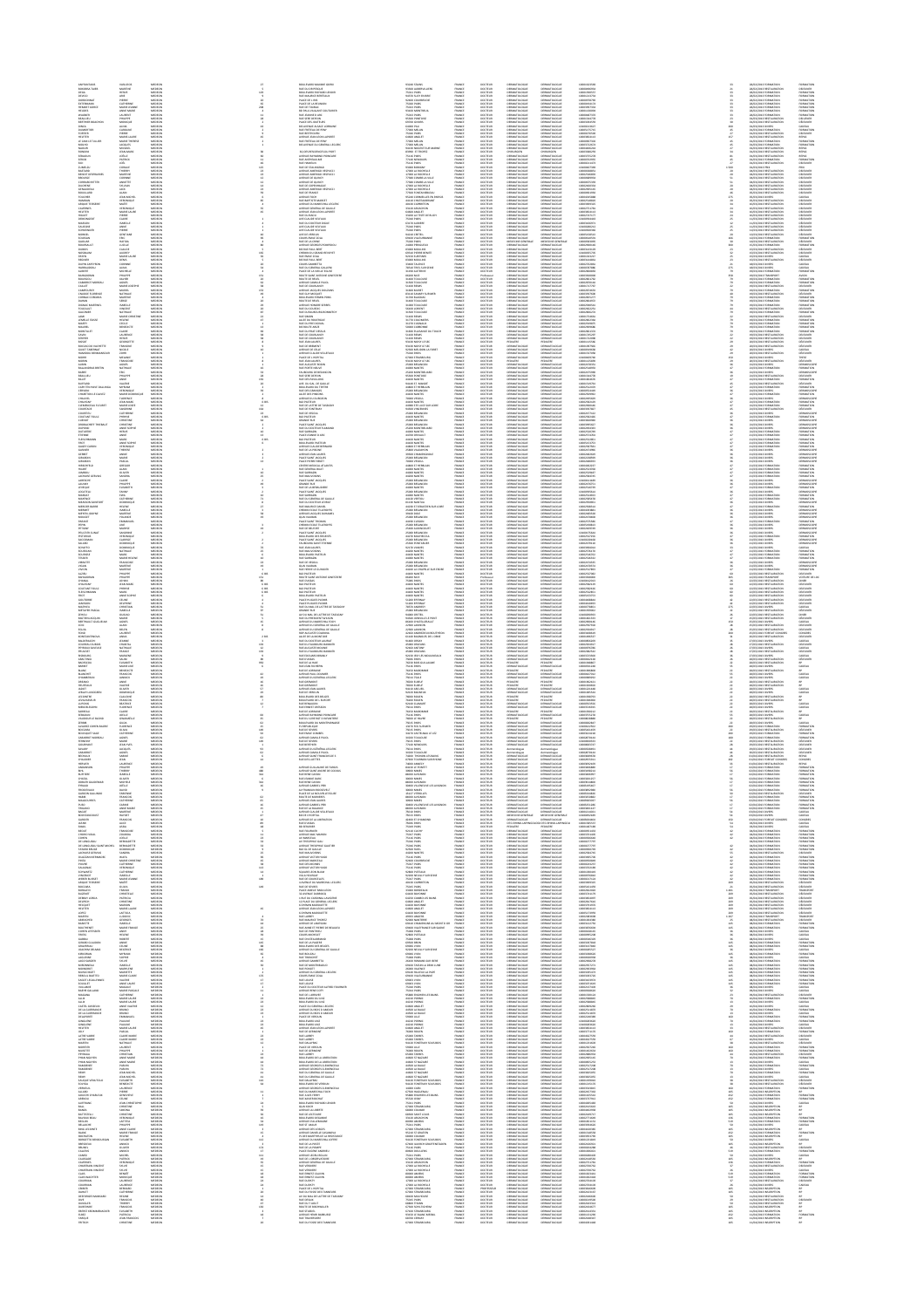|                                                                                                                                                                                                                                                                                                                                                                                                                                                                | VASLEOS                                                                                                         |                                                                                                                                                                                         |                                                                                                                                                                                                                                                                                                                                                                                                                                       | <b>BOLLEVARD MAXIME GOR</b>                                                                                                                                                                                                                                  | 13240 STANS                                                                                                                                                                                                                                                              |                                                                                                              | <b>DEMANDLOGUE</b>                                                                                                                                                                                                                                          | DERMATOLOGIC                                                                                                                                                                                                                                                                                                                                                                                                                                                   |                                                                                                                                                                                        |                                                       | 28/02/2013 FORMATION                                                                                                                                                                                                                                                                                                                                                                                                                      |                                                                                                                                                                                                                                                                                                                                                                                                                                          |
|----------------------------------------------------------------------------------------------------------------------------------------------------------------------------------------------------------------------------------------------------------------------------------------------------------------------------------------------------------------------------------------------------------------------------------------------------------------|-----------------------------------------------------------------------------------------------------------------|-----------------------------------------------------------------------------------------------------------------------------------------------------------------------------------------|---------------------------------------------------------------------------------------------------------------------------------------------------------------------------------------------------------------------------------------------------------------------------------------------------------------------------------------------------------------------------------------------------------------------------------------|--------------------------------------------------------------------------------------------------------------------------------------------------------------------------------------------------------------------------------------------------------------|--------------------------------------------------------------------------------------------------------------------------------------------------------------------------------------------------------------------------------------------------------------------------|--------------------------------------------------------------------------------------------------------------|-------------------------------------------------------------------------------------------------------------------------------------------------------------------------------------------------------------------------------------------------------------|----------------------------------------------------------------------------------------------------------------------------------------------------------------------------------------------------------------------------------------------------------------------------------------------------------------------------------------------------------------------------------------------------------------------------------------------------------------|----------------------------------------------------------------------------------------------------------------------------------------------------------------------------------------|-------------------------------------------------------|-------------------------------------------------------------------------------------------------------------------------------------------------------------------------------------------------------------------------------------------------------------------------------------------------------------------------------------------------------------------------------------------------------------------------------------------|------------------------------------------------------------------------------------------------------------------------------------------------------------------------------------------------------------------------------------------------------------------------------------------------------------------------------------------------------------------------------------------------------------------------------------------|
| ROKOBÍA TAER<br>DEGA<br>DEVICO<br>DOKODMAT<br>DOKODMAT                                                                                                                                                                                                                                                                                                                                                                                                         |                                                                                                                 | MEDECH<br>MEDECH<br>MEDECH<br>MEDECH<br>MEDECH<br>MEDECH<br>MEDECH<br>MEDECH<br>MEDECH<br>MEDECH<br>MEDECH<br>MEDECH<br>MEDECH<br>MEDECH                                                |                                                                                                                                                                                                                                                                                                                                                                                                                                       | ROLLEVARIA MANIMA (GREGIA)<br>ROLLEVARIA MANIMA (GREGIA)<br>ROLLEVARIA MANIMA (GREGIA)<br>ROLLEVARIA (GREGIA)<br>PARCI DE L'IRIS<br>ROLLEVARIA (GREGIA)<br>ROLLEVARIA (GREGIA)<br>ROLLEVARIA (GREGIA)<br>PARCI DES DEPORTE<br>ROLLEVARIA (GREGIA)<br>ROLLEVA | 9 3240 STANS<br>1920 AUSBIN<br>1951 - PARS<br>1951 - PARS<br>19420 COURRAYES<br>19420 COURRAYES<br>19420 - PARS<br>19420 - PARTISLUS<br>19520 - PARTISLUS<br>6000 Gruppis<br>6000 Gruppis<br>19520 - PARTISLUS<br>6000 PARTISLUS<br>19500 - PARTISLUS<br>19500 - PARTISL |                                                                                                              | DEMATOLOGUE<br>DEMATOLOGUE<br>DEMATOLOGUE<br>DEMATOLOGUE<br>DEMATOLOGUE                                                                                                                                                                                     | piawatopis<br>Simultopis<br>Simultopis<br>Simultopis<br>Simultopis<br>Simultopis<br>Simultopis<br>Simultopis<br>Simultopis<br>Simultopis<br>Simultopis<br>Simultopis<br>Simultopis<br>Simultopis<br>Simultopis<br>Simultopis<br>Simultopis<br>Simultopis<br>Simultopis<br>Simultopis<br>Si                                                                                                                                                                     | 10000496934<br>10001390557<br>10000378790<br>10000156176                                                                                                                               |                                                       | AR/02/2013 RISTAURATION<br>28/02/2013 ROBMATION<br>28/02/2013 FORMATION<br>28/02/2013 FORMATION<br>28/02/2013 FORMATION                                                                                                                                                                                                                                                                                                                   | STERMEN MARINE RESERVATION AND RESERVATION AND RESERVATION OF THE RESERVATION OF THE RESERVATION OF THE RESERVATION OF THE RESERVATION OF THE RESERVATION OF THE RESERVATION OF THE RESERVATION OF THE RESERVATION OF THE RESE                                                                                                                                                                                                           |
|                                                                                                                                                                                                                                                                                                                                                                                                                                                                |                                                                                                                 |                                                                                                                                                                                         |                                                                                                                                                                                                                                                                                                                                                                                                                                       |                                                                                                                                                                                                                                                              |                                                                                                                                                                                                                                                                          |                                                                                                              |                                                                                                                                                                                                                                                             |                                                                                                                                                                                                                                                                                                                                                                                                                                                                |                                                                                                                                                                                        |                                                       |                                                                                                                                                                                                                                                                                                                                                                                                                                           |                                                                                                                                                                                                                                                                                                                                                                                                                                          |
| <b>ISTERMANN</b><br>HEUDES<br>HEUDES<br>BEALUEU<br>BERTHER BOAC<br>BERTHER BOAC                                                                                                                                                                                                                                                                                                                                                                                |                                                                                                                 |                                                                                                                                                                                         |                                                                                                                                                                                                                                                                                                                                                                                                                                       |                                                                                                                                                                                                                                                              |                                                                                                                                                                                                                                                                          |                                                                                                              |                                                                                                                                                                                                                                                             |                                                                                                                                                                                                                                                                                                                                                                                                                                                                | 10002997234<br>10001130054<br>10001364778<br>1000334559                                                                                                                                |                                                       | ZR/UZ/ZOS FORMATION<br>28/02/2053 FORMATION<br>28/02/2053 FORMATION<br>28/02/2053 FORMATION<br>05/03/2053 RSSTAURATION<br>05/03/2053 RSSTAURATION                                                                                                                                                                                                                                                                                         |                                                                                                                                                                                                                                                                                                                                                                                                                                          |
|                                                                                                                                                                                                                                                                                                                                                                                                                                                                |                                                                                                                 |                                                                                                                                                                                         |                                                                                                                                                                                                                                                                                                                                                                                                                                       |                                                                                                                                                                                                                                                              |                                                                                                                                                                                                                                                                          |                                                                                                              | <b><i>COMMITIONALE</i></b><br><b>COMMITIONALE</b><br>COMMITIONALE<br>COMMITIONALE<br>COMMITIONALE<br>COMMITIONALE<br>COMMITIONALE<br>COMMITION<br>COMMITIONALE<br>COMMITIONALE<br>COMMITIONALE<br>COMMITIONALE                                              |                                                                                                                                                                                                                                                                                                                                                                                                                                                                | 10100213621                                                                                                                                                                            | Kawaan kawa                                           |                                                                                                                                                                                                                                                                                                                                                                                                                                           |                                                                                                                                                                                                                                                                                                                                                                                                                                          |
| BERTHER BOACHO<br>DURADHER<br>FORTER<br>FORTER<br>LE CAM LE TULLER<br>MOURI<br>MOURI<br>ROMAN<br>ROMAN<br>ROMAN<br>ROMAN                                                                                                                                                                                                                                                                                                                                       |                                                                                                                 |                                                                                                                                                                                         |                                                                                                                                                                                                                                                                                                                                                                                                                                       |                                                                                                                                                                                                                                                              |                                                                                                                                                                                                                                                                          |                                                                                                              |                                                                                                                                                                                                                                                             |                                                                                                                                                                                                                                                                                                                                                                                                                                                                | 10005175715<br>10000276500                                                                                                                                                             |                                                       | <b>CONTROL MEMBERS</b><br>CONTROL FORMATION<br>CONTROL RESTAURATION                                                                                                                                                                                                                                                                                                                                                                       |                                                                                                                                                                                                                                                                                                                                                                                                                                          |
|                                                                                                                                                                                                                                                                                                                                                                                                                                                                |                                                                                                                 |                                                                                                                                                                                         | $\frac{45}{2}$                                                                                                                                                                                                                                                                                                                                                                                                                        | KUL WILTHOWN<br>KNÜNUĞ JËAN LÖÖN LAPORTE<br>KUE FRETËALI DE PËNY<br>BS AVENUE DU GENERAL LECLERO                                                                                                                                                             | TAININ 0000                                                                                                                                                                                                                                                              |                                                                                                              | DERMATOLOGUE                                                                                                                                                                                                                                                |                                                                                                                                                                                                                                                                                                                                                                                                                                                                | 10003854113                                                                                                                                                                            |                                                       | 01/03/2013 RESTAURATION<br>01/03/2013 FORMATION                                                                                                                                                                                                                                                                                                                                                                                           |                                                                                                                                                                                                                                                                                                                                                                                                                                          |
|                                                                                                                                                                                                                                                                                                                                                                                                                                                                |                                                                                                                 |                                                                                                                                                                                         | 38                                                                                                                                                                                                                                                                                                                                                                                                                                    | SQ DES RESIDENCES DU PORT                                                                                                                                                                                                                                    | 77000 MELLIN<br>14120 NOGENT SLIK MARKE<br>168900 STTROPEZ<br>75116 PARS<br>77140 NEMOLIKS                                                                                                                                                                               |                                                                                                              | DERMATOLOGUE<br>DERMATOLOGUE<br>DERMATOLOGUE<br>DERMATOLOGUE                                                                                                                                                                                                | DERMATOLOGIE<br>DERMATOLOGIE<br>DERMATOLOGIE<br>DERMATOLOGIE                                                                                                                                                                                                                                                                                                                                                                                                   | 10003722674<br>10004406244<br>10003380259                                                                                                                                              |                                                       | 01/02/2013 PORMATION<br>01/02/2013 RESTAURATION<br>01/02/2013 RESTAURATION                                                                                                                                                                                                                                                                                                                                                                |                                                                                                                                                                                                                                                                                                                                                                                                                                          |
| SEBADUN<br>SERCIO                                                                                                                                                                                                                                                                                                                                                                                                                                              |                                                                                                                 |                                                                                                                                                                                         | $\frac{60}{11}$                                                                                                                                                                                                                                                                                                                                                                                                                       |                                                                                                                                                                                                                                                              |                                                                                                                                                                                                                                                                          |                                                                                                              |                                                                                                                                                                                                                                                             |                                                                                                                                                                                                                                                                                                                                                                                                                                                                | 10003765278                                                                                                                                                                            |                                                       | 05/03/2013 RESTAURATION                                                                                                                                                                                                                                                                                                                                                                                                                   |                                                                                                                                                                                                                                                                                                                                                                                                                                          |
|                                                                                                                                                                                                                                                                                                                                                                                                                                                                |                                                                                                                 |                                                                                                                                                                                         | $\begin{matrix} 111\\ 125\\ 23\\ 23\\ 12 \end{matrix}$                                                                                                                                                                                                                                                                                                                                                                                |                                                                                                                                                                                                                                                              |                                                                                                                                                                                                                                                                          |                                                                                                              |                                                                                                                                                                                                                                                             |                                                                                                                                                                                                                                                                                                                                                                                                                                                                | $\begin{array}{r} 10000211473 \\ 10000211473 \\ 10000028851 \\ 10000028851 \\ 100000089934 \\ \end{array}$                                                                             | $\begin{array}{r} 27 \\ 1500 \\ 20 \\ 31 \end{array}$ | <b>DURINGER FORMATION<br/>0.01/2013 PRIX<br/>0.01/2013 PRIX<br/>0.01/2013 RESIMURATION<br/>0.01/2013 RESIMURATION</b><br>0.01/2013 RESIMURATION                                                                                                                                                                                                                                                                                           |                                                                                                                                                                                                                                                                                                                                                                                                                                          |
|                                                                                                                                                                                                                                                                                                                                                                                                                                                                |                                                                                                                 |                                                                                                                                                                                         |                                                                                                                                                                                                                                                                                                                                                                                                                                       |                                                                                                                                                                                                                                                              |                                                                                                                                                                                                                                                                          |                                                                                                              |                                                                                                                                                                                                                                                             |                                                                                                                                                                                                                                                                                                                                                                                                                                                                |                                                                                                                                                                                        |                                                       |                                                                                                                                                                                                                                                                                                                                                                                                                                           |                                                                                                                                                                                                                                                                                                                                                                                                                                          |
| SIROD<br>SIROD<br>SIROD MARIDO<br>MARIDO MARIDO MARIDO<br>COMARIDO MARIDO COMARIDO MARIDO<br>COMARIDO MARIDO MARIDO MARIDO MARIDO<br>MARIDO MARIDO MARIDO MARIDO MARIDO<br>ARQUEI TREGERÍ<br>MARIDO MARIDO<br>MARIDO MARIDO MARIDO MARIDO<br>MARIDO MARIDO M                                                                                                                                                                                                   |                                                                                                                 |                                                                                                                                                                                         |                                                                                                                                                                                                                                                                                                                                                                                                                                       |                                                                                                                                                                                                                                                              | 77140 NIMOUS<br>77140 NIMOUS<br>1700 N AOGUS<br>1700 N AOGUS<br>1700 N AOGUS<br>1700 N AOGUS<br>17160 CAMES IA VILE<br>17160 N AOGUS<br>1700 N AOGUS<br>1700 N AOGUS<br>1700 N AOGUS<br>17160 NATAS<br>1810 ORNIKESIN<br>4210 CORMILLIS IN<br>4210 CORMILL               |                                                                                                              | EGRANTOLOGIA<br>EGRANTOLOGIA<br>EGRANTOLOGIA<br>EGRANTOLOGIA<br>EGRANTOLOGIA<br>EGRANTOLOGIA<br>EGRANTOLOGIA<br>EGRANTOLOGIA<br>EGRANTOLOGIA<br>EGRANTOLOGIA<br>EGRANTOLOGIA<br>EGRANTOLOGIA<br>EGRANTOLOGIA<br>EGRANTOLOGIA<br>EGRANTOLOGIA                | $\begin{tabular}{l} \multicolumn{1}{l}{\textbf{GSMMUCGUS}} \\ \multicolumn{1}{l}{\textbf{GSMMUCGUS}} \\ \multicolumn{1}{l}{\textbf{GSMMUCGUS}} \\ \multicolumn{1}{l}{\textbf{GSMMUCGUS}} \\ \multicolumn{1}{l}{\textbf{GSMMUCGUS}} \\ \multicolumn{1}{l}{\textbf{GSMMUCGUS}} \\ \multicolumn{1}{l}{\textbf{GSMMUCGUS}} \\ \multicolumn{1}{l}{\textbf{GSMMUCGUS}} \\ \multicolumn{1}{l}{\textbf{GSMMUCGUS}} \\ \multicolumn{1}{l}{\textbf{GSMMUCGUS}} \\ \mult$ | 10000675339<br>10000460334<br>10000485145                                                                                                                                              | 2282822                                               | DEUTROS RESINUARION<br>04/03/2013 RESINUARION<br>04/03/2013 RESINUARION<br>05/03/2013 RESINUARION<br>05/03/2013 RESINUARION<br>05/03/2013 RESINUARION                                                                                                                                                                                                                                                                                     |                                                                                                                                                                                                                                                                                                                                                                                                                                          |
|                                                                                                                                                                                                                                                                                                                                                                                                                                                                |                                                                                                                 |                                                                                                                                                                                         |                                                                                                                                                                                                                                                                                                                                                                                                                                       |                                                                                                                                                                                                                                                              |                                                                                                                                                                                                                                                                          |                                                                                                              |                                                                                                                                                                                                                                                             |                                                                                                                                                                                                                                                                                                                                                                                                                                                                | 10000681930                                                                                                                                                                            |                                                       |                                                                                                                                                                                                                                                                                                                                                                                                                                           |                                                                                                                                                                                                                                                                                                                                                                                                                                          |
|                                                                                                                                                                                                                                                                                                                                                                                                                                                                |                                                                                                                 |                                                                                                                                                                                         |                                                                                                                                                                                                                                                                                                                                                                                                                                       |                                                                                                                                                                                                                                                              |                                                                                                                                                                                                                                                                          |                                                                                                              |                                                                                                                                                                                                                                                             |                                                                                                                                                                                                                                                                                                                                                                                                                                                                | 10002518826<br>10003969325<br>10002751781                                                                                                                                              |                                                       | DIVIZIOS DIVIRI<br>10/02/2013 RESTAURATION<br>10/02/2013 RESTAURATION<br>10/02/2013 RESTAURATION                                                                                                                                                                                                                                                                                                                                          |                                                                                                                                                                                                                                                                                                                                                                                                                                          |
|                                                                                                                                                                                                                                                                                                                                                                                                                                                                |                                                                                                                 |                                                                                                                                                                                         |                                                                                                                                                                                                                                                                                                                                                                                                                                       |                                                                                                                                                                                                                                                              |                                                                                                                                                                                                                                                                          |                                                                                                              | DERMATOLOGIJE                                                                                                                                                                                                                                               |                                                                                                                                                                                                                                                                                                                                                                                                                                                                | 10003854113<br>10002747177                                                                                                                                                             |                                                       | 10/03/2013 RESTAURATION                                                                                                                                                                                                                                                                                                                                                                                                                   | DEJEUNER<br>DEJEUNER                                                                                                                                                                                                                                                                                                                                                                                                                     |
| DEMONGEOT<br>MASSON<br>SAUSSINE                                                                                                                                                                                                                                                                                                                                                                                                                                |                                                                                                                 |                                                                                                                                                                                         |                                                                                                                                                                                                                                                                                                                                                                                                                                       |                                                                                                                                                                                                                                                              |                                                                                                                                                                                                                                                                          |                                                                                                              |                                                                                                                                                                                                                                                             |                                                                                                                                                                                                                                                                                                                                                                                                                                                                | 10000084442<br>10000166971<br>10100200212                                                                                                                                              |                                                       |                                                                                                                                                                                                                                                                                                                                                                                                                                           |                                                                                                                                                                                                                                                                                                                                                                                                                                          |
|                                                                                                                                                                                                                                                                                                                                                                                                                                                                |                                                                                                                 |                                                                                                                                                                                         |                                                                                                                                                                                                                                                                                                                                                                                                                                       |                                                                                                                                                                                                                                                              |                                                                                                                                                                                                                                                                          |                                                                                                              | DEMATOLOGIE<br>DEMATOLOGIE<br>DEMATOLOGIE<br>DEMATOLOGIE<br>DEMATOLOGIE                                                                                                                                                                                     |                                                                                                                                                                                                                                                                                                                                                                                                                                                                | 10100300366<br>10005158513                                                                                                                                                             |                                                       | FRONTON RESINUARION<br>11/03/2013 RESINUARION<br>11/03/2013 RESINUARION<br>11/03/2013 RESINUARION<br>12/03/2013 RESINUARION                                                                                                                                                                                                                                                                                                               |                                                                                                                                                                                                                                                                                                                                                                                                                                          |
|                                                                                                                                                                                                                                                                                                                                                                                                                                                                |                                                                                                                 |                                                                                                                                                                                         |                                                                                                                                                                                                                                                                                                                                                                                                                                       |                                                                                                                                                                                                                                                              |                                                                                                                                                                                                                                                                          |                                                                                                              |                                                                                                                                                                                                                                                             |                                                                                                                                                                                                                                                                                                                                                                                                                                                                |                                                                                                                                                                                        |                                                       |                                                                                                                                                                                                                                                                                                                                                                                                                                           |                                                                                                                                                                                                                                                                                                                                                                                                                                          |
| $\begin{array}{l} \textbf{SODRING} \\ \textbf{SODRING} \\ \textbf{SODRING} \\ \textbf{SODRING} \\ \textbf{SODRING} \\ \textbf{SODRING} \\ \textbf{SODRING} \\ \textbf{SODRING} \\ \textbf{SODRING} \\ \textbf{SODR OG} \\ \textbf{SODR OG} \\ \textbf{SODR OG} \\ \textbf{SODRING} \\ \textbf{SODRING} \\ \textbf{SODRING} \\ \textbf{SODRING} \\ \textbf{SODRING} \\ \textbf{SODRING} \\ \textbf{SODRING} \\ \textbf{SODRING} \\ \textbf{SODRING} \\ \textbf$ |                                                                                                                 |                                                                                                                                                                                         |                                                                                                                                                                                                                                                                                                                                                                                                                                       |                                                                                                                                                                                                                                                              |                                                                                                                                                                                                                                                                          |                                                                                                              |                                                                                                                                                                                                                                                             |                                                                                                                                                                                                                                                                                                                                                                                                                                                                | 10000600581<br>10000583015<br>1000346016<br>10003163129<br>100035315                                                                                                                   | 捕鱼猫 计非计算符 经界外公司                                       | $\begin{array}{l} 12007626185780480708 \\ 130476141638044808 \\ 1404762416380480708 \\ 1504761416380480208 \\ 150476141638048008 \\ 1504761216380480708 \\ 15047621816380480708 \\ 15047621816380480708 \\ 1504762116380480708 \\ 1504762116380480708 \\ 1$                                                                                                                                                                               |                                                                                                                                                                                                                                                                                                                                                                                                                                          |
|                                                                                                                                                                                                                                                                                                                                                                                                                                                                |                                                                                                                 |                                                                                                                                                                                         |                                                                                                                                                                                                                                                                                                                                                                                                                                       |                                                                                                                                                                                                                                                              |                                                                                                                                                                                                                                                                          |                                                                                                              |                                                                                                                                                                                                                                                             |                                                                                                                                                                                                                                                                                                                                                                                                                                                                |                                                                                                                                                                                        |                                                       |                                                                                                                                                                                                                                                                                                                                                                                                                                           |                                                                                                                                                                                                                                                                                                                                                                                                                                          |
|                                                                                                                                                                                                                                                                                                                                                                                                                                                                |                                                                                                                 |                                                                                                                                                                                         |                                                                                                                                                                                                                                                                                                                                                                                                                                       |                                                                                                                                                                                                                                                              |                                                                                                                                                                                                                                                                          |                                                                                                              |                                                                                                                                                                                                                                                             |                                                                                                                                                                                                                                                                                                                                                                                                                                                                | 10100055705<br>10000316581<br>10003165881<br>10000782886<br>10000782888                                                                                                                |                                                       |                                                                                                                                                                                                                                                                                                                                                                                                                                           |                                                                                                                                                                                                                                                                                                                                                                                                                                          |
|                                                                                                                                                                                                                                                                                                                                                                                                                                                                |                                                                                                                 |                                                                                                                                                                                         |                                                                                                                                                                                                                                                                                                                                                                                                                                       |                                                                                                                                                                                                                                                              |                                                                                                                                                                                                                                                                          |                                                                                                              |                                                                                                                                                                                                                                                             |                                                                                                                                                                                                                                                                                                                                                                                                                                                                | 1000280892<br>10003300000<br>10002870144                                                                                                                                               |                                                       |                                                                                                                                                                                                                                                                                                                                                                                                                                           |                                                                                                                                                                                                                                                                                                                                                                                                                                          |
|                                                                                                                                                                                                                                                                                                                                                                                                                                                                |                                                                                                                 |                                                                                                                                                                                         | $\begin{smallmatrix}&&1\\&&1\\1&1&1&1&1\\1&2&1&1&1\\1&3&1&1&1\end{smallmatrix}$                                                                                                                                                                                                                                                                                                                                                       |                                                                                                                                                                                                                                                              |                                                                                                                                                                                                                                                                          |                                                                                                              |                                                                                                                                                                                                                                                             |                                                                                                                                                                                                                                                                                                                                                                                                                                                                | 10001717767                                                                                                                                                                            |                                                       |                                                                                                                                                                                                                                                                                                                                                                                                                                           |                                                                                                                                                                                                                                                                                                                                                                                                                                          |
|                                                                                                                                                                                                                                                                                                                                                                                                                                                                |                                                                                                                 |                                                                                                                                                                                         |                                                                                                                                                                                                                                                                                                                                                                                                                                       |                                                                                                                                                                                                                                                              |                                                                                                                                                                                                                                                                          |                                                                                                              |                                                                                                                                                                                                                                                             |                                                                                                                                                                                                                                                                                                                                                                                                                                                                |                                                                                                                                                                                        |                                                       |                                                                                                                                                                                                                                                                                                                                                                                                                                           |                                                                                                                                                                                                                                                                                                                                                                                                                                          |
|                                                                                                                                                                                                                                                                                                                                                                                                                                                                |                                                                                                                 |                                                                                                                                                                                         |                                                                                                                                                                                                                                                                                                                                                                                                                                       |                                                                                                                                                                                                                                                              |                                                                                                                                                                                                                                                                          |                                                                                                              |                                                                                                                                                                                                                                                             |                                                                                                                                                                                                                                                                                                                                                                                                                                                                | 10003317600<br>10003855277<br>10002856972<br>10002982541                                                                                                                               |                                                       |                                                                                                                                                                                                                                                                                                                                                                                                                                           |                                                                                                                                                                                                                                                                                                                                                                                                                                          |
|                                                                                                                                                                                                                                                                                                                                                                                                                                                                |                                                                                                                 |                                                                                                                                                                                         |                                                                                                                                                                                                                                                                                                                                                                                                                                       |                                                                                                                                                                                                                                                              |                                                                                                                                                                                                                                                                          |                                                                                                              |                                                                                                                                                                                                                                                             |                                                                                                                                                                                                                                                                                                                                                                                                                                                                |                                                                                                                                                                                        | 92223232323333333                                     |                                                                                                                                                                                                                                                                                                                                                                                                                                           |                                                                                                                                                                                                                                                                                                                                                                                                                                          |
|                                                                                                                                                                                                                                                                                                                                                                                                                                                                |                                                                                                                 |                                                                                                                                                                                         |                                                                                                                                                                                                                                                                                                                                                                                                                                       |                                                                                                                                                                                                                                                              |                                                                                                                                                                                                                                                                          |                                                                                                              |                                                                                                                                                                                                                                                             |                                                                                                                                                                                                                                                                                                                                                                                                                                                                |                                                                                                                                                                                        |                                                       |                                                                                                                                                                                                                                                                                                                                                                                                                                           |                                                                                                                                                                                                                                                                                                                                                                                                                                          |
|                                                                                                                                                                                                                                                                                                                                                                                                                                                                |                                                                                                                 |                                                                                                                                                                                         |                                                                                                                                                                                                                                                                                                                                                                                                                                       |                                                                                                                                                                                                                                                              |                                                                                                                                                                                                                                                                          |                                                                                                              |                                                                                                                                                                                                                                                             |                                                                                                                                                                                                                                                                                                                                                                                                                                                                |                                                                                                                                                                                        |                                                       |                                                                                                                                                                                                                                                                                                                                                                                                                                           |                                                                                                                                                                                                                                                                                                                                                                                                                                          |
|                                                                                                                                                                                                                                                                                                                                                                                                                                                                |                                                                                                                 |                                                                                                                                                                                         |                                                                                                                                                                                                                                                                                                                                                                                                                                       |                                                                                                                                                                                                                                                              |                                                                                                                                                                                                                                                                          |                                                                                                              |                                                                                                                                                                                                                                                             |                                                                                                                                                                                                                                                                                                                                                                                                                                                                | 10003652151<br>1000365234<br>10001565236<br>1000265266<br>10002653625<br>1000265134<br>10002765337<br>1000276536<br>1000276566<br>1000276566<br>1000276566<br>1000276566<br>1000276566 |                                                       |                                                                                                                                                                                                                                                                                                                                                                                                                                           |                                                                                                                                                                                                                                                                                                                                                                                                                                          |
|                                                                                                                                                                                                                                                                                                                                                                                                                                                                |                                                                                                                 |                                                                                                                                                                                         |                                                                                                                                                                                                                                                                                                                                                                                                                                       |                                                                                                                                                                                                                                                              |                                                                                                                                                                                                                                                                          |                                                                                                              |                                                                                                                                                                                                                                                             |                                                                                                                                                                                                                                                                                                                                                                                                                                                                |                                                                                                                                                                                        |                                                       |                                                                                                                                                                                                                                                                                                                                                                                                                                           |                                                                                                                                                                                                                                                                                                                                                                                                                                          |
| GLICT TABERNAT<br>HAMDOU BENNAT<br>MOHR<br>AURIN                                                                                                                                                                                                                                                                                                                                                                                                               |                                                                                                                 |                                                                                                                                                                                         |                                                                                                                                                                                                                                                                                                                                                                                                                                       |                                                                                                                                                                                                                                                              |                                                                                                                                                                                                                                                                          |                                                                                                              |                                                                                                                                                                                                                                                             |                                                                                                                                                                                                                                                                                                                                                                                                                                                                |                                                                                                                                                                                        |                                                       |                                                                                                                                                                                                                                                                                                                                                                                                                                           |                                                                                                                                                                                                                                                                                                                                                                                                                                          |
|                                                                                                                                                                                                                                                                                                                                                                                                                                                                |                                                                                                                 |                                                                                                                                                                                         |                                                                                                                                                                                                                                                                                                                                                                                                                                       |                                                                                                                                                                                                                                                              |                                                                                                                                                                                                                                                                          |                                                                                                              |                                                                                                                                                                                                                                                             |                                                                                                                                                                                                                                                                                                                                                                                                                                                                | 10001125839                                                                                                                                                                            |                                                       |                                                                                                                                                                                                                                                                                                                                                                                                                                           |                                                                                                                                                                                                                                                                                                                                                                                                                                          |
|                                                                                                                                                                                                                                                                                                                                                                                                                                                                |                                                                                                                 |                                                                                                                                                                                         |                                                                                                                                                                                                                                                                                                                                                                                                                                       |                                                                                                                                                                                                                                                              |                                                                                                                                                                                                                                                                          |                                                                                                              |                                                                                                                                                                                                                                                             |                                                                                                                                                                                                                                                                                                                                                                                                                                                                | 10002518931<br>1000251993<br>10001584778<br>10001564676<br>10001519734                                                                                                                 |                                                       |                                                                                                                                                                                                                                                                                                                                                                                                                                           |                                                                                                                                                                                                                                                                                                                                                                                                                                          |
|                                                                                                                                                                                                                                                                                                                                                                                                                                                                |                                                                                                                 |                                                                                                                                                                                         | $\begin{array}{c} \mathbf{z} = \mathbf{z} \\ \mathbf{z} = \mathbf{z} \end{array}$                                                                                                                                                                                                                                                                                                                                                     |                                                                                                                                                                                                                                                              |                                                                                                                                                                                                                                                                          |                                                                                                              |                                                                                                                                                                                                                                                             |                                                                                                                                                                                                                                                                                                                                                                                                                                                                |                                                                                                                                                                                        |                                                       |                                                                                                                                                                                                                                                                                                                                                                                                                                           |                                                                                                                                                                                                                                                                                                                                                                                                                                          |
|                                                                                                                                                                                                                                                                                                                                                                                                                                                                |                                                                                                                 |                                                                                                                                                                                         |                                                                                                                                                                                                                                                                                                                                                                                                                                       |                                                                                                                                                                                                                                                              |                                                                                                                                                                                                                                                                          |                                                                                                              |                                                                                                                                                                                                                                                             |                                                                                                                                                                                                                                                                                                                                                                                                                                                                | 10000512156<br>10000512156<br>1000056419<br>10002585629<br>10002582129                                                                                                                 |                                                       |                                                                                                                                                                                                                                                                                                                                                                                                                                           |                                                                                                                                                                                                                                                                                                                                                                                                                                          |
|                                                                                                                                                                                                                                                                                                                                                                                                                                                                |                                                                                                                 |                                                                                                                                                                                         | ែ                                                                                                                                                                                                                                                                                                                                                                                                                                     |                                                                                                                                                                                                                                                              |                                                                                                                                                                                                                                                                          |                                                                                                              |                                                                                                                                                                                                                                                             |                                                                                                                                                                                                                                                                                                                                                                                                                                                                |                                                                                                                                                                                        |                                                       |                                                                                                                                                                                                                                                                                                                                                                                                                                           |                                                                                                                                                                                                                                                                                                                                                                                                                                          |
|                                                                                                                                                                                                                                                                                                                                                                                                                                                                |                                                                                                                 |                                                                                                                                                                                         |                                                                                                                                                                                                                                                                                                                                                                                                                                       |                                                                                                                                                                                                                                                              |                                                                                                                                                                                                                                                                          |                                                                                                              |                                                                                                                                                                                                                                                             |                                                                                                                                                                                                                                                                                                                                                                                                                                                                | 10002682129<br>100026827627<br>10002677122                                                                                                                                             |                                                       |                                                                                                                                                                                                                                                                                                                                                                                                                                           |                                                                                                                                                                                                                                                                                                                                                                                                                                          |
|                                                                                                                                                                                                                                                                                                                                                                                                                                                                |                                                                                                                 |                                                                                                                                                                                         |                                                                                                                                                                                                                                                                                                                                                                                                                                       |                                                                                                                                                                                                                                                              |                                                                                                                                                                                                                                                                          |                                                                                                              |                                                                                                                                                                                                                                                             |                                                                                                                                                                                                                                                                                                                                                                                                                                                                | 10002582426                                                                                                                                                                            |                                                       |                                                                                                                                                                                                                                                                                                                                                                                                                                           |                                                                                                                                                                                                                                                                                                                                                                                                                                          |
|                                                                                                                                                                                                                                                                                                                                                                                                                                                                |                                                                                                                 |                                                                                                                                                                                         |                                                                                                                                                                                                                                                                                                                                                                                                                                       |                                                                                                                                                                                                                                                              |                                                                                                                                                                                                                                                                          |                                                                                                              |                                                                                                                                                                                                                                                             |                                                                                                                                                                                                                                                                                                                                                                                                                                                                | 10000820980<br>10003985627<br>10002684333<br>10002534398<br>10002534398                                                                                                                |                                                       |                                                                                                                                                                                                                                                                                                                                                                                                                                           |                                                                                                                                                                                                                                                                                                                                                                                                                                          |
|                                                                                                                                                                                                                                                                                                                                                                                                                                                                |                                                                                                                 |                                                                                                                                                                                         | $\frac{5}{4}$ in $\frac{1}{4}$                                                                                                                                                                                                                                                                                                                                                                                                        |                                                                                                                                                                                                                                                              |                                                                                                                                                                                                                                                                          |                                                                                                              |                                                                                                                                                                                                                                                             |                                                                                                                                                                                                                                                                                                                                                                                                                                                                |                                                                                                                                                                                        |                                                       |                                                                                                                                                                                                                                                                                                                                                                                                                                           |                                                                                                                                                                                                                                                                                                                                                                                                                                          |
|                                                                                                                                                                                                                                                                                                                                                                                                                                                                |                                                                                                                 |                                                                                                                                                                                         |                                                                                                                                                                                                                                                                                                                                                                                                                                       |                                                                                                                                                                                                                                                              |                                                                                                                                                                                                                                                                          |                                                                                                              |                                                                                                                                                                                                                                                             |                                                                                                                                                                                                                                                                                                                                                                                                                                                                |                                                                                                                                                                                        |                                                       |                                                                                                                                                                                                                                                                                                                                                                                                                                           |                                                                                                                                                                                                                                                                                                                                                                                                                                          |
|                                                                                                                                                                                                                                                                                                                                                                                                                                                                |                                                                                                                 |                                                                                                                                                                                         | $\overline{\mathbf{a}}$                                                                                                                                                                                                                                                                                                                                                                                                               |                                                                                                                                                                                                                                                              |                                                                                                                                                                                                                                                                          |                                                                                                              |                                                                                                                                                                                                                                                             |                                                                                                                                                                                                                                                                                                                                                                                                                                                                | 1000212181<br>10002113751<br>10002187581<br>10002476966<br>1000242569<br>10002126599<br>10002023659<br>10002023758<br>10002523758<br>10002523758                                       |                                                       |                                                                                                                                                                                                                                                                                                                                                                                                                                           |                                                                                                                                                                                                                                                                                                                                                                                                                                          |
|                                                                                                                                                                                                                                                                                                                                                                                                                                                                |                                                                                                                 |                                                                                                                                                                                         |                                                                                                                                                                                                                                                                                                                                                                                                                                       |                                                                                                                                                                                                                                                              |                                                                                                                                                                                                                                                                          |                                                                                                              |                                                                                                                                                                                                                                                             |                                                                                                                                                                                                                                                                                                                                                                                                                                                                |                                                                                                                                                                                        |                                                       |                                                                                                                                                                                                                                                                                                                                                                                                                                           |                                                                                                                                                                                                                                                                                                                                                                                                                                          |
|                                                                                                                                                                                                                                                                                                                                                                                                                                                                |                                                                                                                 |                                                                                                                                                                                         |                                                                                                                                                                                                                                                                                                                                                                                                                                       |                                                                                                                                                                                                                                                              |                                                                                                                                                                                                                                                                          |                                                                                                              |                                                                                                                                                                                                                                                             |                                                                                                                                                                                                                                                                                                                                                                                                                                                                |                                                                                                                                                                                        |                                                       |                                                                                                                                                                                                                                                                                                                                                                                                                                           |                                                                                                                                                                                                                                                                                                                                                                                                                                          |
|                                                                                                                                                                                                                                                                                                                                                                                                                                                                |                                                                                                                 |                                                                                                                                                                                         |                                                                                                                                                                                                                                                                                                                                                                                                                                       |                                                                                                                                                                                                                                                              |                                                                                                                                                                                                                                                                          |                                                                                                              |                                                                                                                                                                                                                                                             |                                                                                                                                                                                                                                                                                                                                                                                                                                                                | 10002681786<br>10100411189<br>10002636789                                                                                                                                              |                                                       |                                                                                                                                                                                                                                                                                                                                                                                                                                           |                                                                                                                                                                                                                                                                                                                                                                                                                                          |
|                                                                                                                                                                                                                                                                                                                                                                                                                                                                |                                                                                                                 |                                                                                                                                                                                         |                                                                                                                                                                                                                                                                                                                                                                                                                                       |                                                                                                                                                                                                                                                              |                                                                                                                                                                                                                                                                          |                                                                                                              |                                                                                                                                                                                                                                                             |                                                                                                                                                                                                                                                                                                                                                                                                                                                                | 10100395654                                                                                                                                                                            |                                                       |                                                                                                                                                                                                                                                                                                                                                                                                                                           |                                                                                                                                                                                                                                                                                                                                                                                                                                          |
|                                                                                                                                                                                                                                                                                                                                                                                                                                                                |                                                                                                                 |                                                                                                                                                                                         |                                                                                                                                                                                                                                                                                                                                                                                                                                       |                                                                                                                                                                                                                                                              |                                                                                                                                                                                                                                                                          |                                                                                                              |                                                                                                                                                                                                                                                             |                                                                                                                                                                                                                                                                                                                                                                                                                                                                | 10002585478<br>10002656161<br>1000268314<br>1000453381                                                                                                                                 |                                                       |                                                                                                                                                                                                                                                                                                                                                                                                                                           |                                                                                                                                                                                                                                                                                                                                                                                                                                          |
|                                                                                                                                                                                                                                                                                                                                                                                                                                                                |                                                                                                                 |                                                                                                                                                                                         | $\frac{58}{18}$                                                                                                                                                                                                                                                                                                                                                                                                                       |                                                                                                                                                                                                                                                              |                                                                                                                                                                                                                                                                          |                                                                                                              |                                                                                                                                                                                                                                                             |                                                                                                                                                                                                                                                                                                                                                                                                                                                                |                                                                                                                                                                                        |                                                       |                                                                                                                                                                                                                                                                                                                                                                                                                                           |                                                                                                                                                                                                                                                                                                                                                                                                                                          |
|                                                                                                                                                                                                                                                                                                                                                                                                                                                                |                                                                                                                 |                                                                                                                                                                                         |                                                                                                                                                                                                                                                                                                                                                                                                                                       |                                                                                                                                                                                                                                                              |                                                                                                                                                                                                                                                                          |                                                                                                              |                                                                                                                                                                                                                                                             |                                                                                                                                                                                                                                                                                                                                                                                                                                                                | 10000470488<br>10000470486<br>10000490481<br>10000490789<br>10000497864                                                                                                                |                                                       | <b>The Communications of the Communications of the Communications of the Communications</b>                                                                                                                                                                                                                                                                                                                                               |                                                                                                                                                                                                                                                                                                                                                                                                                                          |
|                                                                                                                                                                                                                                                                                                                                                                                                                                                                |                                                                                                                 |                                                                                                                                                                                         | $\frac{3}{2}$                                                                                                                                                                                                                                                                                                                                                                                                                         |                                                                                                                                                                                                                                                              |                                                                                                                                                                                                                                                                          |                                                                                                              |                                                                                                                                                                                                                                                             |                                                                                                                                                                                                                                                                                                                                                                                                                                                                |                                                                                                                                                                                        |                                                       |                                                                                                                                                                                                                                                                                                                                                                                                                                           |                                                                                                                                                                                                                                                                                                                                                                                                                                          |
|                                                                                                                                                                                                                                                                                                                                                                                                                                                                |                                                                                                                 |                                                                                                                                                                                         |                                                                                                                                                                                                                                                                                                                                                                                                                                       |                                                                                                                                                                                                                                                              |                                                                                                                                                                                                                                                                          |                                                                                                              |                                                                                                                                                                                                                                                             |                                                                                                                                                                                                                                                                                                                                                                                                                                                                | 1000017866<br>10002527256<br>10002679110<br>10003684014<br>10002576170                                                                                                                 |                                                       |                                                                                                                                                                                                                                                                                                                                                                                                                                           |                                                                                                                                                                                                                                                                                                                                                                                                                                          |
|                                                                                                                                                                                                                                                                                                                                                                                                                                                                |                                                                                                                 |                                                                                                                                                                                         |                                                                                                                                                                                                                                                                                                                                                                                                                                       |                                                                                                                                                                                                                                                              |                                                                                                                                                                                                                                                                          |                                                                                                              |                                                                                                                                                                                                                                                             |                                                                                                                                                                                                                                                                                                                                                                                                                                                                |                                                                                                                                                                                        |                                                       |                                                                                                                                                                                                                                                                                                                                                                                                                                           |                                                                                                                                                                                                                                                                                                                                                                                                                                          |
|                                                                                                                                                                                                                                                                                                                                                                                                                                                                |                                                                                                                 |                                                                                                                                                                                         |                                                                                                                                                                                                                                                                                                                                                                                                                                       |                                                                                                                                                                                                                                                              |                                                                                                                                                                                                                                                                          |                                                                                                              |                                                                                                                                                                                                                                                             |                                                                                                                                                                                                                                                                                                                                                                                                                                                                | 10002576170<br>10002516762<br>10002526332<br>10002676335                                                                                                                               |                                                       |                                                                                                                                                                                                                                                                                                                                                                                                                                           |                                                                                                                                                                                                                                                                                                                                                                                                                                          |
|                                                                                                                                                                                                                                                                                                                                                                                                                                                                |                                                                                                                 |                                                                                                                                                                                         |                                                                                                                                                                                                                                                                                                                                                                                                                                       |                                                                                                                                                                                                                                                              |                                                                                                                                                                                                                                                                          |                                                                                                              |                                                                                                                                                                                                                                                             |                                                                                                                                                                                                                                                                                                                                                                                                                                                                |                                                                                                                                                                                        |                                                       |                                                                                                                                                                                                                                                                                                                                                                                                                                           |                                                                                                                                                                                                                                                                                                                                                                                                                                          |
|                                                                                                                                                                                                                                                                                                                                                                                                                                                                |                                                                                                                 |                                                                                                                                                                                         | $\begin{array}{r@{\hspace{1em}}c@{\hspace{1em}}c@{\hspace{1em}}c@{\hspace{1em}}c@{\hspace{1em}}c@{\hspace{1em}}c@{\hspace{1em}}c@{\hspace{1em}}c@{\hspace{1em}}c@{\hspace{1em}}c@{\hspace{1em}}c@{\hspace{1em}}c@{\hspace{1em}}c@{\hspace{1em}}c@{\hspace{1em}}c@{\hspace{1em}}c@{\hspace{1em}}c@{\hspace{1em}}c@{\hspace{1em}}c@{\hspace{1em}}c@{\hspace{1em}}c@{\hspace{1em}}c@{\hspace{1em}}c@{\hspace{1em$                        |                                                                                                                                                                                                                                                              |                                                                                                                                                                                                                                                                          |                                                                                                              |                                                                                                                                                                                                                                                             |                                                                                                                                                                                                                                                                                                                                                                                                                                                                | 10002517062<br>10003100000<br>10003100000<br>10002582129<br>10002582129                                                                                                                | 88238                                                 | 23/03/2018 PORMATION<br>22/03/2018 RANGHON<br>22/03/2018 RANGHONT<br>22/03/2018 RESTAURATION<br>22/03/2018 RESTAURATION<br>22/03/2018 RESTAURATION                                                                                                                                                                                                                                                                                        |                                                                                                                                                                                                                                                                                                                                                                                                                                          |
|                                                                                                                                                                                                                                                                                                                                                                                                                                                                |                                                                                                                 |                                                                                                                                                                                         |                                                                                                                                                                                                                                                                                                                                                                                                                                       |                                                                                                                                                                                                                                                              |                                                                                                                                                                                                                                                                          |                                                                                                              |                                                                                                                                                                                                                                                             |                                                                                                                                                                                                                                                                                                                                                                                                                                                                |                                                                                                                                                                                        |                                                       |                                                                                                                                                                                                                                                                                                                                                                                                                                           |                                                                                                                                                                                                                                                                                                                                                                                                                                          |
|                                                                                                                                                                                                                                                                                                                                                                                                                                                                |                                                                                                                 |                                                                                                                                                                                         |                                                                                                                                                                                                                                                                                                                                                                                                                                       |                                                                                                                                                                                                                                                              |                                                                                                                                                                                                                                                                          |                                                                                                              |                                                                                                                                                                                                                                                             |                                                                                                                                                                                                                                                                                                                                                                                                                                                                | 10002522851<br>10005152753<br>10006416884<br>10006410493                                                                                                                               |                                                       |                                                                                                                                                                                                                                                                                                                                                                                                                                           |                                                                                                                                                                                                                                                                                                                                                                                                                                          |
|                                                                                                                                                                                                                                                                                                                                                                                                                                                                |                                                                                                                 |                                                                                                                                                                                         |                                                                                                                                                                                                                                                                                                                                                                                                                                       |                                                                                                                                                                                                                                                              |                                                                                                                                                                                                                                                                          |                                                                                                              |                                                                                                                                                                                                                                                             |                                                                                                                                                                                                                                                                                                                                                                                                                                                                |                                                                                                                                                                                        |                                                       |                                                                                                                                                                                                                                                                                                                                                                                                                                           |                                                                                                                                                                                                                                                                                                                                                                                                                                          |
|                                                                                                                                                                                                                                                                                                                                                                                                                                                                |                                                                                                                 |                                                                                                                                                                                         |                                                                                                                                                                                                                                                                                                                                                                                                                                       |                                                                                                                                                                                                                                                              |                                                                                                                                                                                                                                                                          |                                                                                                              |                                                                                                                                                                                                                                                             |                                                                                                                                                                                                                                                                                                                                                                                                                                                                | 10000776851<br>10001959062<br>10001651333<br>10001681185<br>1000197258                                                                                                                 | 3332323233                                            |                                                                                                                                                                                                                                                                                                                                                                                                                                           |                                                                                                                                                                                                                                                                                                                                                                                                                                          |
|                                                                                                                                                                                                                                                                                                                                                                                                                                                                |                                                                                                                 |                                                                                                                                                                                         |                                                                                                                                                                                                                                                                                                                                                                                                                                       |                                                                                                                                                                                                                                                              |                                                                                                                                                                                                                                                                          |                                                                                                              |                                                                                                                                                                                                                                                             |                                                                                                                                                                                                                                                                                                                                                                                                                                                                |                                                                                                                                                                                        |                                                       |                                                                                                                                                                                                                                                                                                                                                                                                                                           |                                                                                                                                                                                                                                                                                                                                                                                                                                          |
|                                                                                                                                                                                                                                                                                                                                                                                                                                                                |                                                                                                                 |                                                                                                                                                                                         |                                                                                                                                                                                                                                                                                                                                                                                                                                       |                                                                                                                                                                                                                                                              |                                                                                                                                                                                                                                                                          |                                                                                                              |                                                                                                                                                                                                                                                             |                                                                                                                                                                                                                                                                                                                                                                                                                                                                | 10002924917<br>10002924917<br>100011086197<br>10000864269<br>10002924917                                                                                                               |                                                       |                                                                                                                                                                                                                                                                                                                                                                                                                                           |                                                                                                                                                                                                                                                                                                                                                                                                                                          |
|                                                                                                                                                                                                                                                                                                                                                                                                                                                                |                                                                                                                 |                                                                                                                                                                                         | $\begin{array}{r} 2.015 \\ 3 \\ 32 \\ 32 \\ 32 \\ 48 \\ 6 \\ \end{array}$                                                                                                                                                                                                                                                                                                                                                             |                                                                                                                                                                                                                                                              |                                                                                                                                                                                                                                                                          |                                                                                                              |                                                                                                                                                                                                                                                             |                                                                                                                                                                                                                                                                                                                                                                                                                                                                |                                                                                                                                                                                        |                                                       |                                                                                                                                                                                                                                                                                                                                                                                                                                           |                                                                                                                                                                                                                                                                                                                                                                                                                                          |
|                                                                                                                                                                                                                                                                                                                                                                                                                                                                |                                                                                                                 |                                                                                                                                                                                         |                                                                                                                                                                                                                                                                                                                                                                                                                                       |                                                                                                                                                                                                                                                              |                                                                                                                                                                                                                                                                          |                                                                                                              |                                                                                                                                                                                                                                                             |                                                                                                                                                                                                                                                                                                                                                                                                                                                                |                                                                                                                                                                                        |                                                       |                                                                                                                                                                                                                                                                                                                                                                                                                                           |                                                                                                                                                                                                                                                                                                                                                                                                                                          |
|                                                                                                                                                                                                                                                                                                                                                                                                                                                                |                                                                                                                 |                                                                                                                                                                                         |                                                                                                                                                                                                                                                                                                                                                                                                                                       |                                                                                                                                                                                                                                                              |                                                                                                                                                                                                                                                                          |                                                                                                              |                                                                                                                                                                                                                                                             |                                                                                                                                                                                                                                                                                                                                                                                                                                                                | 10000976786<br>10000976786<br>10000972380<br>10000442128                                                                                                                               |                                                       |                                                                                                                                                                                                                                                                                                                                                                                                                                           |                                                                                                                                                                                                                                                                                                                                                                                                                                          |
|                                                                                                                                                                                                                                                                                                                                                                                                                                                                |                                                                                                                 |                                                                                                                                                                                         |                                                                                                                                                                                                                                                                                                                                                                                                                                       |                                                                                                                                                                                                                                                              |                                                                                                                                                                                                                                                                          |                                                                                                              |                                                                                                                                                                                                                                                             |                                                                                                                                                                                                                                                                                                                                                                                                                                                                |                                                                                                                                                                                        |                                                       |                                                                                                                                                                                                                                                                                                                                                                                                                                           |                                                                                                                                                                                                                                                                                                                                                                                                                                          |
|                                                                                                                                                                                                                                                                                                                                                                                                                                                                |                                                                                                                 |                                                                                                                                                                                         |                                                                                                                                                                                                                                                                                                                                                                                                                                       |                                                                                                                                                                                                                                                              |                                                                                                                                                                                                                                                                          |                                                                                                              |                                                                                                                                                                                                                                                             |                                                                                                                                                                                                                                                                                                                                                                                                                                                                |                                                                                                                                                                                        |                                                       |                                                                                                                                                                                                                                                                                                                                                                                                                                           |                                                                                                                                                                                                                                                                                                                                                                                                                                          |
|                                                                                                                                                                                                                                                                                                                                                                                                                                                                |                                                                                                                 |                                                                                                                                                                                         | $\begin{array}{cccccc} 42 & 11 & 16 & 18 \\ 3 & 1 & 5 & 2 & 18 \\ 3 & 2 & 3 & 3 & 18 \\ \end{array} .$                                                                                                                                                                                                                                                                                                                                |                                                                                                                                                                                                                                                              |                                                                                                                                                                                                                                                                          |                                                                                                              |                                                                                                                                                                                                                                                             |                                                                                                                                                                                                                                                                                                                                                                                                                                                                |                                                                                                                                                                                        |                                                       |                                                                                                                                                                                                                                                                                                                                                                                                                                           |                                                                                                                                                                                                                                                                                                                                                                                                                                          |
|                                                                                                                                                                                                                                                                                                                                                                                                                                                                |                                                                                                                 |                                                                                                                                                                                         |                                                                                                                                                                                                                                                                                                                                                                                                                                       |                                                                                                                                                                                                                                                              |                                                                                                                                                                                                                                                                          |                                                                                                              |                                                                                                                                                                                                                                                             |                                                                                                                                                                                                                                                                                                                                                                                                                                                                |                                                                                                                                                                                        |                                                       |                                                                                                                                                                                                                                                                                                                                                                                                                                           |                                                                                                                                                                                                                                                                                                                                                                                                                                          |
|                                                                                                                                                                                                                                                                                                                                                                                                                                                                |                                                                                                                 |                                                                                                                                                                                         |                                                                                                                                                                                                                                                                                                                                                                                                                                       |                                                                                                                                                                                                                                                              |                                                                                                                                                                                                                                                                          |                                                                                                              |                                                                                                                                                                                                                                                             |                                                                                                                                                                                                                                                                                                                                                                                                                                                                |                                                                                                                                                                                        |                                                       |                                                                                                                                                                                                                                                                                                                                                                                                                                           |                                                                                                                                                                                                                                                                                                                                                                                                                                          |
|                                                                                                                                                                                                                                                                                                                                                                                                                                                                |                                                                                                                 |                                                                                                                                                                                         |                                                                                                                                                                                                                                                                                                                                                                                                                                       |                                                                                                                                                                                                                                                              |                                                                                                                                                                                                                                                                          |                                                                                                              |                                                                                                                                                                                                                                                             |                                                                                                                                                                                                                                                                                                                                                                                                                                                                |                                                                                                                                                                                        |                                                       |                                                                                                                                                                                                                                                                                                                                                                                                                                           |                                                                                                                                                                                                                                                                                                                                                                                                                                          |
|                                                                                                                                                                                                                                                                                                                                                                                                                                                                |                                                                                                                 |                                                                                                                                                                                         |                                                                                                                                                                                                                                                                                                                                                                                                                                       |                                                                                                                                                                                                                                                              |                                                                                                                                                                                                                                                                          |                                                                                                              |                                                                                                                                                                                                                                                             |                                                                                                                                                                                                                                                                                                                                                                                                                                                                |                                                                                                                                                                                        |                                                       |                                                                                                                                                                                                                                                                                                                                                                                                                                           |                                                                                                                                                                                                                                                                                                                                                                                                                                          |
|                                                                                                                                                                                                                                                                                                                                                                                                                                                                |                                                                                                                 |                                                                                                                                                                                         |                                                                                                                                                                                                                                                                                                                                                                                                                                       |                                                                                                                                                                                                                                                              |                                                                                                                                                                                                                                                                          |                                                                                                              |                                                                                                                                                                                                                                                             |                                                                                                                                                                                                                                                                                                                                                                                                                                                                |                                                                                                                                                                                        |                                                       |                                                                                                                                                                                                                                                                                                                                                                                                                                           |                                                                                                                                                                                                                                                                                                                                                                                                                                          |
|                                                                                                                                                                                                                                                                                                                                                                                                                                                                |                                                                                                                 |                                                                                                                                                                                         | 20022020                                                                                                                                                                                                                                                                                                                                                                                                                              |                                                                                                                                                                                                                                                              |                                                                                                                                                                                                                                                                          |                                                                                                              |                                                                                                                                                                                                                                                             |                                                                                                                                                                                                                                                                                                                                                                                                                                                                |                                                                                                                                                                                        |                                                       |                                                                                                                                                                                                                                                                                                                                                                                                                                           |                                                                                                                                                                                                                                                                                                                                                                                                                                          |
|                                                                                                                                                                                                                                                                                                                                                                                                                                                                |                                                                                                                 |                                                                                                                                                                                         |                                                                                                                                                                                                                                                                                                                                                                                                                                       |                                                                                                                                                                                                                                                              |                                                                                                                                                                                                                                                                          |                                                                                                              |                                                                                                                                                                                                                                                             |                                                                                                                                                                                                                                                                                                                                                                                                                                                                |                                                                                                                                                                                        |                                                       | $\begin{array}{l} \textbf{J}(\textbf{N} \textbf{N}) = \textbf{J}(\textbf{N} \textbf{N}) \\ \textbf{J}(\textbf{N} \textbf{N}) = \textbf{J}(\textbf{N} \textbf{N}) \\ \textbf{J}(\textbf{N} \textbf{N}) = \textbf{J}(\textbf{N} \textbf{N}) \\ \textbf{J}(\textbf{N} \textbf{N}) = \textbf{J}(\textbf{N} \textbf{N} \textbf{N}) \\ \textbf{J}(\textbf{N} \textbf{N}) = \textbf{J}(\textbf{N} \textbf{N} \textbf{N}) = \textbf{J}(\textbf{N$ |                                                                                                                                                                                                                                                                                                                                                                                                                                          |
|                                                                                                                                                                                                                                                                                                                                                                                                                                                                |                                                                                                                 |                                                                                                                                                                                         | $\ddot{u}$                                                                                                                                                                                                                                                                                                                                                                                                                            |                                                                                                                                                                                                                                                              |                                                                                                                                                                                                                                                                          |                                                                                                              |                                                                                                                                                                                                                                                             |                                                                                                                                                                                                                                                                                                                                                                                                                                                                |                                                                                                                                                                                        |                                                       |                                                                                                                                                                                                                                                                                                                                                                                                                                           |                                                                                                                                                                                                                                                                                                                                                                                                                                          |
|                                                                                                                                                                                                                                                                                                                                                                                                                                                                |                                                                                                                 |                                                                                                                                                                                         |                                                                                                                                                                                                                                                                                                                                                                                                                                       |                                                                                                                                                                                                                                                              |                                                                                                                                                                                                                                                                          |                                                                                                              |                                                                                                                                                                                                                                                             |                                                                                                                                                                                                                                                                                                                                                                                                                                                                |                                                                                                                                                                                        |                                                       |                                                                                                                                                                                                                                                                                                                                                                                                                                           |                                                                                                                                                                                                                                                                                                                                                                                                                                          |
|                                                                                                                                                                                                                                                                                                                                                                                                                                                                |                                                                                                                 |                                                                                                                                                                                         |                                                                                                                                                                                                                                                                                                                                                                                                                                       |                                                                                                                                                                                                                                                              |                                                                                                                                                                                                                                                                          |                                                                                                              |                                                                                                                                                                                                                                                             |                                                                                                                                                                                                                                                                                                                                                                                                                                                                |                                                                                                                                                                                        |                                                       |                                                                                                                                                                                                                                                                                                                                                                                                                                           |                                                                                                                                                                                                                                                                                                                                                                                                                                          |
|                                                                                                                                                                                                                                                                                                                                                                                                                                                                |                                                                                                                 |                                                                                                                                                                                         | $\frac{4}{16}$                                                                                                                                                                                                                                                                                                                                                                                                                        |                                                                                                                                                                                                                                                              |                                                                                                                                                                                                                                                                          |                                                                                                              |                                                                                                                                                                                                                                                             |                                                                                                                                                                                                                                                                                                                                                                                                                                                                |                                                                                                                                                                                        | 化马加 使自 马便                                             |                                                                                                                                                                                                                                                                                                                                                                                                                                           |                                                                                                                                                                                                                                                                                                                                                                                                                                          |
|                                                                                                                                                                                                                                                                                                                                                                                                                                                                |                                                                                                                 |                                                                                                                                                                                         |                                                                                                                                                                                                                                                                                                                                                                                                                                       |                                                                                                                                                                                                                                                              |                                                                                                                                                                                                                                                                          |                                                                                                              |                                                                                                                                                                                                                                                             |                                                                                                                                                                                                                                                                                                                                                                                                                                                                |                                                                                                                                                                                        |                                                       |                                                                                                                                                                                                                                                                                                                                                                                                                                           |                                                                                                                                                                                                                                                                                                                                                                                                                                          |
|                                                                                                                                                                                                                                                                                                                                                                                                                                                                |                                                                                                                 |                                                                                                                                                                                         | $\begin{array}{l} 62 \\ 65 \\ 16 \\ 15 \end{array}$                                                                                                                                                                                                                                                                                                                                                                                   |                                                                                                                                                                                                                                                              |                                                                                                                                                                                                                                                                          |                                                                                                              |                                                                                                                                                                                                                                                             |                                                                                                                                                                                                                                                                                                                                                                                                                                                                |                                                                                                                                                                                        |                                                       |                                                                                                                                                                                                                                                                                                                                                                                                                                           |                                                                                                                                                                                                                                                                                                                                                                                                                                          |
|                                                                                                                                                                                                                                                                                                                                                                                                                                                                |                                                                                                                 |                                                                                                                                                                                         |                                                                                                                                                                                                                                                                                                                                                                                                                                       |                                                                                                                                                                                                                                                              |                                                                                                                                                                                                                                                                          |                                                                                                              |                                                                                                                                                                                                                                                             |                                                                                                                                                                                                                                                                                                                                                                                                                                                                |                                                                                                                                                                                        | 000223223                                             |                                                                                                                                                                                                                                                                                                                                                                                                                                           |                                                                                                                                                                                                                                                                                                                                                                                                                                          |
|                                                                                                                                                                                                                                                                                                                                                                                                                                                                |                                                                                                                 |                                                                                                                                                                                         |                                                                                                                                                                                                                                                                                                                                                                                                                                       |                                                                                                                                                                                                                                                              |                                                                                                                                                                                                                                                                          |                                                                                                              |                                                                                                                                                                                                                                                             |                                                                                                                                                                                                                                                                                                                                                                                                                                                                |                                                                                                                                                                                        |                                                       |                                                                                                                                                                                                                                                                                                                                                                                                                                           |                                                                                                                                                                                                                                                                                                                                                                                                                                          |
|                                                                                                                                                                                                                                                                                                                                                                                                                                                                |                                                                                                                 |                                                                                                                                                                                         |                                                                                                                                                                                                                                                                                                                                                                                                                                       |                                                                                                                                                                                                                                                              |                                                                                                                                                                                                                                                                          |                                                                                                              |                                                                                                                                                                                                                                                             |                                                                                                                                                                                                                                                                                                                                                                                                                                                                |                                                                                                                                                                                        |                                                       |                                                                                                                                                                                                                                                                                                                                                                                                                                           |                                                                                                                                                                                                                                                                                                                                                                                                                                          |
|                                                                                                                                                                                                                                                                                                                                                                                                                                                                |                                                                                                                 |                                                                                                                                                                                         |                                                                                                                                                                                                                                                                                                                                                                                                                                       |                                                                                                                                                                                                                                                              |                                                                                                                                                                                                                                                                          |                                                                                                              |                                                                                                                                                                                                                                                             |                                                                                                                                                                                                                                                                                                                                                                                                                                                                |                                                                                                                                                                                        |                                                       |                                                                                                                                                                                                                                                                                                                                                                                                                                           |                                                                                                                                                                                                                                                                                                                                                                                                                                          |
|                                                                                                                                                                                                                                                                                                                                                                                                                                                                |                                                                                                                 |                                                                                                                                                                                         |                                                                                                                                                                                                                                                                                                                                                                                                                                       |                                                                                                                                                                                                                                                              |                                                                                                                                                                                                                                                                          |                                                                                                              |                                                                                                                                                                                                                                                             |                                                                                                                                                                                                                                                                                                                                                                                                                                                                |                                                                                                                                                                                        |                                                       |                                                                                                                                                                                                                                                                                                                                                                                                                                           |                                                                                                                                                                                                                                                                                                                                                                                                                                          |
|                                                                                                                                                                                                                                                                                                                                                                                                                                                                |                                                                                                                 |                                                                                                                                                                                         | $\mathbf{1} \times \mathbf{2} \times \mathbf{3} \times \mathbf{4}$                                                                                                                                                                                                                                                                                                                                                                    |                                                                                                                                                                                                                                                              |                                                                                                                                                                                                                                                                          |                                                                                                              |                                                                                                                                                                                                                                                             |                                                                                                                                                                                                                                                                                                                                                                                                                                                                |                                                                                                                                                                                        |                                                       |                                                                                                                                                                                                                                                                                                                                                                                                                                           |                                                                                                                                                                                                                                                                                                                                                                                                                                          |
|                                                                                                                                                                                                                                                                                                                                                                                                                                                                |                                                                                                                 |                                                                                                                                                                                         |                                                                                                                                                                                                                                                                                                                                                                                                                                       |                                                                                                                                                                                                                                                              |                                                                                                                                                                                                                                                                          |                                                                                                              |                                                                                                                                                                                                                                                             |                                                                                                                                                                                                                                                                                                                                                                                                                                                                |                                                                                                                                                                                        |                                                       |                                                                                                                                                                                                                                                                                                                                                                                                                                           |                                                                                                                                                                                                                                                                                                                                                                                                                                          |
|                                                                                                                                                                                                                                                                                                                                                                                                                                                                |                                                                                                                 |                                                                                                                                                                                         |                                                                                                                                                                                                                                                                                                                                                                                                                                       |                                                                                                                                                                                                                                                              |                                                                                                                                                                                                                                                                          |                                                                                                              |                                                                                                                                                                                                                                                             |                                                                                                                                                                                                                                                                                                                                                                                                                                                                |                                                                                                                                                                                        |                                                       |                                                                                                                                                                                                                                                                                                                                                                                                                                           |                                                                                                                                                                                                                                                                                                                                                                                                                                          |
|                                                                                                                                                                                                                                                                                                                                                                                                                                                                |                                                                                                                 |                                                                                                                                                                                         | $_{\rm 10}$                                                                                                                                                                                                                                                                                                                                                                                                                           |                                                                                                                                                                                                                                                              |                                                                                                                                                                                                                                                                          |                                                                                                              |                                                                                                                                                                                                                                                             |                                                                                                                                                                                                                                                                                                                                                                                                                                                                |                                                                                                                                                                                        |                                                       |                                                                                                                                                                                                                                                                                                                                                                                                                                           |                                                                                                                                                                                                                                                                                                                                                                                                                                          |
|                                                                                                                                                                                                                                                                                                                                                                                                                                                                |                                                                                                                 |                                                                                                                                                                                         |                                                                                                                                                                                                                                                                                                                                                                                                                                       |                                                                                                                                                                                                                                                              |                                                                                                                                                                                                                                                                          |                                                                                                              |                                                                                                                                                                                                                                                             |                                                                                                                                                                                                                                                                                                                                                                                                                                                                |                                                                                                                                                                                        |                                                       |                                                                                                                                                                                                                                                                                                                                                                                                                                           |                                                                                                                                                                                                                                                                                                                                                                                                                                          |
|                                                                                                                                                                                                                                                                                                                                                                                                                                                                |                                                                                                                 |                                                                                                                                                                                         | <b>es</b>                                                                                                                                                                                                                                                                                                                                                                                                                             |                                                                                                                                                                                                                                                              |                                                                                                                                                                                                                                                                          |                                                                                                              |                                                                                                                                                                                                                                                             |                                                                                                                                                                                                                                                                                                                                                                                                                                                                |                                                                                                                                                                                        |                                                       |                                                                                                                                                                                                                                                                                                                                                                                                                                           |                                                                                                                                                                                                                                                                                                                                                                                                                                          |
|                                                                                                                                                                                                                                                                                                                                                                                                                                                                |                                                                                                                 |                                                                                                                                                                                         |                                                                                                                                                                                                                                                                                                                                                                                                                                       |                                                                                                                                                                                                                                                              |                                                                                                                                                                                                                                                                          |                                                                                                              |                                                                                                                                                                                                                                                             |                                                                                                                                                                                                                                                                                                                                                                                                                                                                |                                                                                                                                                                                        |                                                       |                                                                                                                                                                                                                                                                                                                                                                                                                                           |                                                                                                                                                                                                                                                                                                                                                                                                                                          |
|                                                                                                                                                                                                                                                                                                                                                                                                                                                                |                                                                                                                 |                                                                                                                                                                                         |                                                                                                                                                                                                                                                                                                                                                                                                                                       |                                                                                                                                                                                                                                                              |                                                                                                                                                                                                                                                                          |                                                                                                              |                                                                                                                                                                                                                                                             |                                                                                                                                                                                                                                                                                                                                                                                                                                                                |                                                                                                                                                                                        |                                                       |                                                                                                                                                                                                                                                                                                                                                                                                                                           |                                                                                                                                                                                                                                                                                                                                                                                                                                          |
|                                                                                                                                                                                                                                                                                                                                                                                                                                                                |                                                                                                                 |                                                                                                                                                                                         |                                                                                                                                                                                                                                                                                                                                                                                                                                       |                                                                                                                                                                                                                                                              |                                                                                                                                                                                                                                                                          |                                                                                                              |                                                                                                                                                                                                                                                             |                                                                                                                                                                                                                                                                                                                                                                                                                                                                |                                                                                                                                                                                        |                                                       |                                                                                                                                                                                                                                                                                                                                                                                                                                           |                                                                                                                                                                                                                                                                                                                                                                                                                                          |
|                                                                                                                                                                                                                                                                                                                                                                                                                                                                |                                                                                                                 |                                                                                                                                                                                         |                                                                                                                                                                                                                                                                                                                                                                                                                                       |                                                                                                                                                                                                                                                              |                                                                                                                                                                                                                                                                          |                                                                                                              |                                                                                                                                                                                                                                                             |                                                                                                                                                                                                                                                                                                                                                                                                                                                                |                                                                                                                                                                                        |                                                       |                                                                                                                                                                                                                                                                                                                                                                                                                                           |                                                                                                                                                                                                                                                                                                                                                                                                                                          |
|                                                                                                                                                                                                                                                                                                                                                                                                                                                                |                                                                                                                 |                                                                                                                                                                                         |                                                                                                                                                                                                                                                                                                                                                                                                                                       |                                                                                                                                                                                                                                                              |                                                                                                                                                                                                                                                                          |                                                                                                              |                                                                                                                                                                                                                                                             |                                                                                                                                                                                                                                                                                                                                                                                                                                                                |                                                                                                                                                                                        |                                                       |                                                                                                                                                                                                                                                                                                                                                                                                                                           |                                                                                                                                                                                                                                                                                                                                                                                                                                          |
|                                                                                                                                                                                                                                                                                                                                                                                                                                                                |                                                                                                                 |                                                                                                                                                                                         |                                                                                                                                                                                                                                                                                                                                                                                                                                       |                                                                                                                                                                                                                                                              |                                                                                                                                                                                                                                                                          |                                                                                                              |                                                                                                                                                                                                                                                             |                                                                                                                                                                                                                                                                                                                                                                                                                                                                |                                                                                                                                                                                        |                                                       |                                                                                                                                                                                                                                                                                                                                                                                                                                           |                                                                                                                                                                                                                                                                                                                                                                                                                                          |
|                                                                                                                                                                                                                                                                                                                                                                                                                                                                |                                                                                                                 |                                                                                                                                                                                         | $\begin{array}{l} \texttt{A} & \texttt{B} & \texttt{B} & \texttt{B} & \texttt{B} \\ \texttt{B} & \texttt{B} & \texttt{B} & \texttt{B} & \texttt{B} & \texttt{B} \\ \texttt{B} & \texttt{B} & \texttt{B} & \texttt{B} & \texttt{B} & \texttt{B} \\ \texttt{C} & \texttt{B} & \texttt{B} & \texttt{B} & \texttt{B} & \texttt{B} \\ \texttt{D} & \texttt{B} & \texttt{B} & \texttt{B} & \texttt{B} & \texttt{B} \\ \texttt{D} & \texttt$ |                                                                                                                                                                                                                                                              |                                                                                                                                                                                                                                                                          |                                                                                                              |                                                                                                                                                                                                                                                             |                                                                                                                                                                                                                                                                                                                                                                                                                                                                |                                                                                                                                                                                        |                                                       |                                                                                                                                                                                                                                                                                                                                                                                                                                           |                                                                                                                                                                                                                                                                                                                                                                                                                                          |
|                                                                                                                                                                                                                                                                                                                                                                                                                                                                |                                                                                                                 |                                                                                                                                                                                         |                                                                                                                                                                                                                                                                                                                                                                                                                                       |                                                                                                                                                                                                                                                              |                                                                                                                                                                                                                                                                          |                                                                                                              |                                                                                                                                                                                                                                                             |                                                                                                                                                                                                                                                                                                                                                                                                                                                                |                                                                                                                                                                                        |                                                       |                                                                                                                                                                                                                                                                                                                                                                                                                                           |                                                                                                                                                                                                                                                                                                                                                                                                                                          |
|                                                                                                                                                                                                                                                                                                                                                                                                                                                                |                                                                                                                 |                                                                                                                                                                                         |                                                                                                                                                                                                                                                                                                                                                                                                                                       |                                                                                                                                                                                                                                                              |                                                                                                                                                                                                                                                                          |                                                                                                              |                                                                                                                                                                                                                                                             |                                                                                                                                                                                                                                                                                                                                                                                                                                                                |                                                                                                                                                                                        |                                                       |                                                                                                                                                                                                                                                                                                                                                                                                                                           |                                                                                                                                                                                                                                                                                                                                                                                                                                          |
|                                                                                                                                                                                                                                                                                                                                                                                                                                                                |                                                                                                                 |                                                                                                                                                                                         |                                                                                                                                                                                                                                                                                                                                                                                                                                       |                                                                                                                                                                                                                                                              |                                                                                                                                                                                                                                                                          |                                                                                                              |                                                                                                                                                                                                                                                             |                                                                                                                                                                                                                                                                                                                                                                                                                                                                |                                                                                                                                                                                        |                                                       |                                                                                                                                                                                                                                                                                                                                                                                                                                           |                                                                                                                                                                                                                                                                                                                                                                                                                                          |
|                                                                                                                                                                                                                                                                                                                                                                                                                                                                |                                                                                                                 |                                                                                                                                                                                         |                                                                                                                                                                                                                                                                                                                                                                                                                                       |                                                                                                                                                                                                                                                              |                                                                                                                                                                                                                                                                          |                                                                                                              |                                                                                                                                                                                                                                                             |                                                                                                                                                                                                                                                                                                                                                                                                                                                                |                                                                                                                                                                                        |                                                       |                                                                                                                                                                                                                                                                                                                                                                                                                                           |                                                                                                                                                                                                                                                                                                                                                                                                                                          |
|                                                                                                                                                                                                                                                                                                                                                                                                                                                                |                                                                                                                 |                                                                                                                                                                                         |                                                                                                                                                                                                                                                                                                                                                                                                                                       |                                                                                                                                                                                                                                                              |                                                                                                                                                                                                                                                                          |                                                                                                              |                                                                                                                                                                                                                                                             |                                                                                                                                                                                                                                                                                                                                                                                                                                                                |                                                                                                                                                                                        |                                                       |                                                                                                                                                                                                                                                                                                                                                                                                                                           |                                                                                                                                                                                                                                                                                                                                                                                                                                          |
|                                                                                                                                                                                                                                                                                                                                                                                                                                                                |                                                                                                                 |                                                                                                                                                                                         |                                                                                                                                                                                                                                                                                                                                                                                                                                       |                                                                                                                                                                                                                                                              |                                                                                                                                                                                                                                                                          |                                                                                                              |                                                                                                                                                                                                                                                             |                                                                                                                                                                                                                                                                                                                                                                                                                                                                |                                                                                                                                                                                        |                                                       |                                                                                                                                                                                                                                                                                                                                                                                                                                           |                                                                                                                                                                                                                                                                                                                                                                                                                                          |
|                                                                                                                                                                                                                                                                                                                                                                                                                                                                |                                                                                                                 |                                                                                                                                                                                         |                                                                                                                                                                                                                                                                                                                                                                                                                                       |                                                                                                                                                                                                                                                              |                                                                                                                                                                                                                                                                          |                                                                                                              |                                                                                                                                                                                                                                                             |                                                                                                                                                                                                                                                                                                                                                                                                                                                                |                                                                                                                                                                                        |                                                       |                                                                                                                                                                                                                                                                                                                                                                                                                                           |                                                                                                                                                                                                                                                                                                                                                                                                                                          |
|                                                                                                                                                                                                                                                                                                                                                                                                                                                                |                                                                                                                 |                                                                                                                                                                                         | 2、红色 2、红色红 3、红色 3、红色红色红色                                                                                                                                                                                                                                                                                                                                                                                                              |                                                                                                                                                                                                                                                              |                                                                                                                                                                                                                                                                          |                                                                                                              |                                                                                                                                                                                                                                                             |                                                                                                                                                                                                                                                                                                                                                                                                                                                                |                                                                                                                                                                                        |                                                       | <b>The Communications of the Communication of the Communication of the Communication of the Communication of the Communication</b>                                                                                                                                                                                                                                                                                                        |                                                                                                                                                                                                                                                                                                                                                                                                                                          |
|                                                                                                                                                                                                                                                                                                                                                                                                                                                                |                                                                                                                 |                                                                                                                                                                                         |                                                                                                                                                                                                                                                                                                                                                                                                                                       |                                                                                                                                                                                                                                                              |                                                                                                                                                                                                                                                                          |                                                                                                              |                                                                                                                                                                                                                                                             |                                                                                                                                                                                                                                                                                                                                                                                                                                                                |                                                                                                                                                                                        |                                                       |                                                                                                                                                                                                                                                                                                                                                                                                                                           |                                                                                                                                                                                                                                                                                                                                                                                                                                          |
|                                                                                                                                                                                                                                                                                                                                                                                                                                                                |                                                                                                                 |                                                                                                                                                                                         |                                                                                                                                                                                                                                                                                                                                                                                                                                       |                                                                                                                                                                                                                                                              |                                                                                                                                                                                                                                                                          |                                                                                                              |                                                                                                                                                                                                                                                             |                                                                                                                                                                                                                                                                                                                                                                                                                                                                |                                                                                                                                                                                        |                                                       |                                                                                                                                                                                                                                                                                                                                                                                                                                           |                                                                                                                                                                                                                                                                                                                                                                                                                                          |
|                                                                                                                                                                                                                                                                                                                                                                                                                                                                |                                                                                                                 |                                                                                                                                                                                         |                                                                                                                                                                                                                                                                                                                                                                                                                                       |                                                                                                                                                                                                                                                              |                                                                                                                                                                                                                                                                          |                                                                                                              |                                                                                                                                                                                                                                                             |                                                                                                                                                                                                                                                                                                                                                                                                                                                                |                                                                                                                                                                                        |                                                       |                                                                                                                                                                                                                                                                                                                                                                                                                                           |                                                                                                                                                                                                                                                                                                                                                                                                                                          |
|                                                                                                                                                                                                                                                                                                                                                                                                                                                                |                                                                                                                 |                                                                                                                                                                                         |                                                                                                                                                                                                                                                                                                                                                                                                                                       |                                                                                                                                                                                                                                                              |                                                                                                                                                                                                                                                                          |                                                                                                              |                                                                                                                                                                                                                                                             |                                                                                                                                                                                                                                                                                                                                                                                                                                                                |                                                                                                                                                                                        |                                                       |                                                                                                                                                                                                                                                                                                                                                                                                                                           |                                                                                                                                                                                                                                                                                                                                                                                                                                          |
|                                                                                                                                                                                                                                                                                                                                                                                                                                                                |                                                                                                                 |                                                                                                                                                                                         | $\begin{array}{cccccccccc} 11 & & & & & & 11\\ 08 & 08 & 08 & 08 & 08 & 08\\ 08 & 08 & 08 & 08 & 08 & 08\\ \end{array}$                                                                                                                                                                                                                                                                                                               |                                                                                                                                                                                                                                                              |                                                                                                                                                                                                                                                                          |                                                                                                              |                                                                                                                                                                                                                                                             |                                                                                                                                                                                                                                                                                                                                                                                                                                                                |                                                                                                                                                                                        |                                                       |                                                                                                                                                                                                                                                                                                                                                                                                                                           |                                                                                                                                                                                                                                                                                                                                                                                                                                          |
|                                                                                                                                                                                                                                                                                                                                                                                                                                                                |                                                                                                                 | MIDION<br>MIDION<br>MIDION<br>MIDION<br>MIDION                                                                                                                                          |                                                                                                                                                                                                                                                                                                                                                                                                                                       |                                                                                                                                                                                                                                                              |                                                                                                                                                                                                                                                                          |                                                                                                              | DEMARTOLOGIA<br>DEMARTOLOGIA<br>DEMARTOLOGIA<br>DEMARTOLOGIA                                                                                                                                                                                                |                                                                                                                                                                                                                                                                                                                                                                                                                                                                |                                                                                                                                                                                        |                                                       |                                                                                                                                                                                                                                                                                                                                                                                                                                           |                                                                                                                                                                                                                                                                                                                                                                                                                                          |
|                                                                                                                                                                                                                                                                                                                                                                                                                                                                |                                                                                                                 |                                                                                                                                                                                         |                                                                                                                                                                                                                                                                                                                                                                                                                                       |                                                                                                                                                                                                                                                              |                                                                                                                                                                                                                                                                          |                                                                                                              |                                                                                                                                                                                                                                                             |                                                                                                                                                                                                                                                                                                                                                                                                                                                                |                                                                                                                                                                                        |                                                       |                                                                                                                                                                                                                                                                                                                                                                                                                                           |                                                                                                                                                                                                                                                                                                                                                                                                                                          |
|                                                                                                                                                                                                                                                                                                                                                                                                                                                                |                                                                                                                 |                                                                                                                                                                                         | $\begin{array}{c} 16 \\ 34 \\ 19 \\ 16 \end{array}$                                                                                                                                                                                                                                                                                                                                                                                   |                                                                                                                                                                                                                                                              |                                                                                                                                                                                                                                                                          |                                                                                                              |                                                                                                                                                                                                                                                             |                                                                                                                                                                                                                                                                                                                                                                                                                                                                |                                                                                                                                                                                        |                                                       |                                                                                                                                                                                                                                                                                                                                                                                                                                           |                                                                                                                                                                                                                                                                                                                                                                                                                                          |
|                                                                                                                                                                                                                                                                                                                                                                                                                                                                |                                                                                                                 |                                                                                                                                                                                         |                                                                                                                                                                                                                                                                                                                                                                                                                                       |                                                                                                                                                                                                                                                              |                                                                                                                                                                                                                                                                          |                                                                                                              |                                                                                                                                                                                                                                                             |                                                                                                                                                                                                                                                                                                                                                                                                                                                                |                                                                                                                                                                                        |                                                       |                                                                                                                                                                                                                                                                                                                                                                                                                                           |                                                                                                                                                                                                                                                                                                                                                                                                                                          |
|                                                                                                                                                                                                                                                                                                                                                                                                                                                                |                                                                                                                 |                                                                                                                                                                                         |                                                                                                                                                                                                                                                                                                                                                                                                                                       |                                                                                                                                                                                                                                                              |                                                                                                                                                                                                                                                                          |                                                                                                              |                                                                                                                                                                                                                                                             |                                                                                                                                                                                                                                                                                                                                                                                                                                                                |                                                                                                                                                                                        |                                                       |                                                                                                                                                                                                                                                                                                                                                                                                                                           |                                                                                                                                                                                                                                                                                                                                                                                                                                          |
|                                                                                                                                                                                                                                                                                                                                                                                                                                                                |                                                                                                                 |                                                                                                                                                                                         |                                                                                                                                                                                                                                                                                                                                                                                                                                       |                                                                                                                                                                                                                                                              |                                                                                                                                                                                                                                                                          |                                                                                                              |                                                                                                                                                                                                                                                             |                                                                                                                                                                                                                                                                                                                                                                                                                                                                |                                                                                                                                                                                        |                                                       |                                                                                                                                                                                                                                                                                                                                                                                                                                           |                                                                                                                                                                                                                                                                                                                                                                                                                                          |
|                                                                                                                                                                                                                                                                                                                                                                                                                                                                |                                                                                                                 | MEDICAL<br>MEDICAL<br>MEDICAL<br>MEDICAL<br>MEDICAL<br>MEDICAL<br>MEDICAL<br>MEDICAL<br>MEDICAL<br>MEDICAL<br>MEDICAL<br>MEDICAL<br>MEDICAL<br>MEDICAL<br>MEDICAL<br>MEDICAL<br>MEDICAL |                                                                                                                                                                                                                                                                                                                                                                                                                                       |                                                                                                                                                                                                                                                              |                                                                                                                                                                                                                                                                          |                                                                                                              | DEMANDICANI<br>DEMANDICANI<br>DEMANDICANI<br>DEMANDICANI<br>DEMANDICANI<br>DEMANDICANI<br>DEMANDICANI<br>DEMANDICANI<br>DEMANDICANI<br>DEMANDICANI<br>DEMANDICANI<br>DEMANDICANI<br>DEMANDICANI<br>DEMANDICANI<br>DEMANDICANI<br>DEMANDICANI<br>DEMANDICANI |                                                                                                                                                                                                                                                                                                                                                                                                                                                                |                                                                                                                                                                                        |                                                       |                                                                                                                                                                                                                                                                                                                                                                                                                                           | FORMATION<br>COSMATION<br>SOCIALISM<br>COSMATION<br>COSMATION<br>COSMATION<br>COSMATION<br>COSMATION<br>COSMATION<br>COSMATION<br>COSMATION                                                                                                                                                                                                                                                                                              |
| AGAINS CHAIRING<br>AMBAD<br>AMBANG<br>AMBANG<br>AMBANG<br>AMBAD<br>MOONTON<br>BEGGAN<br>BEGGAN<br>BEGGAN<br>BEGGAN<br>AMBAD<br>AMBAD<br>CAMBAD<br>CAMBAD<br>CAMBAD<br>CAMBAD<br>CAMBAD<br>CAMBAD<br>CAMBAD<br>CAMBAD<br>BEGGAN<br>BEGGAN<br>BEGGAN<br>BEGGAN<br>BEGGAN<br>BEGGAN<br>BEGGAN<br>CAMBAD<br>CAMBAD                                                                                                                                                 |                                                                                                                 |                                                                                                                                                                                         |                                                                                                                                                                                                                                                                                                                                                                                                                                       |                                                                                                                                                                                                                                                              |                                                                                                                                                                                                                                                                          |                                                                                                              |                                                                                                                                                                                                                                                             |                                                                                                                                                                                                                                                                                                                                                                                                                                                                |                                                                                                                                                                                        |                                                       |                                                                                                                                                                                                                                                                                                                                                                                                                                           |                                                                                                                                                                                                                                                                                                                                                                                                                                          |
| CLAS<br>CLAS WACHTER<br>COLIRRAN<br>CRIBER<br>CRIBER                                                                                                                                                                                                                                                                                                                                                                                                           |                                                                                                                 | MIDION<br>MIDION<br>MIDION<br>MIDION<br>MIDION                                                                                                                                          |                                                                                                                                                                                                                                                                                                                                                                                                                                       |                                                                                                                                                                                                                                                              | 80000 AMERIS<br>80000 AMERIS<br>17000 LA ROCHELLE<br>17000 LA ROCHELLE<br>67000 STRASBOURS                                                                                                                                                                               |                                                                                                              | DERMATOLOGIS<br>DERMATOLOGIS<br>DERMATOLOGIS<br>DERMATOLOGIS                                                                                                                                                                                                |                                                                                                                                                                                                                                                                                                                                                                                                                                                                | 10001823641<br>10001832418<br>10002704103<br>10002704103<br>10003816609                                                                                                                |                                                       | 11/04/2013 01:635<br>11/04/2013 FORMATION<br>11/04/2013 FORMATION<br>11/04/2013 RSSMURATION<br>11/04/2013 01:635<br>11/04/2013 INSORPTION                                                                                                                                                                                                                                                                                                 |                                                                                                                                                                                                                                                                                                                                                                                                                                          |
|                                                                                                                                                                                                                                                                                                                                                                                                                                                                | հանում հայտարական հայտարական հայտարական հայտարական հայտարական հայտարական հայտարական հայտարական հայտարական հայտա |                                                                                                                                                                                         |                                                                                                                                                                                                                                                                                                                                                                                                                                       |                                                                                                                                                                                                                                                              |                                                                                                                                                                                                                                                                          | FRANCE<br>FRANCE FRANCE<br>FRANCE FRANCE<br>FRANCE FRANCE<br>FRANCE FRANCE<br>FRANCE FRANCE<br>FRANCE FRANCE |                                                                                                                                                                                                                                                             |                                                                                                                                                                                                                                                                                                                                                                                                                                                                |                                                                                                                                                                                        |                                                       |                                                                                                                                                                                                                                                                                                                                                                                                                                           | $[0.000000] \begin{tabular}{l} \multicolumn{3}{l}{\textbf{1000}} \multicolumn{3}{l}{\textbf{000}} \multicolumn{3}{l}{\textbf{000}} \multicolumn{3}{l}{\textbf{000}} \multicolumn{3}{l}{\textbf{000}} \multicolumn{3}{l}{\textbf{000}} \multicolumn{3}{l}{\textbf{000}} \multicolumn{3}{l}{\textbf{000}} \multicolumn{3}{l}{\textbf{000}} \multicolumn{3}{l}{\textbf{000}} \multicolumn{3}{l}{\textbf{000}} \multicolumn{3}{l}{\textbf{0$ |
| CRIEN<br>DAMAST<br>DESFORGES AM<br>DESFORGES<br>DESERVARE<br>GENEZ<br>FARGES<br>FARGES<br>FARGES                                                                                                                                                                                                                                                                                                                                                               |                                                                                                                 | MEDICIN<br>MEDICIN<br>MEDICIN<br>MEDICIN<br>MEDICIN<br>MEDICIN<br>MEDICIN<br>MEDICIN<br>MEDICIN<br>MEDICIN                                                                              | $\begin{array}{l} 20 \\ 16 \\ 40 \\ 180 \end{array}$                                                                                                                                                                                                                                                                                                                                                                                  |                                                                                                                                                                                                                                                              | 67000 STRASBOURG<br>68000 STRASBOURG<br>68000 MICIARDUSE<br>75015 PARIS<br>68000 THARM<br>67000 STRASBOURG<br>67000 STRASBOURG<br>67000 STRASBOURG<br>67000 STRASBOURG                                                                                                   |                                                                                                              | COMMISSION<br>COMMISSION<br>COMMISSION<br>COMMISSION<br>COMMISSION<br>COMMISSION<br>COMMISSION<br>COMMISSION<br>COMMISSION                                                                                                                                  |                                                                                                                                                                                                                                                                                                                                                                                                                                                                | 10003428167<br>10003428167<br>10000219500<br>1000345627<br>1000345627<br>1000345627<br>1000345627<br>1000345627                                                                        |                                                       | 11/04/2018 INSOLUTION<br>11/04/2018 INSOLUTION<br>11/04/2018 INSOLUTION<br>11/04/2018 INSOLUTION<br>11/04/2018 INSOLUTION<br>11/04/2018 INSOLUTION<br>11/04/2018 INSOLUTION<br>11/04/2018 INSOLUTION                                                                                                                                                                                                                                      |                                                                                                                                                                                                                                                                                                                                                                                                                                          |
|                                                                                                                                                                                                                                                                                                                                                                                                                                                                |                                                                                                                 |                                                                                                                                                                                         |                                                                                                                                                                                                                                                                                                                                                                                                                                       |                                                                                                                                                                                                                                                              |                                                                                                                                                                                                                                                                          |                                                                                                              |                                                                                                                                                                                                                                                             |                                                                                                                                                                                                                                                                                                                                                                                                                                                                |                                                                                                                                                                                        |                                                       |                                                                                                                                                                                                                                                                                                                                                                                                                                           |                                                                                                                                                                                                                                                                                                                                                                                                                                          |
|                                                                                                                                                                                                                                                                                                                                                                                                                                                                |                                                                                                                 |                                                                                                                                                                                         |                                                                                                                                                                                                                                                                                                                                                                                                                                       |                                                                                                                                                                                                                                                              |                                                                                                                                                                                                                                                                          |                                                                                                              |                                                                                                                                                                                                                                                             |                                                                                                                                                                                                                                                                                                                                                                                                                                                                |                                                                                                                                                                                        |                                                       |                                                                                                                                                                                                                                                                                                                                                                                                                                           |                                                                                                                                                                                                                                                                                                                                                                                                                                          |
|                                                                                                                                                                                                                                                                                                                                                                                                                                                                |                                                                                                                 |                                                                                                                                                                                         |                                                                                                                                                                                                                                                                                                                                                                                                                                       |                                                                                                                                                                                                                                                              |                                                                                                                                                                                                                                                                          |                                                                                                              |                                                                                                                                                                                                                                                             |                                                                                                                                                                                                                                                                                                                                                                                                                                                                |                                                                                                                                                                                        |                                                       |                                                                                                                                                                                                                                                                                                                                                                                                                                           |                                                                                                                                                                                                                                                                                                                                                                                                                                          |
|                                                                                                                                                                                                                                                                                                                                                                                                                                                                |                                                                                                                 |                                                                                                                                                                                         |                                                                                                                                                                                                                                                                                                                                                                                                                                       |                                                                                                                                                                                                                                                              |                                                                                                                                                                                                                                                                          |                                                                                                              |                                                                                                                                                                                                                                                             |                                                                                                                                                                                                                                                                                                                                                                                                                                                                |                                                                                                                                                                                        |                                                       |                                                                                                                                                                                                                                                                                                                                                                                                                                           |                                                                                                                                                                                                                                                                                                                                                                                                                                          |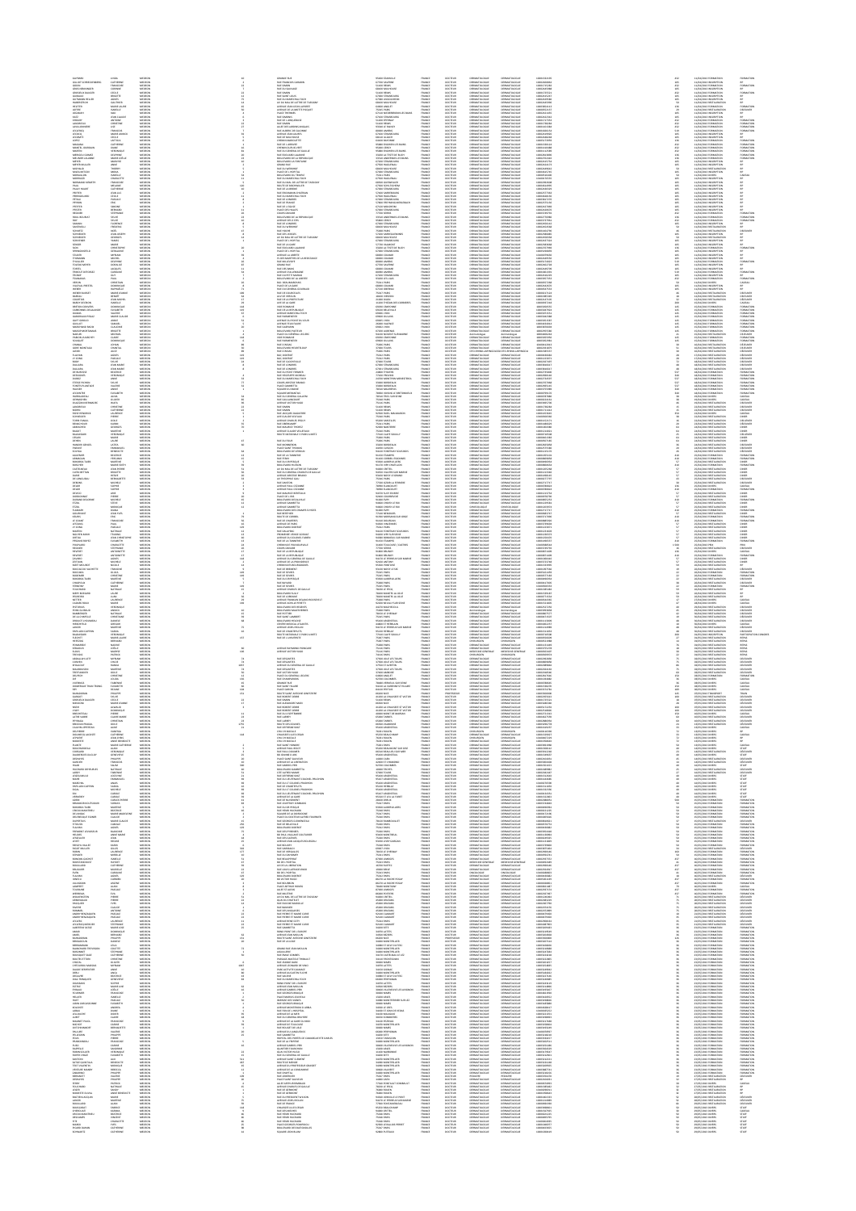|                                                                                          |              |                                                                                                                                                                                                                                  |                                                                                                                                                                                                                                                                                                                                                                                                                                                                                                                              |                                                                                                                                                                                                                                                                |                  |                                                                                                                                                                                                                                                                                                                 |                                                                                                                                                                                                                                                                                                                                                                                                                                 |                                                                                                                                                                                                                                                                    |                                                                                                                                                                 |                                                                                                        |                                                                                                                                                                                                                                                                                                                                                                                           | FORMATION<br>RP<br>FORMATION<br>RP                                                                                                                                                                                                                                                                                                                                                                                                                                |
|------------------------------------------------------------------------------------------|--------------|----------------------------------------------------------------------------------------------------------------------------------------------------------------------------------------------------------------------------------|------------------------------------------------------------------------------------------------------------------------------------------------------------------------------------------------------------------------------------------------------------------------------------------------------------------------------------------------------------------------------------------------------------------------------------------------------------------------------------------------------------------------------|----------------------------------------------------------------------------------------------------------------------------------------------------------------------------------------------------------------------------------------------------------------|------------------|-----------------------------------------------------------------------------------------------------------------------------------------------------------------------------------------------------------------------------------------------------------------------------------------------------------------|---------------------------------------------------------------------------------------------------------------------------------------------------------------------------------------------------------------------------------------------------------------------------------------------------------------------------------------------------------------------------------------------------------------------------------|--------------------------------------------------------------------------------------------------------------------------------------------------------------------------------------------------------------------------------------------------------------------|-----------------------------------------------------------------------------------------------------------------------------------------------------------------|--------------------------------------------------------------------------------------------------------|-------------------------------------------------------------------------------------------------------------------------------------------------------------------------------------------------------------------------------------------------------------------------------------------------------------------------------------------------------------------------------------------|-------------------------------------------------------------------------------------------------------------------------------------------------------------------------------------------------------------------------------------------------------------------------------------------------------------------------------------------------------------------------------------------------------------------------------------------------------------------|
|                                                                                          |              |                                                                                                                                                                                                                                  |                                                                                                                                                                                                                                                                                                                                                                                                                                                                                                                              |                                                                                                                                                                                                                                                                |                  |                                                                                                                                                                                                                                                                                                                 |                                                                                                                                                                                                                                                                                                                                                                                                                                 |                                                                                                                                                                                                                                                                    | 1000132135<br>1000150862<br>10001715382<br>10001715382<br>10001725521<br>10001015387<br>10002429586<br>10002429586<br>10002429586<br>10002429586                |                                                                                                        |                                                                                                                                                                                                                                                                                                                                                                                           |                                                                                                                                                                                                                                                                                                                                                                                                                                                                   |
|                                                                                          |              |                                                                                                                                                                                                                                  |                                                                                                                                                                                                                                                                                                                                                                                                                                                                                                                              |                                                                                                                                                                                                                                                                |                  |                                                                                                                                                                                                                                                                                                                 |                                                                                                                                                                                                                                                                                                                                                                                                                                 |                                                                                                                                                                                                                                                                    |                                                                                                                                                                 |                                                                                                        |                                                                                                                                                                                                                                                                                                                                                                                           |                                                                                                                                                                                                                                                                                                                                                                                                                                                                   |
|                                                                                          |              |                                                                                                                                                                                                                                  |                                                                                                                                                                                                                                                                                                                                                                                                                                                                                                                              |                                                                                                                                                                                                                                                                |                  |                                                                                                                                                                                                                                                                                                                 |                                                                                                                                                                                                                                                                                                                                                                                                                                 |                                                                                                                                                                                                                                                                    |                                                                                                                                                                 |                                                                                                        |                                                                                                                                                                                                                                                                                                                                                                                           |                                                                                                                                                                                                                                                                                                                                                                                                                                                                   |
|                                                                                          |              |                                                                                                                                                                                                                                  |                                                                                                                                                                                                                                                                                                                                                                                                                                                                                                                              |                                                                                                                                                                                                                                                                |                  |                                                                                                                                                                                                                                                                                                                 |                                                                                                                                                                                                                                                                                                                                                                                                                                 |                                                                                                                                                                                                                                                                    |                                                                                                                                                                 |                                                                                                        |                                                                                                                                                                                                                                                                                                                                                                                           |                                                                                                                                                                                                                                                                                                                                                                                                                                                                   |
|                                                                                          |              |                                                                                                                                                                                                                                  |                                                                                                                                                                                                                                                                                                                                                                                                                                                                                                                              |                                                                                                                                                                                                                                                                |                  |                                                                                                                                                                                                                                                                                                                 |                                                                                                                                                                                                                                                                                                                                                                                                                                 |                                                                                                                                                                                                                                                                    |                                                                                                                                                                 |                                                                                                        |                                                                                                                                                                                                                                                                                                                                                                                           |                                                                                                                                                                                                                                                                                                                                                                                                                                                                   |
|                                                                                          |              |                                                                                                                                                                                                                                  |                                                                                                                                                                                                                                                                                                                                                                                                                                                                                                                              |                                                                                                                                                                                                                                                                |                  |                                                                                                                                                                                                                                                                                                                 |                                                                                                                                                                                                                                                                                                                                                                                                                                 |                                                                                                                                                                                                                                                                    |                                                                                                                                                                 |                                                                                                        |                                                                                                                                                                                                                                                                                                                                                                                           |                                                                                                                                                                                                                                                                                                                                                                                                                                                                   |
|                                                                                          |              |                                                                                                                                                                                                                                  |                                                                                                                                                                                                                                                                                                                                                                                                                                                                                                                              |                                                                                                                                                                                                                                                                |                  |                                                                                                                                                                                                                                                                                                                 |                                                                                                                                                                                                                                                                                                                                                                                                                                 |                                                                                                                                                                                                                                                                    |                                                                                                                                                                 |                                                                                                        |                                                                                                                                                                                                                                                                                                                                                                                           | FORMATION<br>FORMATION<br>FORMATION<br>FORMATION<br>FORMATION<br>FORMATION                                                                                                                                                                                                                                                                                                                                                                                        |
|                                                                                          |              |                                                                                                                                                                                                                                  |                                                                                                                                                                                                                                                                                                                                                                                                                                                                                                                              |                                                                                                                                                                                                                                                                |                  |                                                                                                                                                                                                                                                                                                                 |                                                                                                                                                                                                                                                                                                                                                                                                                                 |                                                                                                                                                                                                                                                                    |                                                                                                                                                                 |                                                                                                        |                                                                                                                                                                                                                                                                                                                                                                                           |                                                                                                                                                                                                                                                                                                                                                                                                                                                                   |
|                                                                                          |              |                                                                                                                                                                                                                                  |                                                                                                                                                                                                                                                                                                                                                                                                                                                                                                                              |                                                                                                                                                                                                                                                                |                  |                                                                                                                                                                                                                                                                                                                 |                                                                                                                                                                                                                                                                                                                                                                                                                                 |                                                                                                                                                                                                                                                                    |                                                                                                                                                                 |                                                                                                        |                                                                                                                                                                                                                                                                                                                                                                                           |                                                                                                                                                                                                                                                                                                                                                                                                                                                                   |
|                                                                                          |              |                                                                                                                                                                                                                                  |                                                                                                                                                                                                                                                                                                                                                                                                                                                                                                                              |                                                                                                                                                                                                                                                                |                  |                                                                                                                                                                                                                                                                                                                 |                                                                                                                                                                                                                                                                                                                                                                                                                                 |                                                                                                                                                                                                                                                                    |                                                                                                                                                                 |                                                                                                        |                                                                                                                                                                                                                                                                                                                                                                                           |                                                                                                                                                                                                                                                                                                                                                                                                                                                                   |
|                                                                                          |              |                                                                                                                                                                                                                                  |                                                                                                                                                                                                                                                                                                                                                                                                                                                                                                                              |                                                                                                                                                                                                                                                                |                  |                                                                                                                                                                                                                                                                                                                 |                                                                                                                                                                                                                                                                                                                                                                                                                                 |                                                                                                                                                                                                                                                                    |                                                                                                                                                                 |                                                                                                        |                                                                                                                                                                                                                                                                                                                                                                                           |                                                                                                                                                                                                                                                                                                                                                                                                                                                                   |
|                                                                                          |              |                                                                                                                                                                                                                                  |                                                                                                                                                                                                                                                                                                                                                                                                                                                                                                                              |                                                                                                                                                                                                                                                                |                  |                                                                                                                                                                                                                                                                                                                 |                                                                                                                                                                                                                                                                                                                                                                                                                                 |                                                                                                                                                                                                                                                                    |                                                                                                                                                                 |                                                                                                        |                                                                                                                                                                                                                                                                                                                                                                                           |                                                                                                                                                                                                                                                                                                                                                                                                                                                                   |
|                                                                                          |              |                                                                                                                                                                                                                                  |                                                                                                                                                                                                                                                                                                                                                                                                                                                                                                                              |                                                                                                                                                                                                                                                                |                  |                                                                                                                                                                                                                                                                                                                 |                                                                                                                                                                                                                                                                                                                                                                                                                                 |                                                                                                                                                                                                                                                                    |                                                                                                                                                                 |                                                                                                        |                                                                                                                                                                                                                                                                                                                                                                                           |                                                                                                                                                                                                                                                                                                                                                                                                                                                                   |
|                                                                                          |              |                                                                                                                                                                                                                                  |                                                                                                                                                                                                                                                                                                                                                                                                                                                                                                                              |                                                                                                                                                                                                                                                                |                  |                                                                                                                                                                                                                                                                                                                 |                                                                                                                                                                                                                                                                                                                                                                                                                                 |                                                                                                                                                                                                                                                                    |                                                                                                                                                                 |                                                                                                        |                                                                                                                                                                                                                                                                                                                                                                                           |                                                                                                                                                                                                                                                                                                                                                                                                                                                                   |
|                                                                                          |              |                                                                                                                                                                                                                                  |                                                                                                                                                                                                                                                                                                                                                                                                                                                                                                                              |                                                                                                                                                                                                                                                                |                  |                                                                                                                                                                                                                                                                                                                 |                                                                                                                                                                                                                                                                                                                                                                                                                                 |                                                                                                                                                                                                                                                                    |                                                                                                                                                                 |                                                                                                        |                                                                                                                                                                                                                                                                                                                                                                                           |                                                                                                                                                                                                                                                                                                                                                                                                                                                                   |
|                                                                                          |              |                                                                                                                                                                                                                                  |                                                                                                                                                                                                                                                                                                                                                                                                                                                                                                                              |                                                                                                                                                                                                                                                                |                  |                                                                                                                                                                                                                                                                                                                 |                                                                                                                                                                                                                                                                                                                                                                                                                                 |                                                                                                                                                                                                                                                                    |                                                                                                                                                                 |                                                                                                        |                                                                                                                                                                                                                                                                                                                                                                                           |                                                                                                                                                                                                                                                                                                                                                                                                                                                                   |
|                                                                                          |              |                                                                                                                                                                                                                                  |                                                                                                                                                                                                                                                                                                                                                                                                                                                                                                                              |                                                                                                                                                                                                                                                                |                  |                                                                                                                                                                                                                                                                                                                 |                                                                                                                                                                                                                                                                                                                                                                                                                                 |                                                                                                                                                                                                                                                                    |                                                                                                                                                                 |                                                                                                        |                                                                                                                                                                                                                                                                                                                                                                                           |                                                                                                                                                                                                                                                                                                                                                                                                                                                                   |
|                                                                                          |              |                                                                                                                                                                                                                                  |                                                                                                                                                                                                                                                                                                                                                                                                                                                                                                                              |                                                                                                                                                                                                                                                                |                  |                                                                                                                                                                                                                                                                                                                 |                                                                                                                                                                                                                                                                                                                                                                                                                                 |                                                                                                                                                                                                                                                                    |                                                                                                                                                                 |                                                                                                        |                                                                                                                                                                                                                                                                                                                                                                                           |                                                                                                                                                                                                                                                                                                                                                                                                                                                                   |
|                                                                                          |              |                                                                                                                                                                                                                                  |                                                                                                                                                                                                                                                                                                                                                                                                                                                                                                                              |                                                                                                                                                                                                                                                                |                  |                                                                                                                                                                                                                                                                                                                 |                                                                                                                                                                                                                                                                                                                                                                                                                                 |                                                                                                                                                                                                                                                                    |                                                                                                                                                                 |                                                                                                        |                                                                                                                                                                                                                                                                                                                                                                                           |                                                                                                                                                                                                                                                                                                                                                                                                                                                                   |
|                                                                                          |              |                                                                                                                                                                                                                                  |                                                                                                                                                                                                                                                                                                                                                                                                                                                                                                                              |                                                                                                                                                                                                                                                                |                  |                                                                                                                                                                                                                                                                                                                 |                                                                                                                                                                                                                                                                                                                                                                                                                                 |                                                                                                                                                                                                                                                                    |                                                                                                                                                                 |                                                                                                        |                                                                                                                                                                                                                                                                                                                                                                                           |                                                                                                                                                                                                                                                                                                                                                                                                                                                                   |
|                                                                                          |              |                                                                                                                                                                                                                                  |                                                                                                                                                                                                                                                                                                                                                                                                                                                                                                                              |                                                                                                                                                                                                                                                                |                  |                                                                                                                                                                                                                                                                                                                 |                                                                                                                                                                                                                                                                                                                                                                                                                                 |                                                                                                                                                                                                                                                                    |                                                                                                                                                                 |                                                                                                        |                                                                                                                                                                                                                                                                                                                                                                                           |                                                                                                                                                                                                                                                                                                                                                                                                                                                                   |
|                                                                                          |              |                                                                                                                                                                                                                                  |                                                                                                                                                                                                                                                                                                                                                                                                                                                                                                                              |                                                                                                                                                                                                                                                                |                  |                                                                                                                                                                                                                                                                                                                 |                                                                                                                                                                                                                                                                                                                                                                                                                                 |                                                                                                                                                                                                                                                                    | 10003416229<br>10002657153<br>1000367358<br>10003625533<br>1000362533<br>10003655589<br>10003655555<br>10003655555<br>10003655555<br>10003655555<br>10003655555 |                                                                                                        |                                                                                                                                                                                                                                                                                                                                                                                           |                                                                                                                                                                                                                                                                                                                                                                                                                                                                   |
|                                                                                          |              |                                                                                                                                                                                                                                  | $\begin{matrix} 29 \\ 118 \\ 119 \\ 62 \\ 6 \end{matrix}$                                                                                                                                                                                                                                                                                                                                                                                                                                                                    |                                                                                                                                                                                                                                                                |                  |                                                                                                                                                                                                                                                                                                                 |                                                                                                                                                                                                                                                                                                                                                                                                                                 |                                                                                                                                                                                                                                                                    |                                                                                                                                                                 |                                                                                                        |                                                                                                                                                                                                                                                                                                                                                                                           |                                                                                                                                                                                                                                                                                                                                                                                                                                                                   |
|                                                                                          |              |                                                                                                                                                                                                                                  |                                                                                                                                                                                                                                                                                                                                                                                                                                                                                                                              |                                                                                                                                                                                                                                                                |                  |                                                                                                                                                                                                                                                                                                                 |                                                                                                                                                                                                                                                                                                                                                                                                                                 |                                                                                                                                                                                                                                                                    |                                                                                                                                                                 |                                                                                                        |                                                                                                                                                                                                                                                                                                                                                                                           |                                                                                                                                                                                                                                                                                                                                                                                                                                                                   |
|                                                                                          |              |                                                                                                                                                                                                                                  |                                                                                                                                                                                                                                                                                                                                                                                                                                                                                                                              |                                                                                                                                                                                                                                                                |                  |                                                                                                                                                                                                                                                                                                                 |                                                                                                                                                                                                                                                                                                                                                                                                                                 |                                                                                                                                                                                                                                                                    |                                                                                                                                                                 |                                                                                                        |                                                                                                                                                                                                                                                                                                                                                                                           |                                                                                                                                                                                                                                                                                                                                                                                                                                                                   |
|                                                                                          |              |                                                                                                                                                                                                                                  |                                                                                                                                                                                                                                                                                                                                                                                                                                                                                                                              |                                                                                                                                                                                                                                                                |                  |                                                                                                                                                                                                                                                                                                                 |                                                                                                                                                                                                                                                                                                                                                                                                                                 |                                                                                                                                                                                                                                                                    |                                                                                                                                                                 |                                                                                                        |                                                                                                                                                                                                                                                                                                                                                                                           |                                                                                                                                                                                                                                                                                                                                                                                                                                                                   |
|                                                                                          |              |                                                                                                                                                                                                                                  |                                                                                                                                                                                                                                                                                                                                                                                                                                                                                                                              |                                                                                                                                                                                                                                                                |                  |                                                                                                                                                                                                                                                                                                                 |                                                                                                                                                                                                                                                                                                                                                                                                                                 |                                                                                                                                                                                                                                                                    |                                                                                                                                                                 |                                                                                                        |                                                                                                                                                                                                                                                                                                                                                                                           |                                                                                                                                                                                                                                                                                                                                                                                                                                                                   |
|                                                                                          |              |                                                                                                                                                                                                                                  | $\begin{array}{r} 10 \\ 89 \\ 119 \\ 119 \\ 24 \\ k \\ k \\ \end{array}$                                                                                                                                                                                                                                                                                                                                                                                                                                                     |                                                                                                                                                                                                                                                                |                  |                                                                                                                                                                                                                                                                                                                 |                                                                                                                                                                                                                                                                                                                                                                                                                                 |                                                                                                                                                                                                                                                                    |                                                                                                                                                                 |                                                                                                        |                                                                                                                                                                                                                                                                                                                                                                                           |                                                                                                                                                                                                                                                                                                                                                                                                                                                                   |
|                                                                                          |              |                                                                                                                                                                                                                                  |                                                                                                                                                                                                                                                                                                                                                                                                                                                                                                                              |                                                                                                                                                                                                                                                                |                  |                                                                                                                                                                                                                                                                                                                 |                                                                                                                                                                                                                                                                                                                                                                                                                                 |                                                                                                                                                                                                                                                                    |                                                                                                                                                                 |                                                                                                        |                                                                                                                                                                                                                                                                                                                                                                                           |                                                                                                                                                                                                                                                                                                                                                                                                                                                                   |
|                                                                                          |              |                                                                                                                                                                                                                                  |                                                                                                                                                                                                                                                                                                                                                                                                                                                                                                                              |                                                                                                                                                                                                                                                                |                  |                                                                                                                                                                                                                                                                                                                 |                                                                                                                                                                                                                                                                                                                                                                                                                                 |                                                                                                                                                                                                                                                                    |                                                                                                                                                                 |                                                                                                        |                                                                                                                                                                                                                                                                                                                                                                                           |                                                                                                                                                                                                                                                                                                                                                                                                                                                                   |
|                                                                                          |              |                                                                                                                                                                                                                                  |                                                                                                                                                                                                                                                                                                                                                                                                                                                                                                                              |                                                                                                                                                                                                                                                                |                  |                                                                                                                                                                                                                                                                                                                 |                                                                                                                                                                                                                                                                                                                                                                                                                                 |                                                                                                                                                                                                                                                                    |                                                                                                                                                                 | 化对射发光 经计算机 医神经性性结核病                                                                                    |                                                                                                                                                                                                                                                                                                                                                                                           |                                                                                                                                                                                                                                                                                                                                                                                                                                                                   |
|                                                                                          |              |                                                                                                                                                                                                                                  |                                                                                                                                                                                                                                                                                                                                                                                                                                                                                                                              |                                                                                                                                                                                                                                                                |                  |                                                                                                                                                                                                                                                                                                                 |                                                                                                                                                                                                                                                                                                                                                                                                                                 |                                                                                                                                                                                                                                                                    |                                                                                                                                                                 |                                                                                                        |                                                                                                                                                                                                                                                                                                                                                                                           |                                                                                                                                                                                                                                                                                                                                                                                                                                                                   |
|                                                                                          |              |                                                                                                                                                                                                                                  |                                                                                                                                                                                                                                                                                                                                                                                                                                                                                                                              |                                                                                                                                                                                                                                                                |                  |                                                                                                                                                                                                                                                                                                                 |                                                                                                                                                                                                                                                                                                                                                                                                                                 |                                                                                                                                                                                                                                                                    |                                                                                                                                                                 |                                                                                                        |                                                                                                                                                                                                                                                                                                                                                                                           |                                                                                                                                                                                                                                                                                                                                                                                                                                                                   |
|                                                                                          |              |                                                                                                                                                                                                                                  |                                                                                                                                                                                                                                                                                                                                                                                                                                                                                                                              |                                                                                                                                                                                                                                                                |                  |                                                                                                                                                                                                                                                                                                                 |                                                                                                                                                                                                                                                                                                                                                                                                                                 |                                                                                                                                                                                                                                                                    |                                                                                                                                                                 |                                                                                                        |                                                                                                                                                                                                                                                                                                                                                                                           |                                                                                                                                                                                                                                                                                                                                                                                                                                                                   |
|                                                                                          |              |                                                                                                                                                                                                                                  | $\frac{m}{1}$                                                                                                                                                                                                                                                                                                                                                                                                                                                                                                                |                                                                                                                                                                                                                                                                |                  |                                                                                                                                                                                                                                                                                                                 |                                                                                                                                                                                                                                                                                                                                                                                                                                 |                                                                                                                                                                                                                                                                    |                                                                                                                                                                 |                                                                                                        |                                                                                                                                                                                                                                                                                                                                                                                           |                                                                                                                                                                                                                                                                                                                                                                                                                                                                   |
|                                                                                          |              |                                                                                                                                                                                                                                  |                                                                                                                                                                                                                                                                                                                                                                                                                                                                                                                              |                                                                                                                                                                                                                                                                |                  |                                                                                                                                                                                                                                                                                                                 |                                                                                                                                                                                                                                                                                                                                                                                                                                 |                                                                                                                                                                                                                                                                    |                                                                                                                                                                 |                                                                                                        |                                                                                                                                                                                                                                                                                                                                                                                           |                                                                                                                                                                                                                                                                                                                                                                                                                                                                   |
|                                                                                          |              |                                                                                                                                                                                                                                  |                                                                                                                                                                                                                                                                                                                                                                                                                                                                                                                              |                                                                                                                                                                                                                                                                |                  |                                                                                                                                                                                                                                                                                                                 |                                                                                                                                                                                                                                                                                                                                                                                                                                 |                                                                                                                                                                                                                                                                    |                                                                                                                                                                 |                                                                                                        |                                                                                                                                                                                                                                                                                                                                                                                           |                                                                                                                                                                                                                                                                                                                                                                                                                                                                   |
|                                                                                          |              |                                                                                                                                                                                                                                  |                                                                                                                                                                                                                                                                                                                                                                                                                                                                                                                              |                                                                                                                                                                                                                                                                |                  | N A MAN A MAN A MAN A MAN A MAN A MAN A MAN A MAN A MAN A MAN A MAN A MAN A MAN A MAN A MAN A MAN A MAN A MAN A                                                                                                                                                                                                 |                                                                                                                                                                                                                                                                                                                                                                                                                                 |                                                                                                                                                                                                                                                                    |                                                                                                                                                                 | 美权权 美国德国 计初步存储 法确保 计数字数据 计数字数字 计计数据 经法庭的计算                                                             |                                                                                                                                                                                                                                                                                                                                                                                           | 2018年12月28日,1月28日的1月28日,1月28日,1月28日,1月28日,1月28日,1月28日,1月28日,1月28日,1月28日,1月28日,1月28日,1月28日,1月28日,1月28日,1月28日,1月28日,1月28日,1月28日,1月28日,1月28日,1月28日,1月28日,1月28日,1月28日,1月28日,1月28日,1月28日,1月28日,1月28日,1月28日,1月28日,1月28日,1月28日,1月28日                                                                                                                                                                                                                                     |
|                                                                                          |              |                                                                                                                                                                                                                                  |                                                                                                                                                                                                                                                                                                                                                                                                                                                                                                                              |                                                                                                                                                                                                                                                                |                  |                                                                                                                                                                                                                                                                                                                 |                                                                                                                                                                                                                                                                                                                                                                                                                                 |                                                                                                                                                                                                                                                                    |                                                                                                                                                                 |                                                                                                        |                                                                                                                                                                                                                                                                                                                                                                                           |                                                                                                                                                                                                                                                                                                                                                                                                                                                                   |
|                                                                                          |              |                                                                                                                                                                                                                                  |                                                                                                                                                                                                                                                                                                                                                                                                                                                                                                                              |                                                                                                                                                                                                                                                                |                  |                                                                                                                                                                                                                                                                                                                 |                                                                                                                                                                                                                                                                                                                                                                                                                                 |                                                                                                                                                                                                                                                                    |                                                                                                                                                                 |                                                                                                        |                                                                                                                                                                                                                                                                                                                                                                                           |                                                                                                                                                                                                                                                                                                                                                                                                                                                                   |
|                                                                                          |              |                                                                                                                                                                                                                                  |                                                                                                                                                                                                                                                                                                                                                                                                                                                                                                                              |                                                                                                                                                                                                                                                                |                  |                                                                                                                                                                                                                                                                                                                 |                                                                                                                                                                                                                                                                                                                                                                                                                                 |                                                                                                                                                                                                                                                                    |                                                                                                                                                                 |                                                                                                        |                                                                                                                                                                                                                                                                                                                                                                                           |                                                                                                                                                                                                                                                                                                                                                                                                                                                                   |
|                                                                                          |              |                                                                                                                                                                                                                                  |                                                                                                                                                                                                                                                                                                                                                                                                                                                                                                                              |                                                                                                                                                                                                                                                                |                  |                                                                                                                                                                                                                                                                                                                 |                                                                                                                                                                                                                                                                                                                                                                                                                                 |                                                                                                                                                                                                                                                                    |                                                                                                                                                                 |                                                                                                        |                                                                                                                                                                                                                                                                                                                                                                                           |                                                                                                                                                                                                                                                                                                                                                                                                                                                                   |
|                                                                                          |              |                                                                                                                                                                                                                                  |                                                                                                                                                                                                                                                                                                                                                                                                                                                                                                                              |                                                                                                                                                                                                                                                                |                  |                                                                                                                                                                                                                                                                                                                 |                                                                                                                                                                                                                                                                                                                                                                                                                                 |                                                                                                                                                                                                                                                                    |                                                                                                                                                                 |                                                                                                        |                                                                                                                                                                                                                                                                                                                                                                                           |                                                                                                                                                                                                                                                                                                                                                                                                                                                                   |
|                                                                                          |              |                                                                                                                                                                                                                                  |                                                                                                                                                                                                                                                                                                                                                                                                                                                                                                                              |                                                                                                                                                                                                                                                                |                  |                                                                                                                                                                                                                                                                                                                 |                                                                                                                                                                                                                                                                                                                                                                                                                                 |                                                                                                                                                                                                                                                                    |                                                                                                                                                                 |                                                                                                        |                                                                                                                                                                                                                                                                                                                                                                                           |                                                                                                                                                                                                                                                                                                                                                                                                                                                                   |
|                                                                                          |              |                                                                                                                                                                                                                                  |                                                                                                                                                                                                                                                                                                                                                                                                                                                                                                                              |                                                                                                                                                                                                                                                                |                  |                                                                                                                                                                                                                                                                                                                 |                                                                                                                                                                                                                                                                                                                                                                                                                                 |                                                                                                                                                                                                                                                                    |                                                                                                                                                                 |                                                                                                        |                                                                                                                                                                                                                                                                                                                                                                                           |                                                                                                                                                                                                                                                                                                                                                                                                                                                                   |
|                                                                                          |              |                                                                                                                                                                                                                                  |                                                                                                                                                                                                                                                                                                                                                                                                                                                                                                                              |                                                                                                                                                                                                                                                                |                  |                                                                                                                                                                                                                                                                                                                 |                                                                                                                                                                                                                                                                                                                                                                                                                                 |                                                                                                                                                                                                                                                                    |                                                                                                                                                                 |                                                                                                        |                                                                                                                                                                                                                                                                                                                                                                                           |                                                                                                                                                                                                                                                                                                                                                                                                                                                                   |
|                                                                                          |              |                                                                                                                                                                                                                                  |                                                                                                                                                                                                                                                                                                                                                                                                                                                                                                                              |                                                                                                                                                                                                                                                                |                  |                                                                                                                                                                                                                                                                                                                 |                                                                                                                                                                                                                                                                                                                                                                                                                                 |                                                                                                                                                                                                                                                                    |                                                                                                                                                                 |                                                                                                        |                                                                                                                                                                                                                                                                                                                                                                                           |                                                                                                                                                                                                                                                                                                                                                                                                                                                                   |
|                                                                                          |              |                                                                                                                                                                                                                                  |                                                                                                                                                                                                                                                                                                                                                                                                                                                                                                                              |                                                                                                                                                                                                                                                                |                  |                                                                                                                                                                                                                                                                                                                 |                                                                                                                                                                                                                                                                                                                                                                                                                                 |                                                                                                                                                                                                                                                                    |                                                                                                                                                                 |                                                                                                        |                                                                                                                                                                                                                                                                                                                                                                                           |                                                                                                                                                                                                                                                                                                                                                                                                                                                                   |
|                                                                                          |              |                                                                                                                                                                                                                                  |                                                                                                                                                                                                                                                                                                                                                                                                                                                                                                                              |                                                                                                                                                                                                                                                                |                  |                                                                                                                                                                                                                                                                                                                 |                                                                                                                                                                                                                                                                                                                                                                                                                                 |                                                                                                                                                                                                                                                                    |                                                                                                                                                                 |                                                                                                        |                                                                                                                                                                                                                                                                                                                                                                                           |                                                                                                                                                                                                                                                                                                                                                                                                                                                                   |
|                                                                                          |              |                                                                                                                                                                                                                                  |                                                                                                                                                                                                                                                                                                                                                                                                                                                                                                                              |                                                                                                                                                                                                                                                                |                  |                                                                                                                                                                                                                                                                                                                 |                                                                                                                                                                                                                                                                                                                                                                                                                                 |                                                                                                                                                                                                                                                                    |                                                                                                                                                                 |                                                                                                        |                                                                                                                                                                                                                                                                                                                                                                                           | DESUNAK<br>FORMATION<br>DESUNAK<br>DESUNAK<br>FORMATION<br>RP<br>RP                                                                                                                                                                                                                                                                                                                                                                                               |
|                                                                                          |              |                                                                                                                                                                                                                                  |                                                                                                                                                                                                                                                                                                                                                                                                                                                                                                                              |                                                                                                                                                                                                                                                                |                  |                                                                                                                                                                                                                                                                                                                 |                                                                                                                                                                                                                                                                                                                                                                                                                                 |                                                                                                                                                                                                                                                                    |                                                                                                                                                                 |                                                                                                        |                                                                                                                                                                                                                                                                                                                                                                                           |                                                                                                                                                                                                                                                                                                                                                                                                                                                                   |
|                                                                                          |              |                                                                                                                                                                                                                                  |                                                                                                                                                                                                                                                                                                                                                                                                                                                                                                                              |                                                                                                                                                                                                                                                                |                  |                                                                                                                                                                                                                                                                                                                 |                                                                                                                                                                                                                                                                                                                                                                                                                                 |                                                                                                                                                                                                                                                                    |                                                                                                                                                                 |                                                                                                        |                                                                                                                                                                                                                                                                                                                                                                                           |                                                                                                                                                                                                                                                                                                                                                                                                                                                                   |
|                                                                                          |              |                                                                                                                                                                                                                                  |                                                                                                                                                                                                                                                                                                                                                                                                                                                                                                                              |                                                                                                                                                                                                                                                                |                  |                                                                                                                                                                                                                                                                                                                 |                                                                                                                                                                                                                                                                                                                                                                                                                                 |                                                                                                                                                                                                                                                                    |                                                                                                                                                                 |                                                                                                        |                                                                                                                                                                                                                                                                                                                                                                                           |                                                                                                                                                                                                                                                                                                                                                                                                                                                                   |
|                                                                                          |              |                                                                                                                                                                                                                                  |                                                                                                                                                                                                                                                                                                                                                                                                                                                                                                                              |                                                                                                                                                                                                                                                                |                  |                                                                                                                                                                                                                                                                                                                 |                                                                                                                                                                                                                                                                                                                                                                                                                                 |                                                                                                                                                                                                                                                                    | 1000137256<br>10003983838<br>1000087577<br>1000671507<br>1000115009<br>1000115009<br>1000115009                                                                 |                                                                                                        |                                                                                                                                                                                                                                                                                                                                                                                           | $\begin{tabular}{l c c c} \hline \multicolumn{1}{l}{\textbf{CALU}}\\ \hline \multicolumn{1}{l}{\textbf{CALU}}\\ \hline \multicolumn{1}{l}{\textbf{CALU}}\\ \hline \multicolumn{1}{l}{\textbf{CALU}}\\ \hline \multicolumn{1}{l}{\textbf{CALU}}\\ \hline \multicolumn{1}{l}{\textbf{CALU}}\\ \hline \multicolumn{1}{l}{\textbf{CALU}}\\ \hline \multicolumn{1}{l}{\textbf{CALU}}\\ \hline \multicolumn{1}{l}{\textbf{CALU}}\\ \hline \multicolumn{1}{l}{\textbf{C$ |
|                                                                                          |              |                                                                                                                                                                                                                                  |                                                                                                                                                                                                                                                                                                                                                                                                                                                                                                                              |                                                                                                                                                                                                                                                                |                  |                                                                                                                                                                                                                                                                                                                 |                                                                                                                                                                                                                                                                                                                                                                                                                                 |                                                                                                                                                                                                                                                                    |                                                                                                                                                                 | $\begin{array}{c} 10 \\ 0 \\ 0 \\ 27 \end{array}$                                                      |                                                                                                                                                                                                                                                                                                                                                                                           |                                                                                                                                                                                                                                                                                                                                                                                                                                                                   |
|                                                                                          |              |                                                                                                                                                                                                                                  | 157                                                                                                                                                                                                                                                                                                                                                                                                                                                                                                                          |                                                                                                                                                                                                                                                                |                  |                                                                                                                                                                                                                                                                                                                 |                                                                                                                                                                                                                                                                                                                                                                                                                                 |                                                                                                                                                                                                                                                                    | 10001311033<br>1000170508<br>10000356609<br>10000521988<br>10001131449                                                                                          |                                                                                                        |                                                                                                                                                                                                                                                                                                                                                                                           |                                                                                                                                                                                                                                                                                                                                                                                                                                                                   |
|                                                                                          |              |                                                                                                                                                                                                                                  | $\frac{\omega}{\omega}$                                                                                                                                                                                                                                                                                                                                                                                                                                                                                                      | AVENJE RAYMOND POINCARE<br>AVENJE VICTOR HJSO                                                                                                                                                                                                                  |                  |                                                                                                                                                                                                                                                                                                                 |                                                                                                                                                                                                                                                                                                                                                                                                                                 |                                                                                                                                                                                                                                                                    |                                                                                                                                                                 |                                                                                                        | ER/RUZEN RESIMUARINDE<br>ER/RUZEN RESIMUARINDE<br>ER/RUZEN RESIMUARINDE<br>ER/RUZEN RESIMUARINDE<br>ER/RUZEN RESIMUARINDE<br>ER/RUZEN RESIMUARINDE<br>ER/RUZEN RESIMUARINDE<br>ER/RUZEN RESIMUARINDE<br>ER/RUZEN RESIMUARINDE<br>ER/RUZEN RESIMUARINDE<br>ER                                                                                                                              |                                                                                                                                                                                                                                                                                                                                                                                                                                                                   |
|                                                                                          |              |                                                                                                                                                                                                                                  |                                                                                                                                                                                                                                                                                                                                                                                                                                                                                                                              | AVAILA VATOR HARASSA<br>SEN REGIONES<br>AVAILA VATOR HARASSA DE GRANALA SEN REGIONES<br>AVAILA DO GENERALA DE GRANALA<br>PER DESCRIPCIÓN<br>PER DE GRANALA<br>CARACTERIS<br>PER DE GRANALA<br>PER DE GRANALA<br>PER DE GRANALA<br>PER DE GRANALA<br>PER DE GRA |                  |                                                                                                                                                                                                                                                                                                                 |                                                                                                                                                                                                                                                                                                                                                                                                                                 |                                                                                                                                                                                                                                                                    | 10001755278<br>10000161607<br>10000160974<br>100008092830                                                                                                       |                                                                                                        |                                                                                                                                                                                                                                                                                                                                                                                           |                                                                                                                                                                                                                                                                                                                                                                                                                                                                   |
|                                                                                          |              |                                                                                                                                                                                                                                  |                                                                                                                                                                                                                                                                                                                                                                                                                                                                                                                              |                                                                                                                                                                                                                                                                |                  |                                                                                                                                                                                                                                                                                                                 |                                                                                                                                                                                                                                                                                                                                                                                                                                 |                                                                                                                                                                                                                                                                    | 1000080984<br>1000031684<br>1000031168<br>10000817656<br>10000817656                                                                                            |                                                                                                        |                                                                                                                                                                                                                                                                                                                                                                                           |                                                                                                                                                                                                                                                                                                                                                                                                                                                                   |
|                                                                                          |              |                                                                                                                                                                                                                                  |                                                                                                                                                                                                                                                                                                                                                                                                                                                                                                                              |                                                                                                                                                                                                                                                                |                  |                                                                                                                                                                                                                                                                                                                 |                                                                                                                                                                                                                                                                                                                                                                                                                                 |                                                                                                                                                                                                                                                                    |                                                                                                                                                                 |                                                                                                        |                                                                                                                                                                                                                                                                                                                                                                                           |                                                                                                                                                                                                                                                                                                                                                                                                                                                                   |
|                                                                                          |              |                                                                                                                                                                                                                                  | 151                                                                                                                                                                                                                                                                                                                                                                                                                                                                                                                          |                                                                                                                                                                                                                                                                |                  |                                                                                                                                                                                                                                                                                                                 | ENRANTOLOGUS<br>EGRANTOLOGUS<br>EGRANTOLOGUS<br>EGRANTOLOGUS<br>DERMATOLOGUE<br>DERMATOLOGUE                                                                                                                                                                                                                                                                                                                                    |                                                                                                                                                                                                                                                                    | 10000788649<br>10000588270<br>10003374781<br>10003300000                                                                                                        |                                                                                                        |                                                                                                                                                                                                                                                                                                                                                                                           |                                                                                                                                                                                                                                                                                                                                                                                                                                                                   |
|                                                                                          |              |                                                                                                                                                                                                                                  |                                                                                                                                                                                                                                                                                                                                                                                                                                                                                                                              |                                                                                                                                                                                                                                                                |                  |                                                                                                                                                                                                                                                                                                                 |                                                                                                                                                                                                                                                                                                                                                                                                                                 |                                                                                                                                                                                                                                                                    |                                                                                                                                                                 |                                                                                                        |                                                                                                                                                                                                                                                                                                                                                                                           |                                                                                                                                                                                                                                                                                                                                                                                                                                                                   |
|                                                                                          |              |                                                                                                                                                                                                                                  |                                                                                                                                                                                                                                                                                                                                                                                                                                                                                                                              |                                                                                                                                                                                                                                                                |                  |                                                                                                                                                                                                                                                                                                                 | DERMATOLOGIA<br>DERMATOLOGIA<br>DERMATOLOGIA<br>DERMATOLOGIA<br>DERMATOLOGIA                                                                                                                                                                                                                                                                                                                                                    | DERMATOLOGIE<br>DERMATOLOGIE<br>DERMATOLOGIE<br>DERMATOLOGIE                                                                                                                                                                                                       |                                                                                                                                                                 |                                                                                                        | 07/05/2013 RESTAURATION<br>07/05/2013 RESTAURATION<br>07/05/2013 RESTAURATION<br>07/05/2013 RESTAURATION<br>10/05/2013 RESTAURATION<br>10/05/2013 RESTAURATION                                                                                                                                                                                                                            |                                                                                                                                                                                                                                                                                                                                                                                                                                                                   |
|                                                                                          | CLAIRE MARIE | MEDECN<br>MEDECN                                                                                                                                                                                                                 | $\frac{21}{1255}$                                                                                                                                                                                                                                                                                                                                                                                                                                                                                                            |                                                                                                                                                                                                                                                                | FRANCE<br>FRANCE | DOCTEUR<br>DOCTEUR<br>DOCTEUR<br>DOCTEUR<br>DOCTEUR                                                                                                                                                                                                                                                             |                                                                                                                                                                                                                                                                                                                                                                                                                                 |                                                                                                                                                                                                                                                                    | 10002886934<br>10003296778                                                                                                                                      | $\frac{60}{24}$                                                                                        | 10/05/2013 RESTAURATION<br>13/05/2013 RESTAURATION                                                                                                                                                                                                                                                                                                                                        | DESUNER<br>DESUNER                                                                                                                                                                                                                                                                                                                                                                                                                                                |
|                                                                                          |              | MÉDÉCN<br>MÉDÉCN                                                                                                                                                                                                                 | 118                                                                                                                                                                                                                                                                                                                                                                                                                                                                                                                          |                                                                                                                                                                                                                                                                | FRANCE<br>FRANCE |                                                                                                                                                                                                                                                                                                                 |                                                                                                                                                                                                                                                                                                                                                                                                                                 | DERMATOLOGIJE<br>DERMATOLOGIJE<br>DERMATOLOGIJE<br>OHRURGER                                                                                                                                                                                                        | 10005619237                                                                                                                                                     | $\frac{33}{72}$                                                                                        | 13,105/2013 DIVERS<br>13,105/2013 DIVERS                                                                                                                                                                                                                                                                                                                                                  | $\frac{1}{2}$                                                                                                                                                                                                                                                                                                                                                                                                                                                     |
|                                                                                          |              |                                                                                                                                                                                                                                  |                                                                                                                                                                                                                                                                                                                                                                                                                                                                                                                              |                                                                                                                                                                                                                                                                |                  |                                                                                                                                                                                                                                                                                                                 |                                                                                                                                                                                                                                                                                                                                                                                                                                 |                                                                                                                                                                                                                                                                    | 10100156390<br>10005629027<br>10005963661<br>1000596861<br>10005961112<br>100059612118<br>10003166361<br>10003166361<br>10003166361<br>10003166361              | 222002010                                                                                              |                                                                                                                                                                                                                                                                                                                                                                                           | $\begin{matrix} 0.05440 \\ 0 \\ 0 \\ 0 \end{matrix}$                                                                                                                                                                                                                                                                                                                                                                                                              |
|                                                                                          |              |                                                                                                                                                                                                                                  | $\frac{2}{5}$                                                                                                                                                                                                                                                                                                                                                                                                                                                                                                                |                                                                                                                                                                                                                                                                |                  |                                                                                                                                                                                                                                                                                                                 |                                                                                                                                                                                                                                                                                                                                                                                                                                 |                                                                                                                                                                                                                                                                    |                                                                                                                                                                 |                                                                                                        |                                                                                                                                                                                                                                                                                                                                                                                           |                                                                                                                                                                                                                                                                                                                                                                                                                                                                   |
|                                                                                          |              |                                                                                                                                                                                                                                  |                                                                                                                                                                                                                                                                                                                                                                                                                                                                                                                              |                                                                                                                                                                                                                                                                |                  |                                                                                                                                                                                                                                                                                                                 |                                                                                                                                                                                                                                                                                                                                                                                                                                 |                                                                                                                                                                                                                                                                    |                                                                                                                                                                 |                                                                                                        |                                                                                                                                                                                                                                                                                                                                                                                           |                                                                                                                                                                                                                                                                                                                                                                                                                                                                   |
|                                                                                          |              |                                                                                                                                                                                                                                  |                                                                                                                                                                                                                                                                                                                                                                                                                                                                                                                              |                                                                                                                                                                                                                                                                |                  | SOCTIUS<br>DOCTIUS<br>DOCTIUS<br>DOCTIUS<br>DOCTIUS<br>DOCTIUS<br>DOCTIUS<br>DOCTIUS<br>DOCTIUS<br>DOCTIUS<br>DOCTIUS<br>DOCTIUS<br>DOCTIUS<br>DOCTIUS<br>DOCTIUS<br>DOCTIUS<br>DOCTIUS<br>DOCTIUS<br>DOCTIUS<br>DOCTIUS<br>DOCTIUS<br>DOCTIUS<br>DOCTIUS<br>DOCTIUS<br>DOCTIUS<br>DOCTIUS<br>DOCTIUS<br>DOCTIU | EGRANTOLOGIE<br>EGRANTOLOGIE<br>EGRANTOLOGIE<br>EGRANTOLOGIE<br>EGRANTOLOGIE<br>CHRUCHES<br>CHRUCHES<br>EGRANTOLOGIE<br>EGRANTOLOGIE<br>EGRANTOLOGIE<br>EGRANTOLOGIE<br>EGRANTOLOGIE<br>EGRANTOLOGIE<br>EGRANTOLOGIE<br>EGRANTOLOGIE<br>EGRANTOLOGIE<br>EGRANTOLOGIE<br>EGRANTOLO                                                                                                                                               | CHRISTING<br>CHRISTING<br>CHRISTING<br>CHRISTING<br>CHRISTING<br>CHRISTING<br>CHRISTING<br>CHRISTING<br>CHRISTING<br>CHRISTING<br>CHRISTING<br>CHRISTING<br>CHRISTING<br>CHRISTING<br>CHRISTING<br>CHRISTING<br>CHRISTING<br>CHRISTING<br>CHRISTING<br>CHRISTING   | 10001011111<br>10003012441<br>10001312643                                                                                                                       | $\frac{25}{27}$                                                                                        | $\begin{split} &1.100/22012~\text{GeV}^{1/6}\\ &1.00/22012~\text{GeV}^{1/6}\\ &1.00/22012~\text{GeV}^{1/6}\\ &1.10/22012~\text{GeV}^{1/6}\\ &1.10/22012~\text{GeV}^{1/6}\\ &1.00/22012~\text{GeV}^{1/6}\\ &1.00/22012~\text{GeV}^{1/6}\\ &1.00/22012~\text{GeV}^{1/6}\\ &1.00/22012~\text{GeV}^{1/6}\\ &1.00/22012~\text{GeV$                                                             | $\begin{array}{l} \text{COLIM} \\ \text{SIMH} \\ \text{SIMH} \\ \text{DASUMAR} \\ \text{DASUMAR} \\ \text{DASUMAR} \\ \text{DASUMAR} \\ \text{DASUMAR} \\ \text{DASUMAR} \\ \text{SIMH} \\ \text{SIMH} \\ \text{SIMH} \\ \text{SIMH} \\ \text{SIMH} \\ \text{SIMH} \\ \text{SIMH} \\ \text{SIMH} \\ \text{SIMH} \\ \text{SIMH} \\ \text{SIMH} \\ \text{SIMH} \\ \text{SIMH} \\ \text{SIMH} \\ \text{SIMH} \\ \text{SIMH} \\ \text{SIMH}$                          |
|                                                                                          |              |                                                                                                                                                                                                                                  |                                                                                                                                                                                                                                                                                                                                                                                                                                                                                                                              |                                                                                                                                                                                                                                                                |                  |                                                                                                                                                                                                                                                                                                                 |                                                                                                                                                                                                                                                                                                                                                                                                                                 |                                                                                                                                                                                                                                                                    | 1000544686                                                                                                                                                      | $\frac{40}{40}$                                                                                        |                                                                                                                                                                                                                                                                                                                                                                                           |                                                                                                                                                                                                                                                                                                                                                                                                                                                                   |
|                                                                                          |              |                                                                                                                                                                                                                                  |                                                                                                                                                                                                                                                                                                                                                                                                                                                                                                                              |                                                                                                                                                                                                                                                                |                  |                                                                                                                                                                                                                                                                                                                 |                                                                                                                                                                                                                                                                                                                                                                                                                                 |                                                                                                                                                                                                                                                                    | 10001311033<br>10001312336<br>10001322063<br>1000208051                                                                                                         |                                                                                                        |                                                                                                                                                                                                                                                                                                                                                                                           |                                                                                                                                                                                                                                                                                                                                                                                                                                                                   |
|                                                                                          |              |                                                                                                                                                                                                                                  |                                                                                                                                                                                                                                                                                                                                                                                                                                                                                                                              |                                                                                                                                                                                                                                                                |                  |                                                                                                                                                                                                                                                                                                                 | <b>DERMYDDOLLE</b><br>DERMYDDOLLE<br>DERMYDDOLLE<br>DERMYDDOLLE<br>DERMYDDOLLE<br>DERMYDDOLLE<br>DERMYDDOLLE<br>DERMYDDOLLE<br>DERMYDDOLLE<br>DERMYDDOLLE<br>DERMYDDOLLE<br>DERMYDDOLLE                                                                                                                                                                                                                                         | DERMATOLOGIES<br>DERMATOLOGIES<br>DERMATOLOGIES<br>DERMATOLOGIES<br>DERMATOLOGIES<br>DERMATOLOGIES<br>DERMATOLOGIES<br>DERMATOLOGIES<br>DERMATOLOGIES<br>DERMATOLOGIES<br>DERMATOLOGIES                                                                            | 10002088051<br>10002765862<br>10000221225<br>10000221225                                                                                                        | 8888888                                                                                                |                                                                                                                                                                                                                                                                                                                                                                                           |                                                                                                                                                                                                                                                                                                                                                                                                                                                                   |
|                                                                                          |              |                                                                                                                                                                                                                                  | $\frac{2}{2}$                                                                                                                                                                                                                                                                                                                                                                                                                                                                                                                |                                                                                                                                                                                                                                                                |                  |                                                                                                                                                                                                                                                                                                                 |                                                                                                                                                                                                                                                                                                                                                                                                                                 |                                                                                                                                                                                                                                                                    | 100001721%                                                                                                                                                      |                                                                                                        |                                                                                                                                                                                                                                                                                                                                                                                           |                                                                                                                                                                                                                                                                                                                                                                                                                                                                   |
|                                                                                          |              |                                                                                                                                                                                                                                  |                                                                                                                                                                                                                                                                                                                                                                                                                                                                                                                              |                                                                                                                                                                                                                                                                |                  |                                                                                                                                                                                                                                                                                                                 |                                                                                                                                                                                                                                                                                                                                                                                                                                 |                                                                                                                                                                                                                                                                    |                                                                                                                                                                 |                                                                                                        |                                                                                                                                                                                                                                                                                                                                                                                           |                                                                                                                                                                                                                                                                                                                                                                                                                                                                   |
|                                                                                          |              |                                                                                                                                                                                                                                  | $\begin{array}{r} 15 \\ 256 \\ 128 \\ 76 \\ 4 \end{array}$                                                                                                                                                                                                                                                                                                                                                                                                                                                                   |                                                                                                                                                                                                                                                                |                  |                                                                                                                                                                                                                                                                                                                 |                                                                                                                                                                                                                                                                                                                                                                                                                                 |                                                                                                                                                                                                                                                                    |                                                                                                                                                                 | 8888888888                                                                                             |                                                                                                                                                                                                                                                                                                                                                                                           |                                                                                                                                                                                                                                                                                                                                                                                                                                                                   |
|                                                                                          |              |                                                                                                                                                                                                                                  |                                                                                                                                                                                                                                                                                                                                                                                                                                                                                                                              |                                                                                                                                                                                                                                                                |                  |                                                                                                                                                                                                                                                                                                                 |                                                                                                                                                                                                                                                                                                                                                                                                                                 |                                                                                                                                                                                                                                                                    | 10004001626<br>10008102174<br>10008102174<br>1000810184138<br>10008184138<br>10008181586<br>10008191660<br>10008191660<br>10008191668                           |                                                                                                        |                                                                                                                                                                                                                                                                                                                                                                                           |                                                                                                                                                                                                                                                                                                                                                                                                                                                                   |
|                                                                                          |              |                                                                                                                                                                                                                                  |                                                                                                                                                                                                                                                                                                                                                                                                                                                                                                                              |                                                                                                                                                                                                                                                                |                  |                                                                                                                                                                                                                                                                                                                 |                                                                                                                                                                                                                                                                                                                                                                                                                                 |                                                                                                                                                                                                                                                                    |                                                                                                                                                                 |                                                                                                        |                                                                                                                                                                                                                                                                                                                                                                                           |                                                                                                                                                                                                                                                                                                                                                                                                                                                                   |
|                                                                                          |              |                                                                                                                                                                                                                                  |                                                                                                                                                                                                                                                                                                                                                                                                                                                                                                                              |                                                                                                                                                                                                                                                                |                  |                                                                                                                                                                                                                                                                                                                 |                                                                                                                                                                                                                                                                                                                                                                                                                                 |                                                                                                                                                                                                                                                                    | 10000381747<br>10000397772<br>10000682186<br>10000690166                                                                                                        |                                                                                                        |                                                                                                                                                                                                                                                                                                                                                                                           |                                                                                                                                                                                                                                                                                                                                                                                                                                                                   |
|                                                                                          |              |                                                                                                                                                                                                                                  | $\begin{array}{c} 0 \\ 0 \\ 0 \\ 1 \end{array}$                                                                                                                                                                                                                                                                                                                                                                                                                                                                              |                                                                                                                                                                                                                                                                |                  |                                                                                                                                                                                                                                                                                                                 |                                                                                                                                                                                                                                                                                                                                                                                                                                 |                                                                                                                                                                                                                                                                    |                                                                                                                                                                 |                                                                                                        |                                                                                                                                                                                                                                                                                                                                                                                           |                                                                                                                                                                                                                                                                                                                                                                                                                                                                   |
|                                                                                          |              |                                                                                                                                                                                                                                  |                                                                                                                                                                                                                                                                                                                                                                                                                                                                                                                              |                                                                                                                                                                                                                                                                |                  |                                                                                                                                                                                                                                                                                                                 |                                                                                                                                                                                                                                                                                                                                                                                                                                 |                                                                                                                                                                                                                                                                    |                                                                                                                                                                 |                                                                                                        |                                                                                                                                                                                                                                                                                                                                                                                           |                                                                                                                                                                                                                                                                                                                                                                                                                                                                   |
|                                                                                          |              |                                                                                                                                                                                                                                  |                                                                                                                                                                                                                                                                                                                                                                                                                                                                                                                              |                                                                                                                                                                                                                                                                |                  |                                                                                                                                                                                                                                                                                                                 |                                                                                                                                                                                                                                                                                                                                                                                                                                 | <b>医血管膜炎 医血管膜炎 医血管膜炎 医血管膜炎 医血管膜炎 医血管膜炎 医血管膜炎 医血管膜炎 医血管膜炎 医血管膜炎 医血管膜炎 医血管膜炎 医血管膜炎 医血管膜炎 医血管膜炎 医血管膜炎 医血管膜炎 医血管膜炎 医血管膜炎 医血管膜炎 医血管膜炎 医血管膜炎 医血管膜炎 医血管膜炎 医血管膜炎 医血管膜炎 医血管膜炎 医血管膜炎 医血管膜炎 医血管膜炎 医血管膜炎 医血管膜炎 医血管膜炎 医血管膜炎 医血管膜炎 医血管膜炎 医血管膜</b>                                | 10003026517<br>1000363681<br>1000503681<br>1000503118<br>10005031581<br>100030757181<br>100030757181<br>10003031261<br>10003031261                              | <b>222222222222</b>                                                                                    | $\begin{tabular}{l cccccc} \hline \textbf{1.8} & \textbf{0.8} & \textbf{0.8} & \textbf{0.8} & \textbf{0.8} & \textbf{0.8} & \textbf{0.8} & \textbf{0.8} & \textbf{0.8} & \textbf{0.8} & \textbf{0.8} & \textbf{0.8} & \textbf{0.8} & \textbf{0.8} & \textbf{0.8} & \textbf{0.8} & \textbf{0.8} & \textbf{0.8} & \textbf{0.8} & \textbf{0.8} & \textbf{0.8} & \textbf{0.8} & \textbf{0.8}$ | $\begin{array}{cccccccccccccc} \text{GEMAL} & \text{GEMAL} & \text{GEMAL} & \text{GEMAL} & \text{GEMAL} \\ \text{GEMAL} & \text{GEMAL} & \text{GEMAL} & \text{GEMAL} & \text{GEMAL} & \text{GEMAL} \\ \text{GEMAL} & \text{GEMAL} & \text{GEMAL} & \text{GEMAL} & \text{GEMAL} & \text{GEMAL} & \text{GEMAL} \\ \text{GEMAL} & \text{GEMAL} & \text{GEMAL} & \text{GEMAL} & \text{GEMAL} & \text{GEMAL} & \text{GEMAL} & \text{GEMAL} \\ \text$                   |
|                                                                                          |              |                                                                                                                                                                                                                                  | $\frac{22}{16}$                                                                                                                                                                                                                                                                                                                                                                                                                                                                                                              |                                                                                                                                                                                                                                                                |                  |                                                                                                                                                                                                                                                                                                                 |                                                                                                                                                                                                                                                                                                                                                                                                                                 |                                                                                                                                                                                                                                                                    |                                                                                                                                                                 |                                                                                                        |                                                                                                                                                                                                                                                                                                                                                                                           |                                                                                                                                                                                                                                                                                                                                                                                                                                                                   |
|                                                                                          |              |                                                                                                                                                                                                                                  |                                                                                                                                                                                                                                                                                                                                                                                                                                                                                                                              |                                                                                                                                                                                                                                                                |                  |                                                                                                                                                                                                                                                                                                                 |                                                                                                                                                                                                                                                                                                                                                                                                                                 |                                                                                                                                                                                                                                                                    | 10002067780<br>100020781%<br>10002073889<br>100020798160<br>1000208134<br>10002198433<br>10002198433<br>10002198433<br>10002198433                              | <b>KKK KK 6 X X</b>                                                                                    |                                                                                                                                                                                                                                                                                                                                                                                           |                                                                                                                                                                                                                                                                                                                                                                                                                                                                   |
|                                                                                          |              |                                                                                                                                                                                                                                  |                                                                                                                                                                                                                                                                                                                                                                                                                                                                                                                              |                                                                                                                                                                                                                                                                |                  |                                                                                                                                                                                                                                                                                                                 |                                                                                                                                                                                                                                                                                                                                                                                                                                 |                                                                                                                                                                                                                                                                    |                                                                                                                                                                 |                                                                                                        |                                                                                                                                                                                                                                                                                                                                                                                           |                                                                                                                                                                                                                                                                                                                                                                                                                                                                   |
|                                                                                          |              |                                                                                                                                                                                                                                  | $\frac{\omega}{16}$                                                                                                                                                                                                                                                                                                                                                                                                                                                                                                          |                                                                                                                                                                                                                                                                |                  |                                                                                                                                                                                                                                                                                                                 |                                                                                                                                                                                                                                                                                                                                                                                                                                 |                                                                                                                                                                                                                                                                    |                                                                                                                                                                 |                                                                                                        |                                                                                                                                                                                                                                                                                                                                                                                           |                                                                                                                                                                                                                                                                                                                                                                                                                                                                   |
|                                                                                          |              |                                                                                                                                                                                                                                  |                                                                                                                                                                                                                                                                                                                                                                                                                                                                                                                              |                                                                                                                                                                                                                                                                |                  |                                                                                                                                                                                                                                                                                                                 |                                                                                                                                                                                                                                                                                                                                                                                                                                 |                                                                                                                                                                                                                                                                    | 10003101114<br>100031038366<br>10003110688<br>1000321238                                                                                                        | $\mathbb{R} \times \mathbb{R} \times \mathbb{R} \times \mathbb{R} \times \mathbb{R} \times \mathbb{R}$ |                                                                                                                                                                                                                                                                                                                                                                                           |                                                                                                                                                                                                                                                                                                                                                                                                                                                                   |
|                                                                                          |              |                                                                                                                                                                                                                                  | $\frac{n}{\mathrm{s}}$                                                                                                                                                                                                                                                                                                                                                                                                                                                                                                       |                                                                                                                                                                                                                                                                |                  |                                                                                                                                                                                                                                                                                                                 |                                                                                                                                                                                                                                                                                                                                                                                                                                 |                                                                                                                                                                                                                                                                    |                                                                                                                                                                 |                                                                                                        |                                                                                                                                                                                                                                                                                                                                                                                           |                                                                                                                                                                                                                                                                                                                                                                                                                                                                   |
|                                                                                          |              |                                                                                                                                                                                                                                  | $\begin{array}{c} \phantom{00} \phantom{0} i\phantom{0} 0 \\ \phantom{00} 0 \\ \phantom{00} 0 \\ \phantom{00} 0 \end{array}$                                                                                                                                                                                                                                                                                                                                                                                                 |                                                                                                                                                                                                                                                                |                  |                                                                                                                                                                                                                                                                                                                 |                                                                                                                                                                                                                                                                                                                                                                                                                                 |                                                                                                                                                                                                                                                                    | 1000322265<br>1000321257<br>1000326825<br>10003269622                                                                                                           |                                                                                                        |                                                                                                                                                                                                                                                                                                                                                                                           |                                                                                                                                                                                                                                                                                                                                                                                                                                                                   |
|                                                                                          |              |                                                                                                                                                                                                                                  |                                                                                                                                                                                                                                                                                                                                                                                                                                                                                                                              |                                                                                                                                                                                                                                                                |                  |                                                                                                                                                                                                                                                                                                                 |                                                                                                                                                                                                                                                                                                                                                                                                                                 |                                                                                                                                                                                                                                                                    |                                                                                                                                                                 |                                                                                                        |                                                                                                                                                                                                                                                                                                                                                                                           |                                                                                                                                                                                                                                                                                                                                                                                                                                                                   |
|                                                                                          |              |                                                                                                                                                                                                                                  | $\frac{62}{16}$                                                                                                                                                                                                                                                                                                                                                                                                                                                                                                              |                                                                                                                                                                                                                                                                |                  |                                                                                                                                                                                                                                                                                                                 |                                                                                                                                                                                                                                                                                                                                                                                                                                 |                                                                                                                                                                                                                                                                    | 100032716<br>1000328565<br>1000328565<br>1000328866                                                                                                             |                                                                                                        |                                                                                                                                                                                                                                                                                                                                                                                           |                                                                                                                                                                                                                                                                                                                                                                                                                                                                   |
|                                                                                          |              |                                                                                                                                                                                                                                  |                                                                                                                                                                                                                                                                                                                                                                                                                                                                                                                              |                                                                                                                                                                                                                                                                |                  |                                                                                                                                                                                                                                                                                                                 |                                                                                                                                                                                                                                                                                                                                                                                                                                 |                                                                                                                                                                                                                                                                    |                                                                                                                                                                 |                                                                                                        |                                                                                                                                                                                                                                                                                                                                                                                           |                                                                                                                                                                                                                                                                                                                                                                                                                                                                   |
|                                                                                          |              |                                                                                                                                                                                                                                  |                                                                                                                                                                                                                                                                                                                                                                                                                                                                                                                              |                                                                                                                                                                                                                                                                |                  |                                                                                                                                                                                                                                                                                                                 |                                                                                                                                                                                                                                                                                                                                                                                                                                 |                                                                                                                                                                                                                                                                    | 10001111467<br>10008215162<br>10001116826<br>10001116880<br>10004128117<br>10004121711<br>100041217111<br>100041217111<br>100041217111                          |                                                                                                        |                                                                                                                                                                                                                                                                                                                                                                                           |                                                                                                                                                                                                                                                                                                                                                                                                                                                                   |
|                                                                                          |              |                                                                                                                                                                                                                                  |                                                                                                                                                                                                                                                                                                                                                                                                                                                                                                                              |                                                                                                                                                                                                                                                                |                  |                                                                                                                                                                                                                                                                                                                 |                                                                                                                                                                                                                                                                                                                                                                                                                                 |                                                                                                                                                                                                                                                                    |                                                                                                                                                                 |                                                                                                        |                                                                                                                                                                                                                                                                                                                                                                                           |                                                                                                                                                                                                                                                                                                                                                                                                                                                                   |
|                                                                                          |              |                                                                                                                                                                                                                                  |                                                                                                                                                                                                                                                                                                                                                                                                                                                                                                                              |                                                                                                                                                                                                                                                                |                  |                                                                                                                                                                                                                                                                                                                 |                                                                                                                                                                                                                                                                                                                                                                                                                                 |                                                                                                                                                                                                                                                                    |                                                                                                                                                                 |                                                                                                        |                                                                                                                                                                                                                                                                                                                                                                                           |                                                                                                                                                                                                                                                                                                                                                                                                                                                                   |
|                                                                                          |              |                                                                                                                                                                                                                                  | $\frac{1}{25}$                                                                                                                                                                                                                                                                                                                                                                                                                                                                                                               |                                                                                                                                                                                                                                                                |                  |                                                                                                                                                                                                                                                                                                                 |                                                                                                                                                                                                                                                                                                                                                                                                                                 |                                                                                                                                                                                                                                                                    | 10003183269<br>10003218210<br>10003218210<br>1000322511                                                                                                         |                                                                                                        |                                                                                                                                                                                                                                                                                                                                                                                           |                                                                                                                                                                                                                                                                                                                                                                                                                                                                   |
|                                                                                          |              |                                                                                                                                                                                                                                  | $\frac{5}{16}$                                                                                                                                                                                                                                                                                                                                                                                                                                                                                                               |                                                                                                                                                                                                                                                                |                  |                                                                                                                                                                                                                                                                                                                 |                                                                                                                                                                                                                                                                                                                                                                                                                                 |                                                                                                                                                                                                                                                                    |                                                                                                                                                                 |                                                                                                        |                                                                                                                                                                                                                                                                                                                                                                                           |                                                                                                                                                                                                                                                                                                                                                                                                                                                                   |
|                                                                                          |              |                                                                                                                                                                                                                                  | $\begin{array}{l} \text{ } & \text{ } \\ \text{ } & \text{ } \\ \text{ } & \text{ } \\ \text{ } & \text{ } \\ \text{ } & \text{ } \\ \text{ } & \text{ } \\ \text{ } & \text{ } \\ \text{ } & \text{ } \\ \text{ } & \text{ } \\ \text{ } & \text{ } \\ \text{ } & \text{ } \\ \text{ } & \text{ } \\ \text{ } & \text{ } \\ \text{ } & \text{ } \\ \text{ } & \text{ } \\ \text{ } & \text{ } \\ \text{ } & \text{ } \\ \text{ } & \text{ } \\ \text{ } & \text{ } \\ \text{ } & \text{ } \\ \text{ } & \text{ } \\ \text{$ |                                                                                                                                                                                                                                                                |                  |                                                                                                                                                                                                                                                                                                                 |                                                                                                                                                                                                                                                                                                                                                                                                                                 |                                                                                                                                                                                                                                                                    | 10001251286<br>10001364129<br>1000123612<br>10001212601                                                                                                         |                                                                                                        |                                                                                                                                                                                                                                                                                                                                                                                           |                                                                                                                                                                                                                                                                                                                                                                                                                                                                   |
|                                                                                          |              |                                                                                                                                                                                                                                  |                                                                                                                                                                                                                                                                                                                                                                                                                                                                                                                              |                                                                                                                                                                                                                                                                |                  |                                                                                                                                                                                                                                                                                                                 |                                                                                                                                                                                                                                                                                                                                                                                                                                 |                                                                                                                                                                                                                                                                    | 10003211358<br>10003209555<br>10003215156<br>10003215156                                                                                                        |                                                                                                        |                                                                                                                                                                                                                                                                                                                                                                                           |                                                                                                                                                                                                                                                                                                                                                                                                                                                                   |
|                                                                                          |              |                                                                                                                                                                                                                                  |                                                                                                                                                                                                                                                                                                                                                                                                                                                                                                                              |                                                                                                                                                                                                                                                                |                  |                                                                                                                                                                                                                                                                                                                 |                                                                                                                                                                                                                                                                                                                                                                                                                                 |                                                                                                                                                                                                                                                                    |                                                                                                                                                                 |                                                                                                        |                                                                                                                                                                                                                                                                                                                                                                                           |                                                                                                                                                                                                                                                                                                                                                                                                                                                                   |
|                                                                                          |              |                                                                                                                                                                                                                                  |                                                                                                                                                                                                                                                                                                                                                                                                                                                                                                                              |                                                                                                                                                                                                                                                                |                  |                                                                                                                                                                                                                                                                                                                 |                                                                                                                                                                                                                                                                                                                                                                                                                                 |                                                                                                                                                                                                                                                                    | 10002156031<br>1000031093<br>10005365682<br>1000296951                                                                                                          | 机打打 地名美国阿尔伯 医阿尔伯氏 医阿尔伯氏 医阿尔伯氏 医阿尔伯氏 医阿尔伯氏试验                                                            |                                                                                                                                                                                                                                                                                                                                                                                           | <b>FORMATON FORMATON COMMITMENT COMMITMENT COMMITMENT COMMITMENT COMMITMENT COMMITMENT COMMITMENT COMMITMENT COMMITMENT COMMITMENT COMMITMENT COMMITMENT COMMITMENT COMMITMENT COMMITMENT COMMITMENT COMMITMENT COMMITMENT COMMI</b>                                                                                                                                                                                                                              |
|                                                                                          |              |                                                                                                                                                                                                                                  |                                                                                                                                                                                                                                                                                                                                                                                                                                                                                                                              |                                                                                                                                                                                                                                                                |                  |                                                                                                                                                                                                                                                                                                                 | $\begin{smallmatrix} \mathbf{G} \mathbf{H} \mathbf{H} \mathbf{H} \mathbf{H} \mathbf{H} \mathbf{H} \mathbf{H} \mathbf{H} \mathbf{H} \mathbf{H} \mathbf{H} \mathbf{H} \mathbf{H} \mathbf{H} \mathbf{H} \mathbf{H} \mathbf{H} \mathbf{H} \mathbf{H} \mathbf{H} \mathbf{H} \mathbf{H} \mathbf{H} \mathbf{H} \mathbf{H} \mathbf{H} \mathbf{H} \mathbf{H} \mathbf{H} \mathbf{H} \mathbf{H} \mathbf{H} \mathbf{H} \mathbf{H} \mathbf{$ | ERMANDLOST<br>ERMANDLOST<br>ERMANDLOST<br>ERMANDLOST<br>ERMANDLOST<br>ERMANDLOST<br>ERMANDLOST<br>ERMANDLOST<br>ERMANDLOST<br>ERMANDLOST<br>ERMANDLOST<br>ERMANDLOST<br>ERMANDLOST<br>ERMANDLOST<br>ERMANDLOST<br>ERMANDLOST<br>ERMANDLOST<br>ERMANDLOST<br>ERMAND |                                                                                                                                                                 |                                                                                                        |                                                                                                                                                                                                                                                                                                                                                                                           |                                                                                                                                                                                                                                                                                                                                                                                                                                                                   |
|                                                                                          |              |                                                                                                                                                                                                                                  |                                                                                                                                                                                                                                                                                                                                                                                                                                                                                                                              |                                                                                                                                                                                                                                                                |                  |                                                                                                                                                                                                                                                                                                                 |                                                                                                                                                                                                                                                                                                                                                                                                                                 |                                                                                                                                                                                                                                                                    | 10001461333<br>10001214989<br>10000611980<br>10000683601<br>10001547925                                                                                         |                                                                                                        | $\begin{array}{l} 27\langle 66 \rangle (2011165550448A74288 \\ 27\langle 66 \rangle (2011165570448584728) \\ 27\langle 66 \rangle (201116938547288728) \\ 27\langle 66 \rangle (2011165554448474288728) \\ 27\langle 66 \rangle (20111655564484742888728) \\ 27\langle 66 \rangle (20111655564484742888728) \\ 28\langle 66 \rangle (2$                                                   |                                                                                                                                                                                                                                                                                                                                                                                                                                                                   |
| CHERCUATI<br>CROCKMANTRIEU<br>DESCAMPS<br>MARCK<br>PICARD DANNAN<br>SCHWARTZ<br>SCHWARTZ |              | и и принятия и на принятия и на принятия и на принятия и на принятия и на принятия и началось и принятия и нач<br>В принятия и на принятия и началось и началось и началось и началось и началось и началось и началось и начало |                                                                                                                                                                                                                                                                                                                                                                                                                                                                                                                              | For LUNCHICH SUPPORT AND RESIDENCE AND A MANUSCRIPT OF A MANUSCRIPT WAS SUPPORTED AND A DISCRETE VALUE OF A MANUSCRIPT WAS SUPPORTED AND A MANUSCRIPT WAS SUPPORTED AND A MANUSCRIPT WAS SUPPORTED AND A MANUSCRIPT OF A MANU                                  |                  |                                                                                                                                                                                                                                                                                                                 | dermatologije<br>Dermatologije<br>Dermatologije<br>Dermatologije<br>Dermatologije<br>Dermatologije<br>Dermatologije<br>Dermatologije                                                                                                                                                                                                                                                                                            | 168MAT010Gus<br>168MAT010Gus<br>168MAT010Gus<br>168MAT010Gus<br>168MAT010Gus<br>168MAT010Gus                                                                                                                                                                       | 10000311225<br>10000495795<br>11000649695<br>10000649697<br>10000639655                                                                                         |                                                                                                        | 28/05/2013 DIVIES<br>28/05/2013 DIVIES<br>28/05/2013 DIVIES<br>28/05/2013 DIVIES<br>28/05/2013 DIVIES<br>28/05/2013 DIVIES                                                                                                                                                                                                                                                                | <b>EP</b><br>DÉLUMÉR<br>DÉLUMÉR<br>DÉLUMÉR<br>DÉLUMÉR<br>STAPP<br>STAPP<br>STAPP<br>STAPP<br>STAPP<br>STAPP<br>STAPP                                                                                                                                                                                                                                                                                                                                              |
|                                                                                          |              |                                                                                                                                                                                                                                  | $\begin{array}{c}\underline{a}\underline{c}\\ \underline{c}\underline{c}\\ \underline{c}\underline{d}\\ \underline{d}\underline{d} \end{array}$                                                                                                                                                                                                                                                                                                                                                                              |                                                                                                                                                                                                                                                                |                  |                                                                                                                                                                                                                                                                                                                 |                                                                                                                                                                                                                                                                                                                                                                                                                                 |                                                                                                                                                                                                                                                                    |                                                                                                                                                                 |                                                                                                        |                                                                                                                                                                                                                                                                                                                                                                                           |                                                                                                                                                                                                                                                                                                                                                                                                                                                                   |
|                                                                                          |              |                                                                                                                                                                                                                                  |                                                                                                                                                                                                                                                                                                                                                                                                                                                                                                                              |                                                                                                                                                                                                                                                                |                  |                                                                                                                                                                                                                                                                                                                 |                                                                                                                                                                                                                                                                                                                                                                                                                                 |                                                                                                                                                                                                                                                                    |                                                                                                                                                                 |                                                                                                        |                                                                                                                                                                                                                                                                                                                                                                                           |                                                                                                                                                                                                                                                                                                                                                                                                                                                                   |

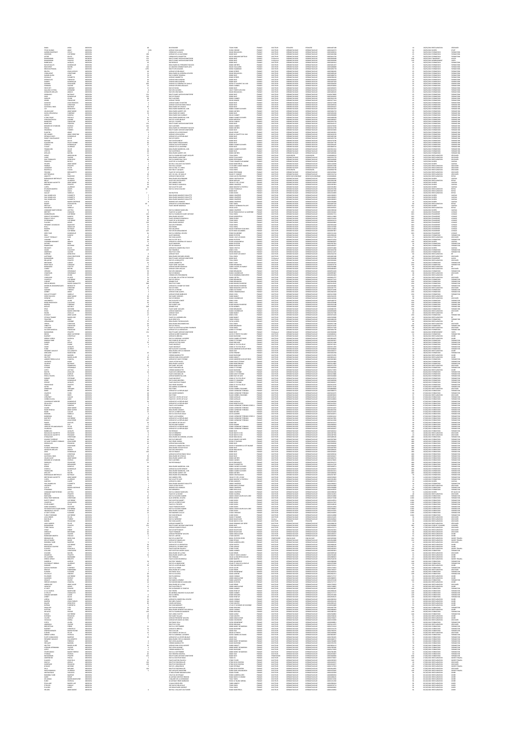